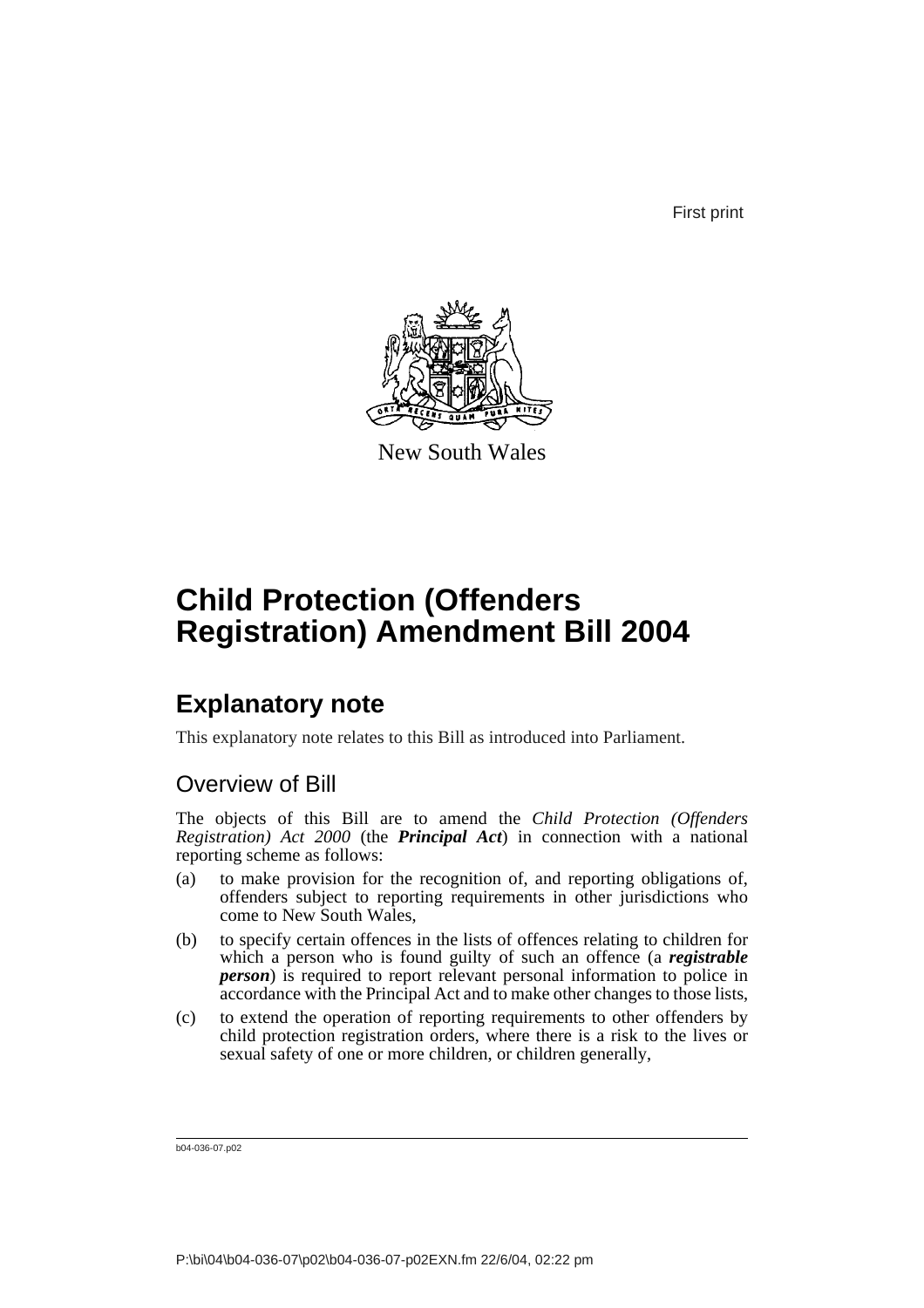First print

New South Wales

# Child Protection (Offenders Registration) Amendment Bill 2004

## Explanatory note

This explanatory note relates to this Bill as introduced into Parliament.

### Overview of Bill

The objects of this Bill are to amend the *Child Protection (Offenders Registration) Act 2000* (the ***Principal Act***) in connection with a national reporting scheme as follows:

(a) to make provision for the recognition of, and reporting obligations of, offenders subject to reporting requirements in other jurisdictions who come to New South Wales,

(b) to specify certain offences in the lists of offences relating to children for which a person who is found guilty of such an offence (a ***registrable person***) is required to report relevant personal information to police in accordance with the Principal Act and to make other changes to those lists,

(c) to extend the operation of reporting requirements to other offenders by child protection registration orders, where there is a risk to the lives or sexual safety of one or more children, or children generally,

b04-036-07.p02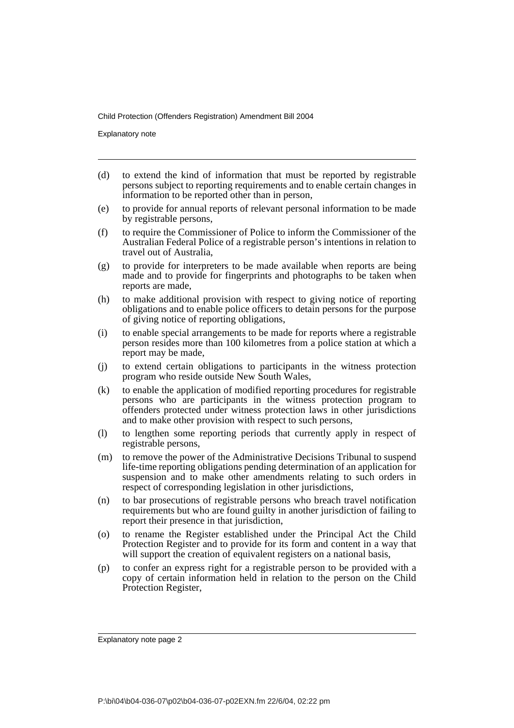(d) to extend the kind of information that must be reported by registrable persons subject to reporting requirements and to enable certain changes in information to be reported other than in person,

(e) to provide for annual reports of relevant personal information to be made by registrable persons,

(f) to require the Commissioner of Police to inform the Commissioner of the Australian Federal Police of a registrable person's intentions in relation to travel out of Australia,

(g) to provide for interpreters to be made available when reports are being made and to provide for fingerprints and photographs to be taken when reports are made,

(h) to make additional provision with respect to giving notice of reporting obligations and to enable police officers to detain persons for the purpose of giving notice of reporting obligations,

(i) to enable special arrangements to be made for reports where a registrable person resides more than 100 kilometres from a police station at which a report may be made,

(j) to extend certain obligations to participants in the witness protection program who reside outside New South Wales,

(k) to enable the application of modified reporting procedures for registrable persons who are participants in the witness protection program to offenders protected under witness protection laws in other jurisdictions and to make other provision with respect to such persons,

(l) to lengthen some reporting periods that currently apply in respect of registrable persons,

(m) to remove the power of the Administrative Decisions Tribunal to suspend life-time reporting obligations pending determination of an application for suspension and to make other amendments relating to such orders in respect of corresponding legislation in other jurisdictions,

(n) to bar prosecutions of registrable persons who breach travel notification requirements but who are found guilty in another jurisdiction of failing to report their presence in that jurisdiction,

(o) to rename the Register established under the Principal Act the Child Protection Register and to provide for its form and content in a way that will support the creation of equivalent registers on a national basis,

(p) to confer an express right for a registrable person to be provided with a copy of certain information held in relation to the person on the Child Protection Register,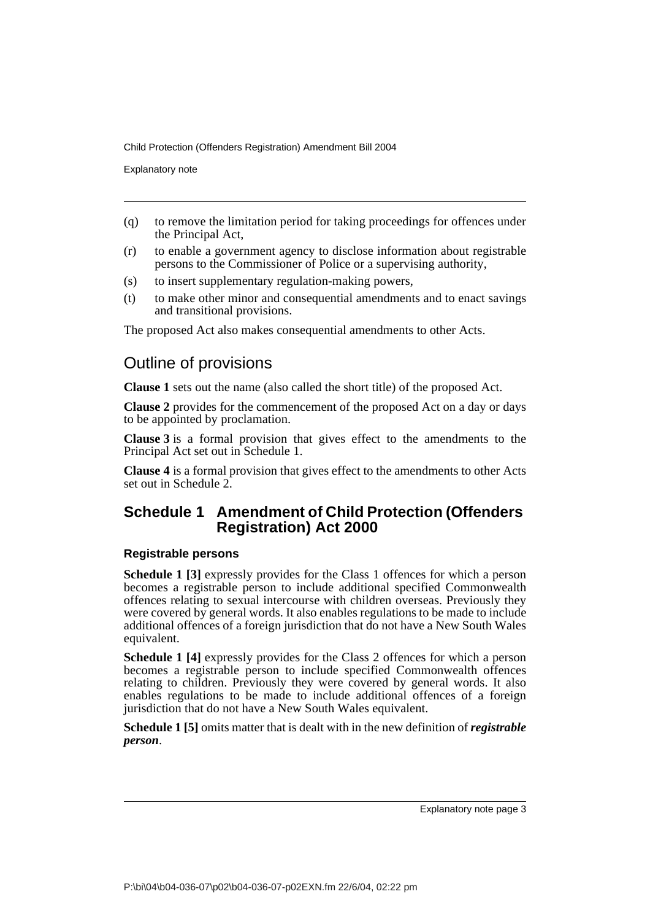(q) to remove the limitation period for taking proceedings for offences under the Principal Act,

(r) to enable a government agency to disclose information about registrable persons to the Commissioner of Police or a supervising authority,

(s) to insert supplementary regulation-making powers,

(t) to make other minor and consequential amendments and to enact savings and transitional provisions.

The proposed Act also makes consequential amendments to other Acts.

## Outline of provisions

**Clause 1** sets out the name (also called the short title) of the proposed Act.

**Clause 2** provides for the commencement of the proposed Act on a day or days to be appointed by proclamation.

**Clause 3** is a formal provision that gives effect to the amendments to the Principal Act set out in Schedule 1.

**Clause 4** is a formal provision that gives effect to the amendments to other Acts set out in Schedule 2.

## Schedule 1 Amendment of Child Protection (Offenders Registration) Act 2000

#### Registrable persons

**Schedule 1 [3]** expressly provides for the Class 1 offences for which a person becomes a registrable person to include additional specified Commonwealth offences relating to sexual intercourse with children overseas. Previously they were covered by general words. It also enables regulations to be made to include additional offences of a foreign jurisdiction that do not have a New South Wales equivalent.

**Schedule 1 [4]** expressly provides for the Class 2 offences for which a person becomes a registrable person to include specified Commonwealth offences relating to children. Previously they were covered by general words. It also enables regulations to be made to include additional offences of a foreign jurisdiction that do not have a New South Wales equivalent.

**Schedule 1 [5]** omits matter that is dealt with in the new definition of ***registrable person***.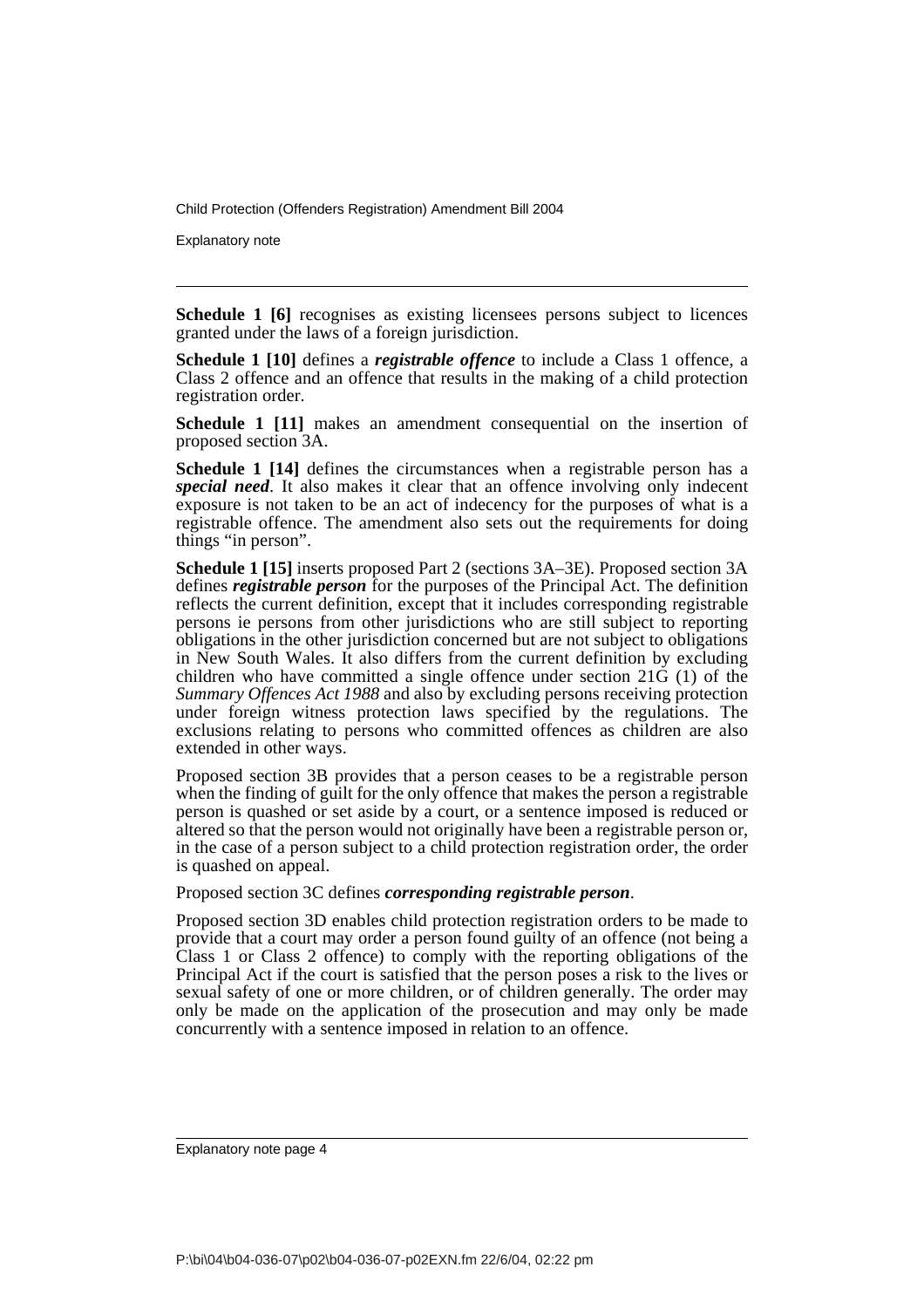**Schedule 1 [6]** recognises as existing licensees persons subject to licences granted under the laws of a foreign jurisdiction.

**Schedule 1 [10]** defines a ***registrable offence*** to include a Class 1 offence, a Class 2 offence and an offence that results in the making of a child protection registration order.

**Schedule 1 [11]** makes an amendment consequential on the insertion of proposed section 3A.

**Schedule 1 [14]** defines the circumstances when a registrable person has a ***special need***. It also makes it clear that an offence involving only indecent exposure is not taken to be an act of indecency for the purposes of what is a registrable offence. The amendment also sets out the requirements for doing things "in person".

**Schedule 1 [15]** inserts proposed Part 2 (sections 3A–3E). Proposed section 3A defines ***registrable person*** for the purposes of the Principal Act. The definition reflects the current definition, except that it includes corresponding registrable persons ie persons from other jurisdictions who are still subject to reporting obligations in the other jurisdiction concerned but are not subject to obligations in New South Wales. It also differs from the current definition by excluding children who have committed a single offence under section 21G (1) of the *Summary Offences Act 1988* and also by excluding persons receiving protection under foreign witness protection laws specified by the regulations. The exclusions relating to persons who committed offences as children are also extended in other ways.

Proposed section 3B provides that a person ceases to be a registrable person when the finding of guilt for the only offence that makes the person a registrable person is quashed or set aside by a court, or a sentence imposed is reduced or altered so that the person would not originally have been a registrable person or, in the case of a person subject to a child protection registration order, the order is quashed on appeal.

Proposed section 3C defines ***corresponding registrable person***.

Proposed section 3D enables child protection registration orders to be made to provide that a court may order a person found guilty of an offence (not being a Class 1 or Class 2 offence) to comply with the reporting obligations of the Principal Act if the court is satisfied that the person poses a risk to the lives or sexual safety of one or more children, or of children generally. The order may only be made on the application of the prosecution and may only be made concurrently with a sentence imposed in relation to an offence.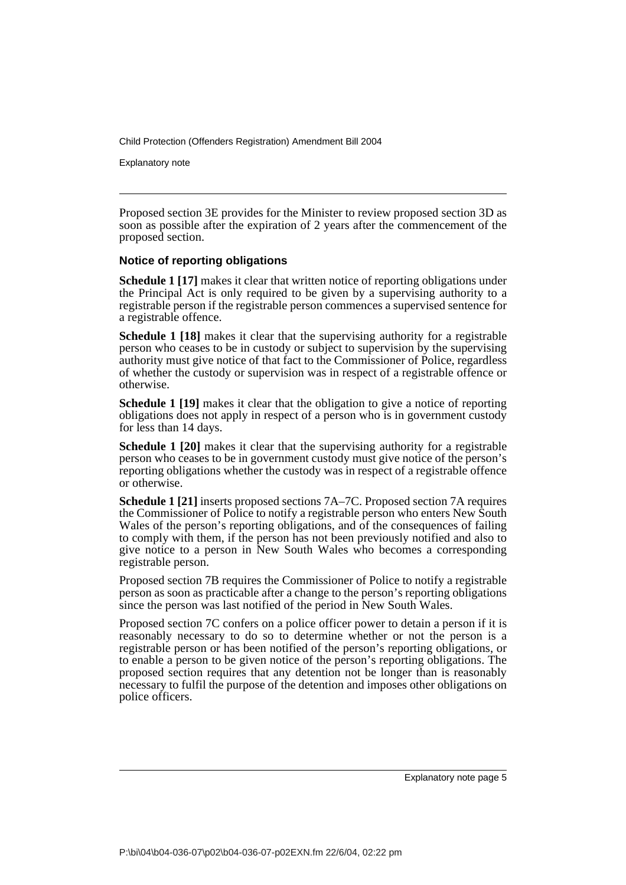Proposed section 3E provides for the Minister to review proposed section 3D as soon as possible after the expiration of 2 years after the commencement of the proposed section.

### Notice of reporting obligations

**Schedule 1 [17]** makes it clear that written notice of reporting obligations under the Principal Act is only required to be given by a supervising authority to a registrable person if the registrable person commences a supervised sentence for a registrable offence.

**Schedule 1 [18]** makes it clear that the supervising authority for a registrable person who ceases to be in custody or subject to supervision by the supervising authority must give notice of that fact to the Commissioner of Police, regardless of whether the custody or supervision was in respect of a registrable offence or otherwise.

**Schedule 1 [19]** makes it clear that the obligation to give a notice of reporting obligations does not apply in respect of a person who is in government custody for less than 14 days.

**Schedule 1 [20]** makes it clear that the supervising authority for a registrable person who ceases to be in government custody must give notice of the person's reporting obligations whether the custody was in respect of a registrable offence or otherwise.

**Schedule 1 [21]** inserts proposed sections 7A–7C. Proposed section 7A requires the Commissioner of Police to notify a registrable person who enters New South Wales of the person's reporting obligations, and of the consequences of failing to comply with them, if the person has not been previously notified and also to give notice to a person in New South Wales who becomes a corresponding registrable person.

Proposed section 7B requires the Commissioner of Police to notify a registrable person as soon as practicable after a change to the person's reporting obligations since the person was last notified of the period in New South Wales.

Proposed section 7C confers on a police officer power to detain a person if it is reasonably necessary to do so to determine whether or not the person is a registrable person or has been notified of the person's reporting obligations, or to enable a person to be given notice of the person's reporting obligations. The proposed section requires that any detention not be longer than is reasonably necessary to fulfil the purpose of the detention and imposes other obligations on police officers.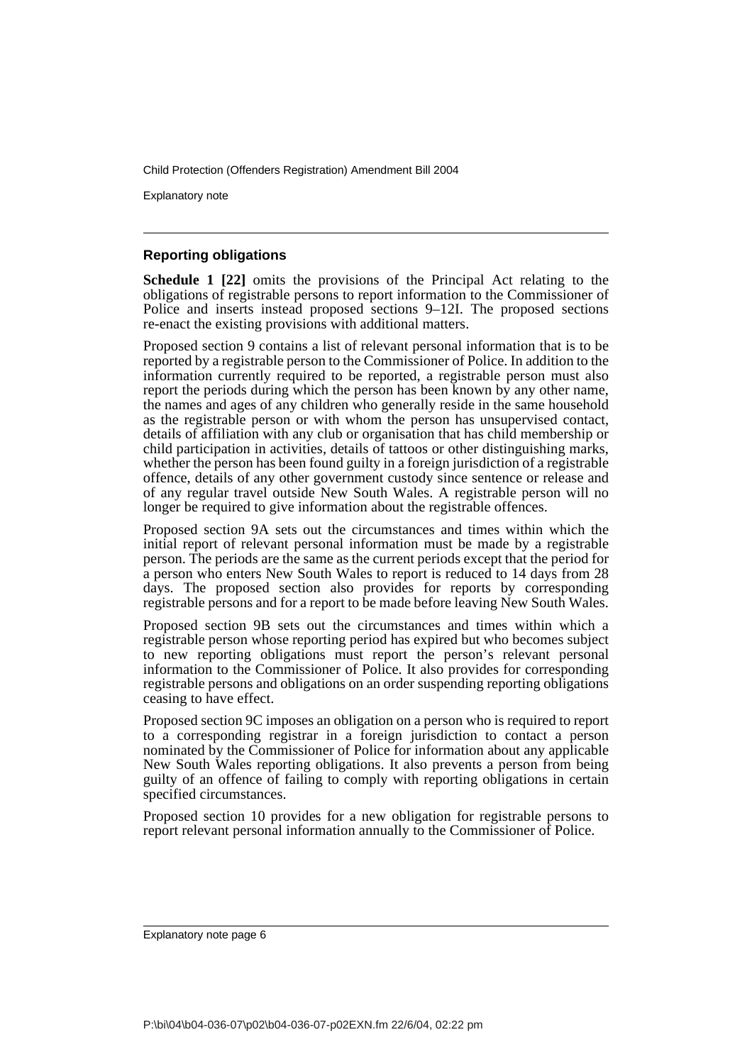### Reporting obligations

**Schedule 1 [22]** omits the provisions of the Principal Act relating to the obligations of registrable persons to report information to the Commissioner of Police and inserts instead proposed sections 9–12I. The proposed sections re-enact the existing provisions with additional matters.

Proposed section 9 contains a list of relevant personal information that is to be reported by a registrable person to the Commissioner of Police. In addition to the information currently required to be reported, a registrable person must also report the periods during which the person has been known by any other name, the names and ages of any children who generally reside in the same household as the registrable person or with whom the person has unsupervised contact, details of affiliation with any club or organisation that has child membership or child participation in activities, details of tattoos or other distinguishing marks, whether the person has been found guilty in a foreign jurisdiction of a registrable offence, details of any other government custody since sentence or release and of any regular travel outside New South Wales. A registrable person will no longer be required to give information about the registrable offences.

Proposed section 9A sets out the circumstances and times within which the initial report of relevant personal information must be made by a registrable person. The periods are the same as the current periods except that the period for a person who enters New South Wales to report is reduced to 14 days from 28 days. The proposed section also provides for reports by corresponding registrable persons and for a report to be made before leaving New South Wales.

Proposed section 9B sets out the circumstances and times within which a registrable person whose reporting period has expired but who becomes subject to new reporting obligations must report the person's relevant personal information to the Commissioner of Police. It also provides for corresponding registrable persons and obligations on an order suspending reporting obligations ceasing to have effect.

Proposed section 9C imposes an obligation on a person who is required to report to a corresponding registrar in a foreign jurisdiction to contact a person nominated by the Commissioner of Police for information about any applicable New South Wales reporting obligations. It also prevents a person from being guilty of an offence of failing to comply with reporting obligations in certain specified circumstances.

Proposed section 10 provides for a new obligation for registrable persons to report relevant personal information annually to the Commissioner of Police.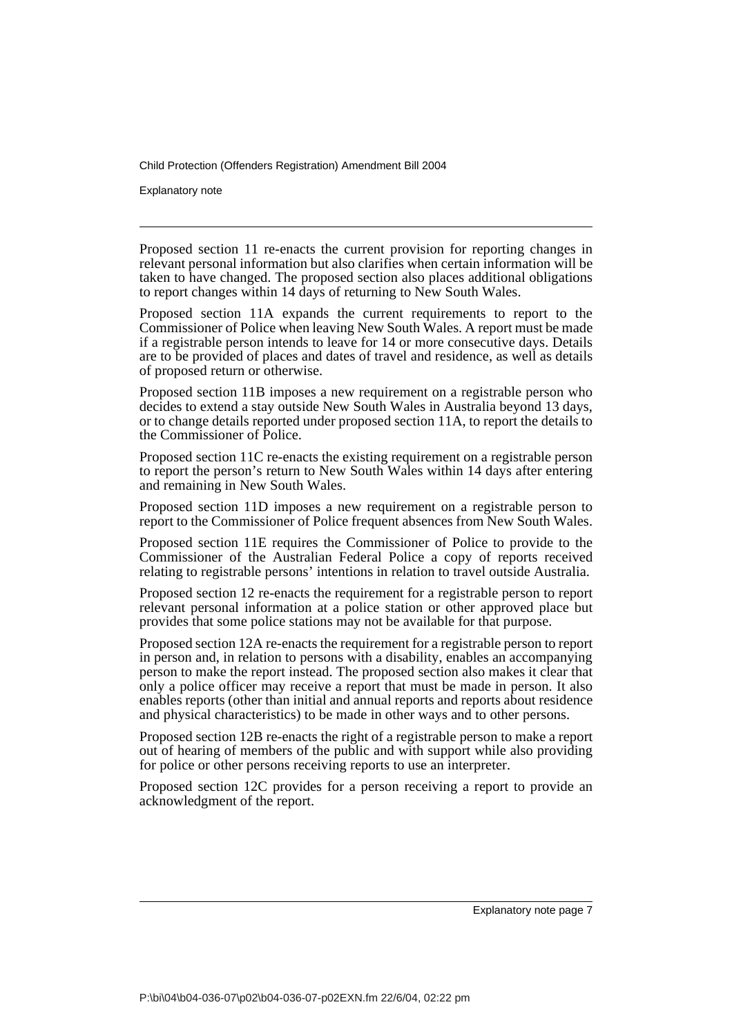Proposed section 11 re-enacts the current provision for reporting changes in relevant personal information but also clarifies when certain information will be taken to have changed. The proposed section also places additional obligations to report changes within 14 days of returning to New South Wales.

Proposed section 11A expands the current requirements to report to the Commissioner of Police when leaving New South Wales. A report must be made if a registrable person intends to leave for 14 or more consecutive days. Details are to be provided of places and dates of travel and residence, as well as details of proposed return or otherwise.

Proposed section 11B imposes a new requirement on a registrable person who decides to extend a stay outside New South Wales in Australia beyond 13 days, or to change details reported under proposed section 11A, to report the details to the Commissioner of Police.

Proposed section 11C re-enacts the existing requirement on a registrable person to report the person's return to New South Wales within 14 days after entering and remaining in New South Wales.

Proposed section 11D imposes a new requirement on a registrable person to report to the Commissioner of Police frequent absences from New South Wales.

Proposed section 11E requires the Commissioner of Police to provide to the Commissioner of the Australian Federal Police a copy of reports received relating to registrable persons' intentions in relation to travel outside Australia.

Proposed section 12 re-enacts the requirement for a registrable person to report relevant personal information at a police station or other approved place but provides that some police stations may not be available for that purpose.

Proposed section 12A re-enacts the requirement for a registrable person to report in person and, in relation to persons with a disability, enables an accompanying person to make the report instead. The proposed section also makes it clear that only a police officer may receive a report that must be made in person. It also enables reports (other than initial and annual reports and reports about residence and physical characteristics) to be made in other ways and to other persons.

Proposed section 12B re-enacts the right of a registrable person to make a report out of hearing of members of the public and with support while also providing for police or other persons receiving reports to use an interpreter.

Proposed section 12C provides for a person receiving a report to provide an acknowledgment of the report.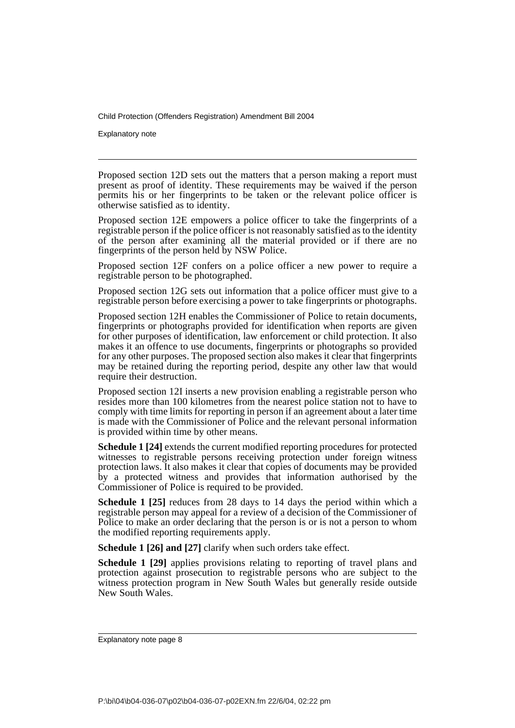Proposed section 12D sets out the matters that a person making a report must present as proof of identity. These requirements may be waived if the person permits his or her fingerprints to be taken or the relevant police officer is otherwise satisfied as to identity.

Proposed section 12E empowers a police officer to take the fingerprints of a registrable person if the police officer is not reasonably satisfied as to the identity of the person after examining all the material provided or if there are no fingerprints of the person held by NSW Police.

Proposed section 12F confers on a police officer a new power to require a registrable person to be photographed.

Proposed section 12G sets out information that a police officer must give to a registrable person before exercising a power to take fingerprints or photographs.

Proposed section 12H enables the Commissioner of Police to retain documents, fingerprints or photographs provided for identification when reports are given for other purposes of identification, law enforcement or child protection. It also makes it an offence to use documents, fingerprints or photographs so provided for any other purposes. The proposed section also makes it clear that fingerprints may be retained during the reporting period, despite any other law that would require their destruction.

Proposed section 12I inserts a new provision enabling a registrable person who resides more than 100 kilometres from the nearest police station not to have to comply with time limits for reporting in person if an agreement about a later time is made with the Commissioner of Police and the relevant personal information is provided within time by other means.

**Schedule 1 [24]** extends the current modified reporting procedures for protected witnesses to registrable persons receiving protection under foreign witness protection laws. It also makes it clear that copies of documents may be provided by a protected witness and provides that information authorised by the Commissioner of Police is required to be provided.

**Schedule 1 [25]** reduces from 28 days to 14 days the period within which a registrable person may appeal for a review of a decision of the Commissioner of Police to make an order declaring that the person is or is not a person to whom the modified reporting requirements apply.

**Schedule 1 [26] and [27]** clarify when such orders take effect.

**Schedule 1 [29]** applies provisions relating to reporting of travel plans and protection against prosecution to registrable persons who are subject to the witness protection program in New South Wales but generally reside outside New South Wales.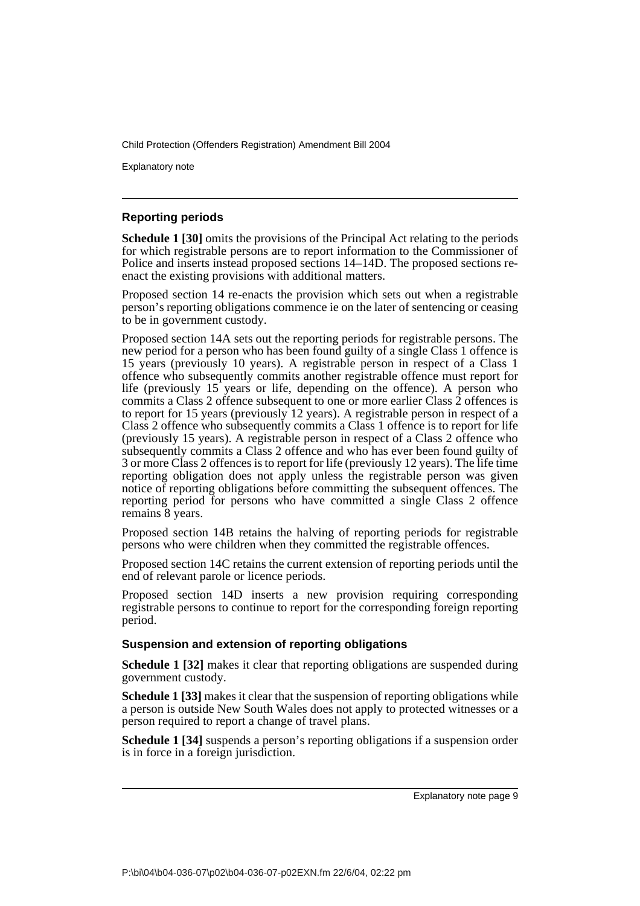### Reporting periods

**Schedule 1 [30]** omits the provisions of the Principal Act relating to the periods for which registrable persons are to report information to the Commissioner of Police and inserts instead proposed sections 14–14D. The proposed sections re-enact the existing provisions with additional matters.

Proposed section 14 re-enacts the provision which sets out when a registrable person's reporting obligations commence ie on the later of sentencing or ceasing to be in government custody.

Proposed section 14A sets out the reporting periods for registrable persons. The new period for a person who has been found guilty of a single Class 1 offence is 15 years (previously 10 years). A registrable person in respect of a Class 1 offence who subsequently commits another registrable offence must report for life (previously 15 years or life, depending on the offence). A person who commits a Class 2 offence subsequent to one or more earlier Class 2 offences is to report for 15 years (previously 12 years). A registrable person in respect of a Class 2 offence who subsequently commits a Class 1 offence is to report for life (previously 15 years). A registrable person in respect of a Class 2 offence who subsequently commits a Class 2 offence and who has ever been found guilty of 3 or more Class 2 offences is to report for life (previously 12 years). The life time reporting obligation does not apply unless the registrable person was given notice of reporting obligations before committing the subsequent offences. The reporting period for persons who have committed a single Class 2 offence remains 8 years.

Proposed section 14B retains the halving of reporting periods for registrable persons who were children when they committed the registrable offences.

Proposed section 14C retains the current extension of reporting periods until the end of relevant parole or licence periods.

Proposed section 14D inserts a new provision requiring corresponding registrable persons to continue to report for the corresponding foreign reporting period.

### Suspension and extension of reporting obligations

**Schedule 1 [32]** makes it clear that reporting obligations are suspended during government custody.

**Schedule 1 [33]** makes it clear that the suspension of reporting obligations while a person is outside New South Wales does not apply to protected witnesses or a person required to report a change of travel plans.

**Schedule 1 [34]** suspends a person's reporting obligations if a suspension order is in force in a foreign jurisdiction.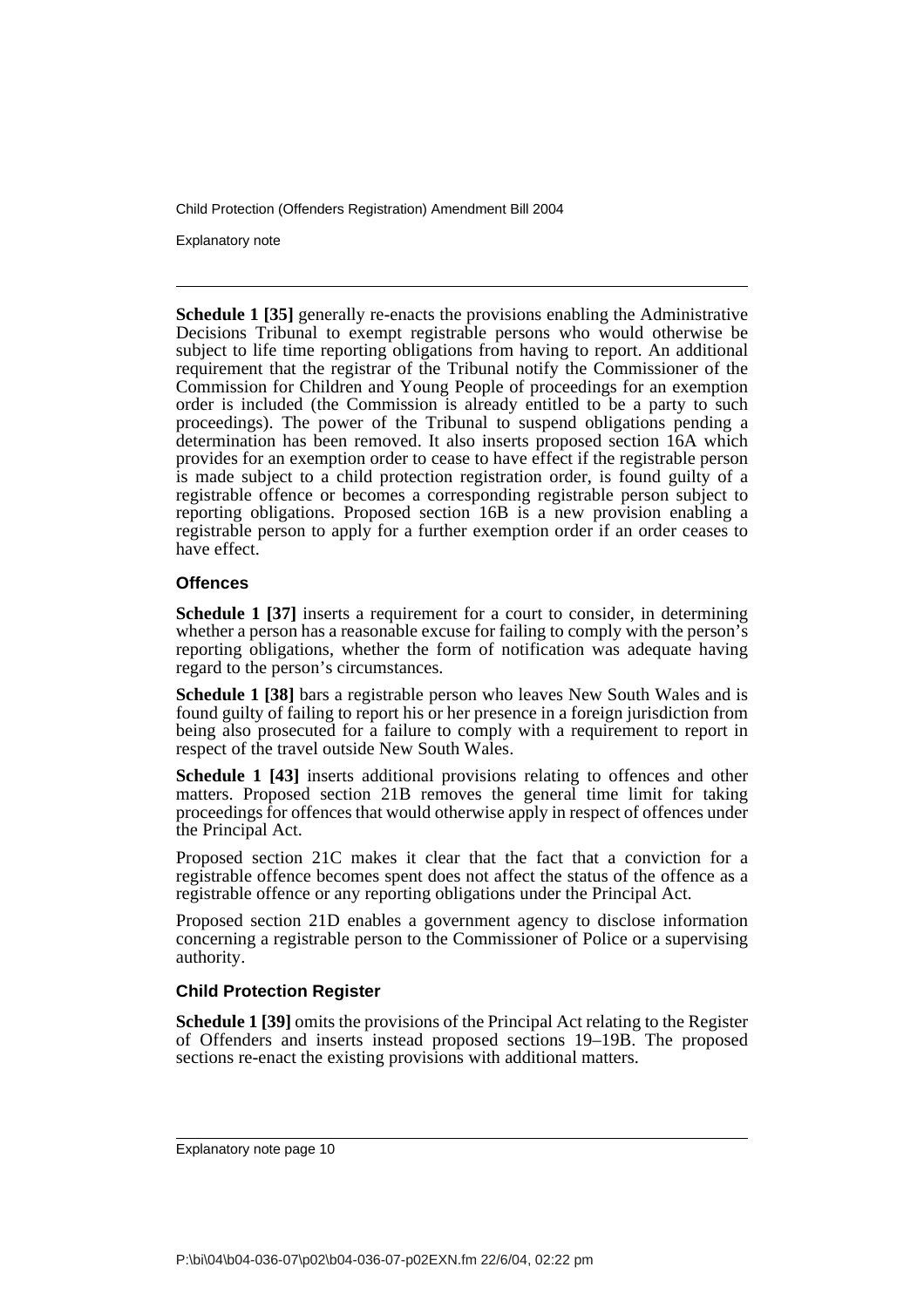**Schedule 1 [35]** generally re-enacts the provisions enabling the Administrative Decisions Tribunal to exempt registrable persons who would otherwise be subject to life time reporting obligations from having to report. An additional requirement that the registrar of the Tribunal notify the Commissioner of the Commission for Children and Young People of proceedings for an exemption order is included (the Commission is already entitled to be a party to such proceedings). The power of the Tribunal to suspend obligations pending a determination has been removed. It also inserts proposed section 16A which provides for an exemption order to cease to have effect if the registrable person is made subject to a child protection registration order, is found guilty of a registrable offence or becomes a corresponding registrable person subject to reporting obligations. Proposed section 16B is a new provision enabling a registrable person to apply for a further exemption order if an order ceases to have effect.

### Offences

**Schedule 1 [37]** inserts a requirement for a court to consider, in determining whether a person has a reasonable excuse for failing to comply with the person's reporting obligations, whether the form of notification was adequate having regard to the person's circumstances.

**Schedule 1 [38]** bars a registrable person who leaves New South Wales and is found guilty of failing to report his or her presence in a foreign jurisdiction from being also prosecuted for a failure to comply with a requirement to report in respect of the travel outside New South Wales.

**Schedule 1 [43]** inserts additional provisions relating to offences and other matters. Proposed section 21B removes the general time limit for taking proceedings for offences that would otherwise apply in respect of offences under the Principal Act.

Proposed section 21C makes it clear that the fact that a conviction for a registrable offence becomes spent does not affect the status of the offence as a registrable offence or any reporting obligations under the Principal Act.

Proposed section 21D enables a government agency to disclose information concerning a registrable person to the Commissioner of Police or a supervising authority.

### Child Protection Register

**Schedule 1 [39]** omits the provisions of the Principal Act relating to the Register of Offenders and inserts instead proposed sections 19–19B. The proposed sections re-enact the existing provisions with additional matters.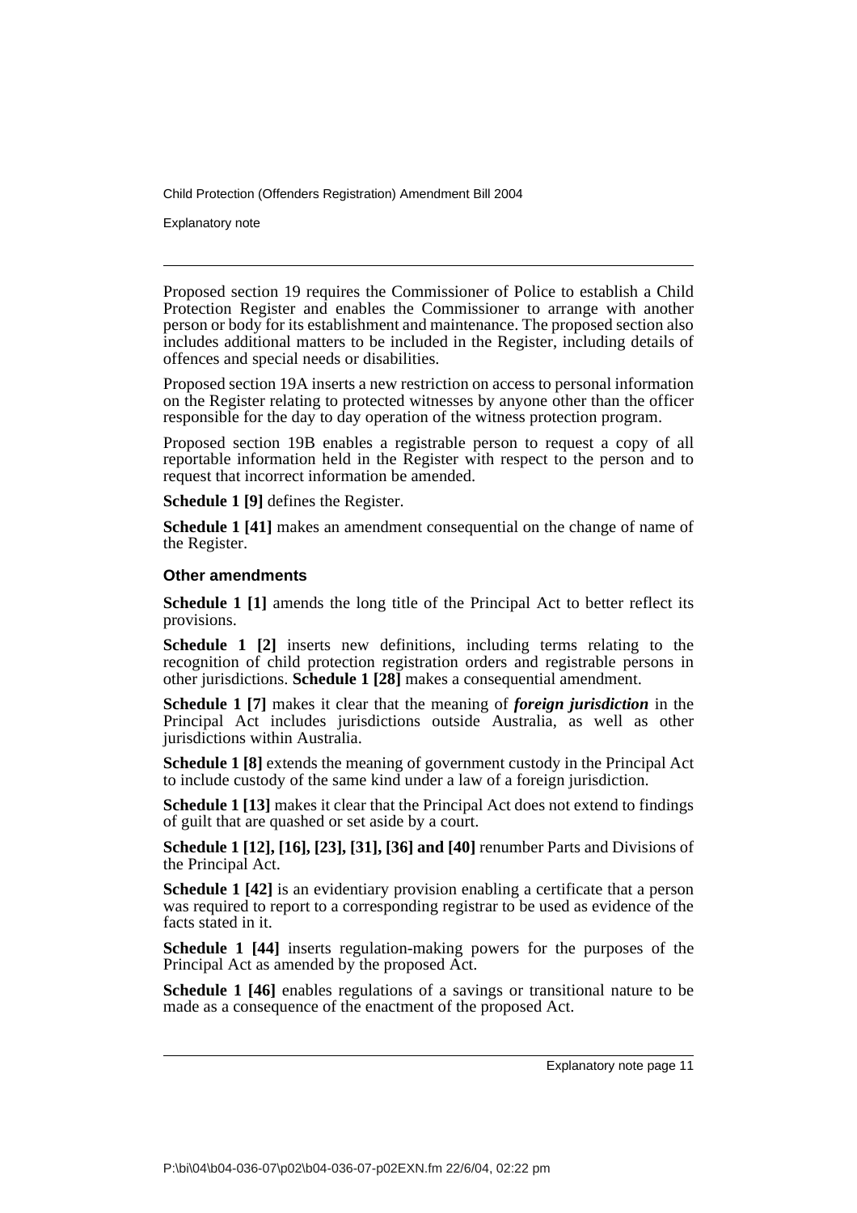Proposed section 19 requires the Commissioner of Police to establish a Child Protection Register and enables the Commissioner to arrange with another person or body for its establishment and maintenance. The proposed section also includes additional matters to be included in the Register, including details of offences and special needs or disabilities.

Proposed section 19A inserts a new restriction on access to personal information on the Register relating to protected witnesses by anyone other than the officer responsible for the day to day operation of the witness protection program.

Proposed section 19B enables a registrable person to request a copy of all reportable information held in the Register with respect to the person and to request that incorrect information be amended.

**Schedule 1 [9]** defines the Register.

**Schedule 1 [41]** makes an amendment consequential on the change of name of the Register.

### Other amendments

**Schedule 1 [1]** amends the long title of the Principal Act to better reflect its provisions.

**Schedule 1 [2]** inserts new definitions, including terms relating to the recognition of child protection registration orders and registrable persons in other jurisdictions. **Schedule 1 [28]** makes a consequential amendment.

**Schedule 1 [7]** makes it clear that the meaning of ***foreign jurisdiction*** in the Principal Act includes jurisdictions outside Australia, as well as other jurisdictions within Australia.

**Schedule 1 [8]** extends the meaning of government custody in the Principal Act to include custody of the same kind under a law of a foreign jurisdiction.

**Schedule 1 [13]** makes it clear that the Principal Act does not extend to findings of guilt that are quashed or set aside by a court.

**Schedule 1 [12], [16], [23], [31], [36] and [40]** renumber Parts and Divisions of the Principal Act.

**Schedule 1 [42]** is an evidentiary provision enabling a certificate that a person was required to report to a corresponding registrar to be used as evidence of the facts stated in it.

**Schedule 1 [44]** inserts regulation-making powers for the purposes of the Principal Act as amended by the proposed Act.

**Schedule 1 [46]** enables regulations of a savings or transitional nature to be made as a consequence of the enactment of the proposed Act.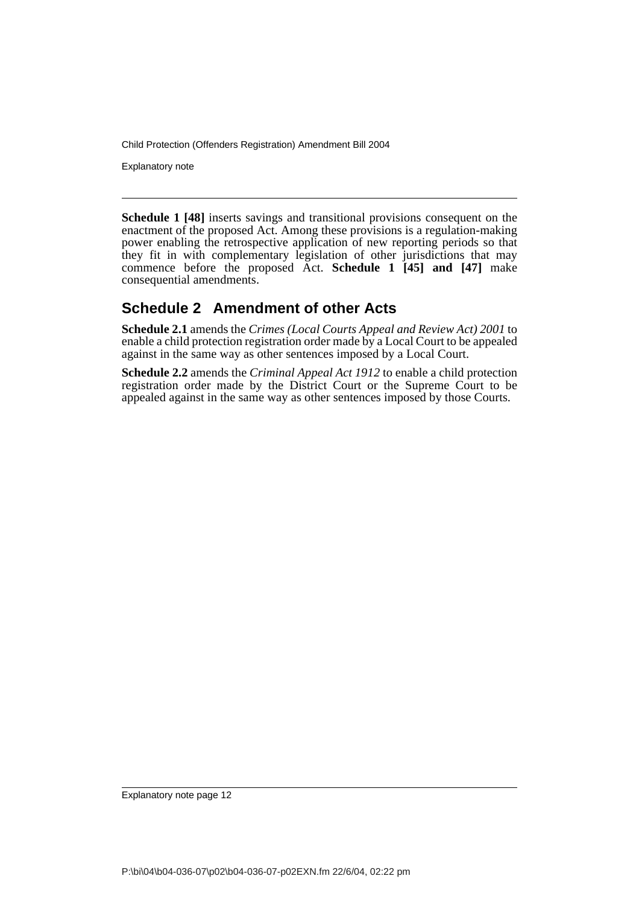**Schedule 1 [48]** inserts savings and transitional provisions consequent on the enactment of the proposed Act. Among these provisions is a regulation-making power enabling the retrospective application of new reporting periods so that they fit in with complementary legislation of other jurisdictions that may commence before the proposed Act. **Schedule 1 [45] and [47]** make consequential amendments.

## Schedule 2 Amendment of other Acts

**Schedule 2.1** amends the *Crimes (Local Courts Appeal and Review Act) 2001* to enable a child protection registration order made by a Local Court to be appealed against in the same way as other sentences imposed by a Local Court.

**Schedule 2.2** amends the *Criminal Appeal Act 1912* to enable a child protection registration order made by the District Court or the Supreme Court to be appealed against in the same way as other sentences imposed by those Courts.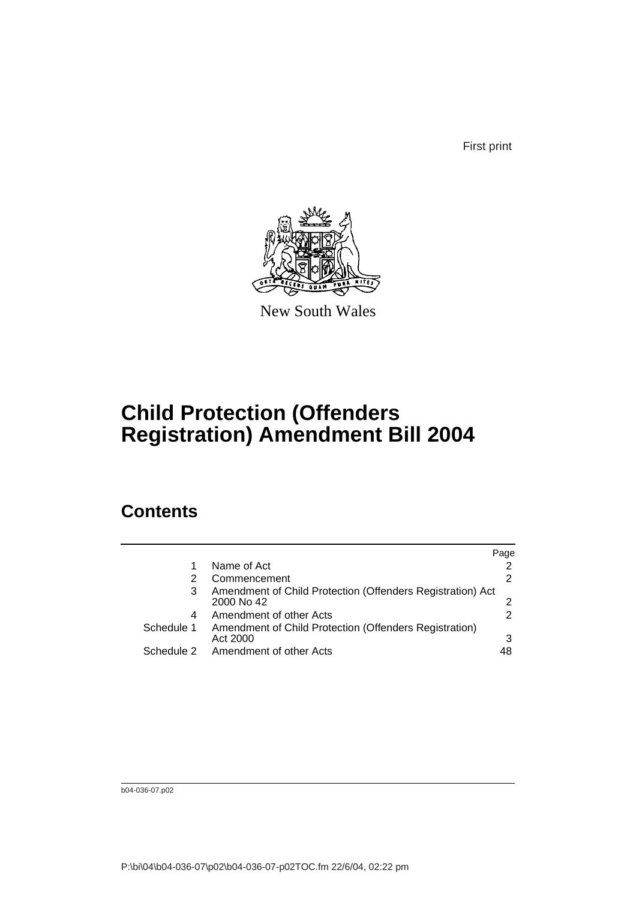First print

New South Wales

# Child Protection (Offenders Registration) Amendment Bill 2004

## Contents

| | | Page |
|---|---|---|
| 1 | Name of Act | 2 |
| 2 | Commencement | 2 |
| 3 | Amendment of Child Protection (Offenders Registration) Act 2000 No 42 | 2 |
| 4 | Amendment of other Acts | 2 |
| Schedule 1 | Amendment of Child Protection (Offenders Registration) Act 2000 | 3 |
| Schedule 2 | Amendment of other Acts | 48 |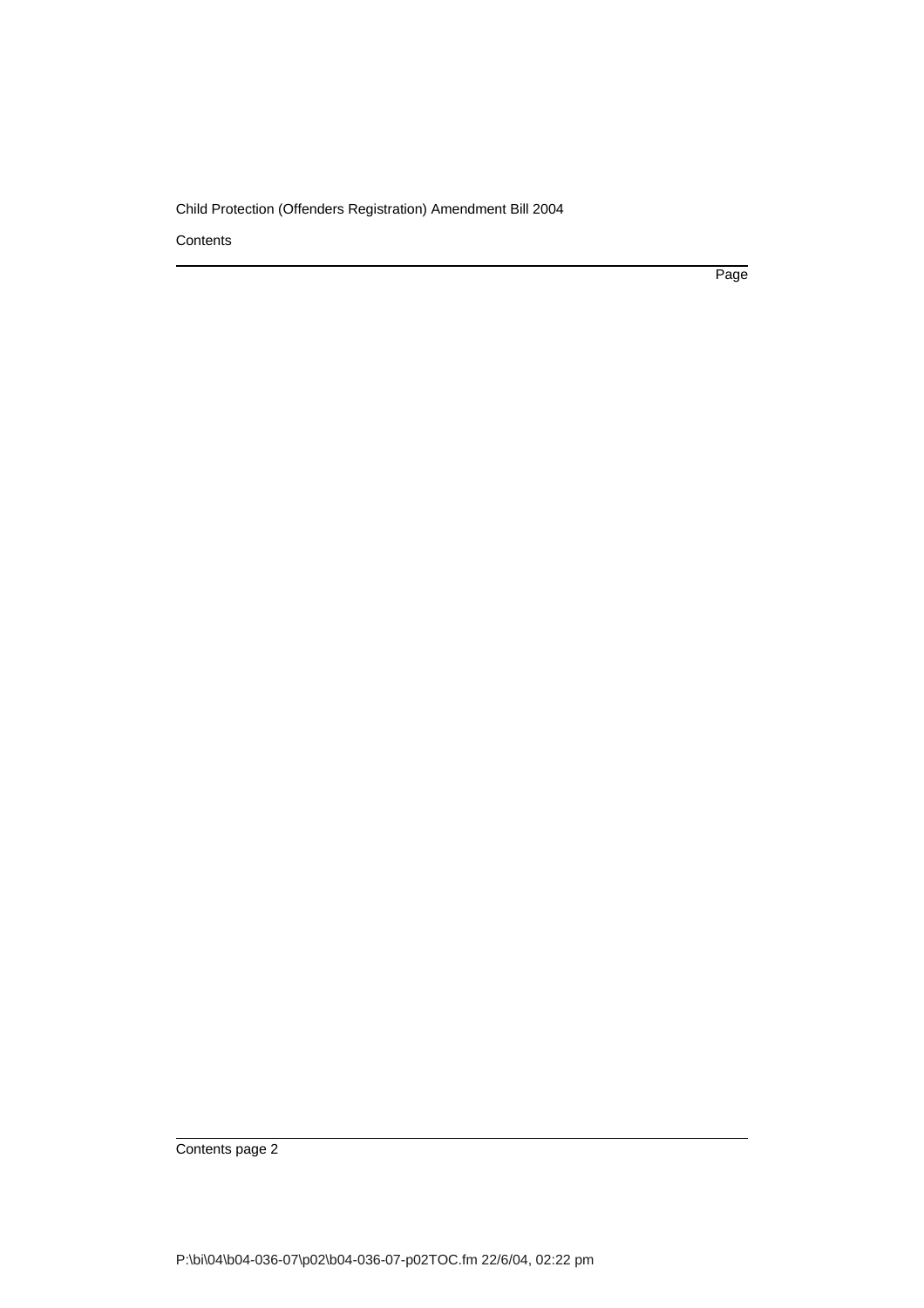Contents

Page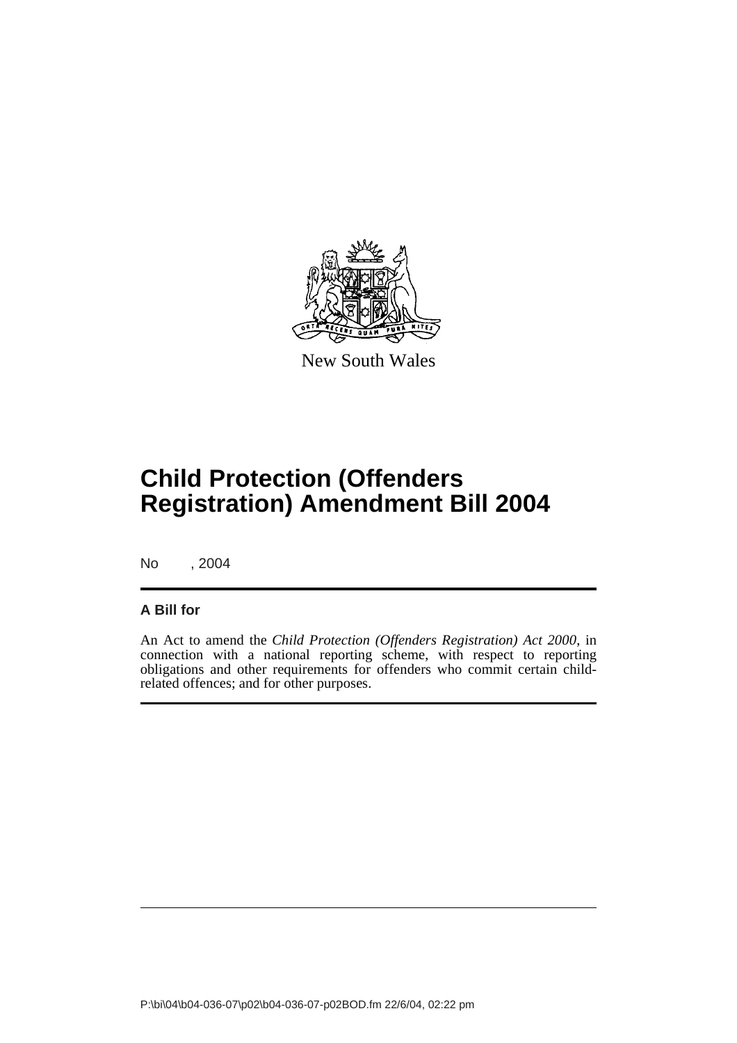New South Wales

# Child Protection (Offenders Registration) Amendment Bill 2004

No , 2004

## A Bill for

An Act to amend the *Child Protection (Offenders Registration) Act 2000*, in connection with a national reporting scheme, with respect to reporting obligations and other requirements for offenders who commit certain child-related offences; and for other purposes.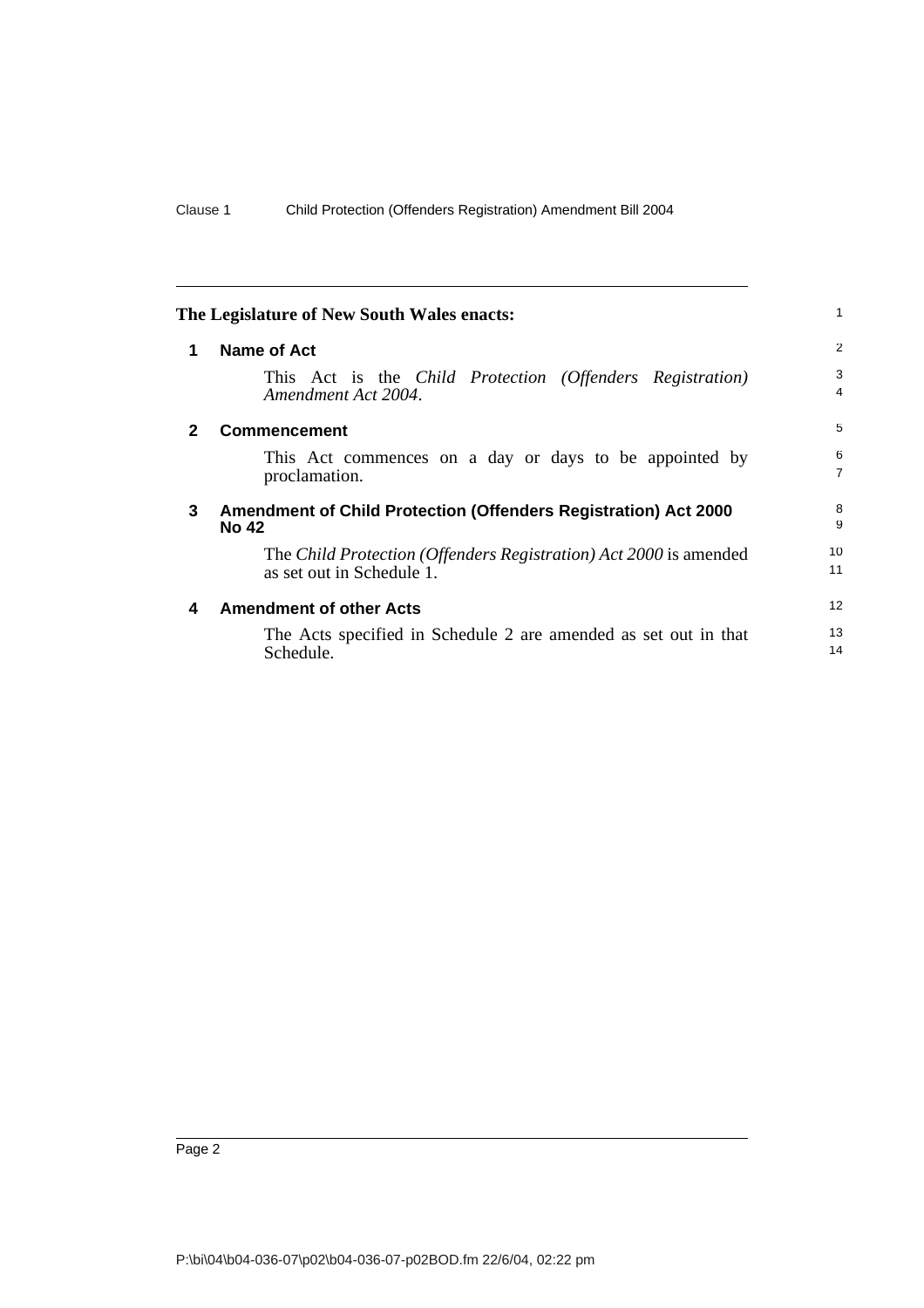The Legislature of New South Wales enacts:

## 1 Name of Act

This Act is the *Child Protection (Offenders Registration) Amendment Act 2004*.

## 2 Commencement

This Act commences on a day or days to be appointed by proclamation.

## 3 Amendment of Child Protection (Offenders Registration) Act 2000 No 42

The *Child Protection (Offenders Registration) Act 2000* is amended as set out in Schedule 1.

## 4 Amendment of other Acts

The Acts specified in Schedule 2 are amended as set out in that Schedule.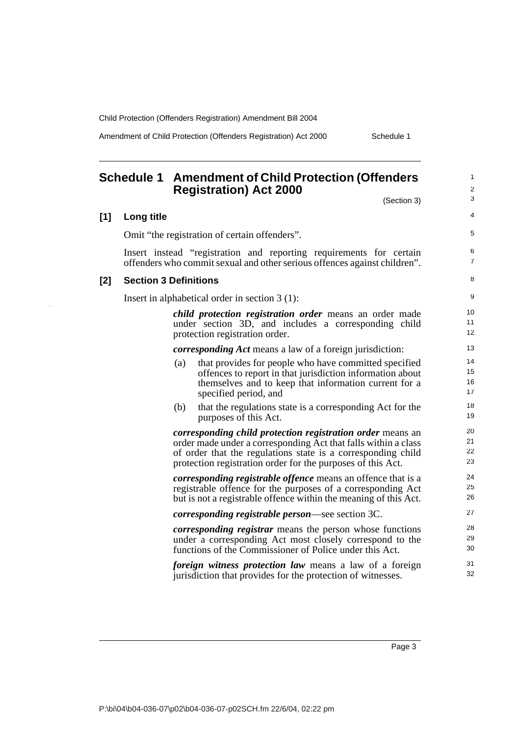# Schedule 1 Amendment of Child Protection (Offenders Registration) Act 2000

(Section 3)

## [1] Long title

Omit "the registration of certain offenders".

Insert instead "registration and reporting requirements for certain offenders who commit sexual and other serious offences against children".

## [2] Section 3 Definitions

Insert in alphabetical order in section 3 (1):

> ***child protection registration order*** means an order made under section 3D, and includes a corresponding child protection registration order.
>
> ***corresponding Act*** means a law of a foreign jurisdiction:
>
> (a) that provides for people who have committed specified offences to report in that jurisdiction information about themselves and to keep that information current for a specified period, and
>
> (b) that the regulations state is a corresponding Act for the purposes of this Act.
>
> ***corresponding child protection registration order*** means an order made under a corresponding Act that falls within a class of order that the regulations state is a corresponding child protection registration order for the purposes of this Act.
>
> ***corresponding registrable offence*** means an offence that is a registrable offence for the purposes of a corresponding Act but is not a registrable offence within the meaning of this Act.
>
> ***corresponding registrable person***—see section 3C.
>
> ***corresponding registrar*** means the person whose functions under a corresponding Act most closely correspond to the functions of the Commissioner of Police under this Act.
>
> ***foreign witness protection law*** means a law of a foreign jurisdiction that provides for the protection of witnesses.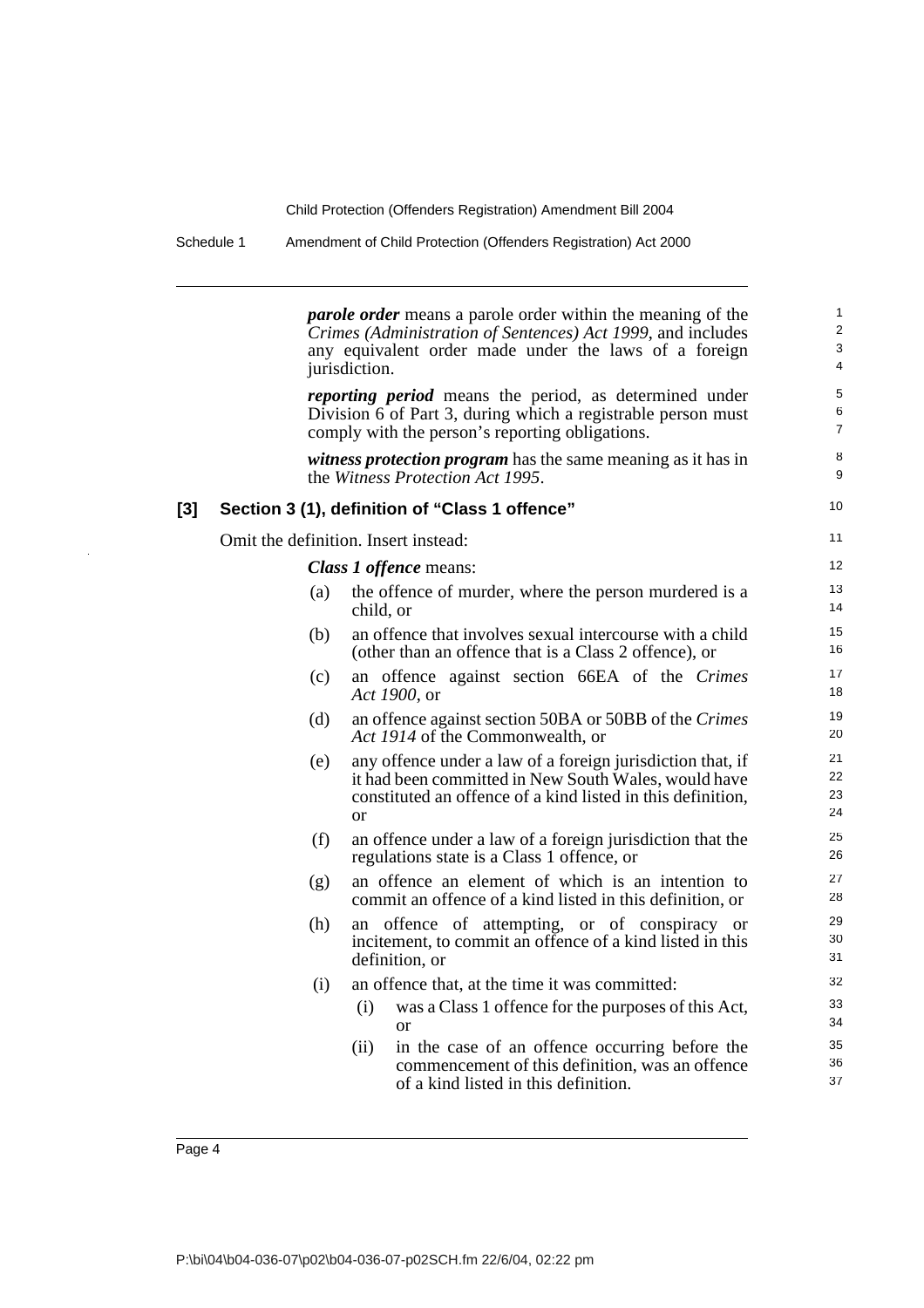***parole order*** means a parole order within the meaning of the *Crimes (Administration of Sentences) Act 1999*, and includes any equivalent order made under the laws of a foreign jurisdiction.

***reporting period*** means the period, as determined under Division 6 of Part 3, during which a registrable person must comply with the person's reporting obligations.

***witness protection program*** has the same meaning as it has in the *Witness Protection Act 1995*.

### [3] Section 3 (1), definition of "Class 1 offence"

Omit the definition. Insert instead:

***Class 1 offence*** means:

(a) the offence of murder, where the person murdered is a child, or

(b) an offence that involves sexual intercourse with a child (other than an offence that is a Class 2 offence), or

(c) an offence against section 66EA of the *Crimes Act 1900*, or

(d) an offence against section 50BA or 50BB of the *Crimes Act 1914* of the Commonwealth, or

(e) any offence under a law of a foreign jurisdiction that, if it had been committed in New South Wales, would have constituted an offence of a kind listed in this definition, or

(f) an offence under a law of a foreign jurisdiction that the regulations state is a Class 1 offence, or

(g) an offence an element of which is an intention to commit an offence of a kind listed in this definition, or

(h) an offence of attempting, or of conspiracy or incitement, to commit an offence of a kind listed in this definition, or

(i) an offence that, at the time it was committed:

 (i) was a Class 1 offence for the purposes of this Act, or

 (ii) in the case of an offence occurring before the commencement of this definition, was an offence of a kind listed in this definition.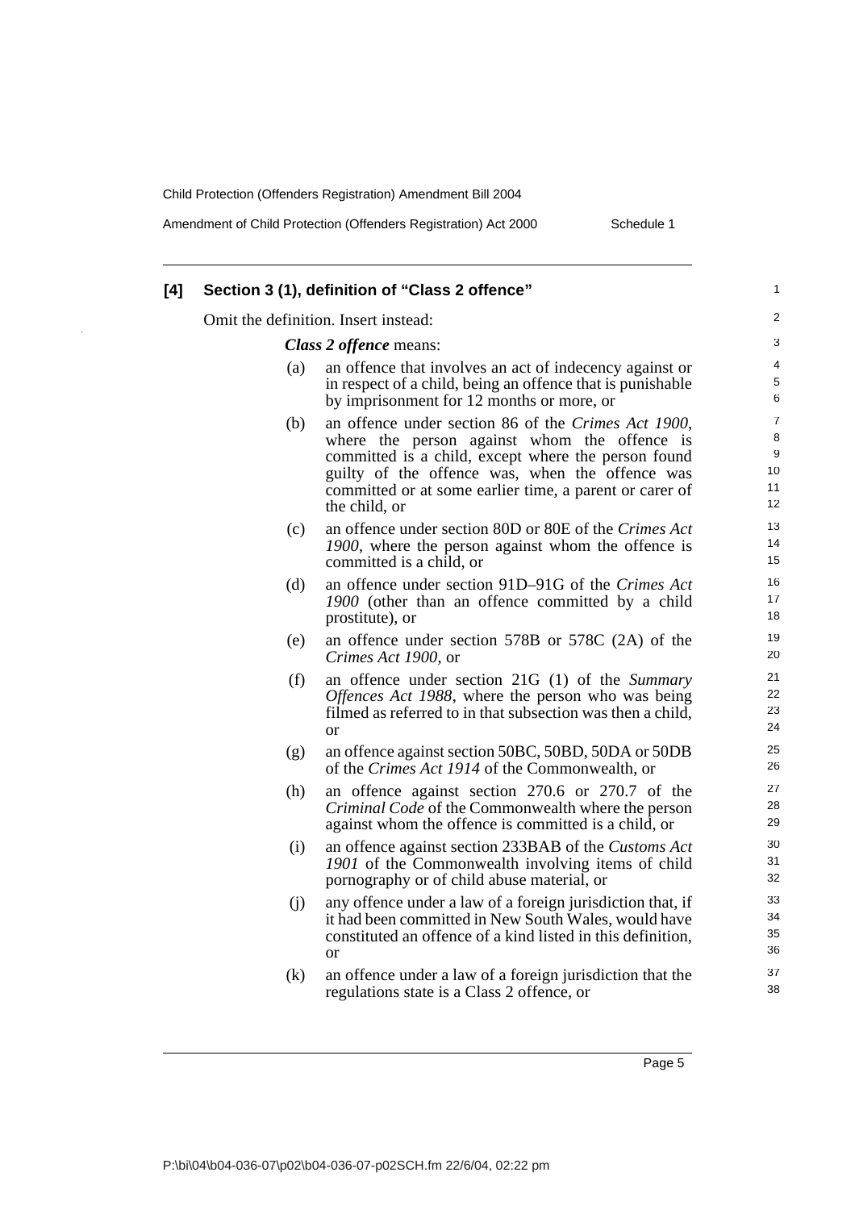**[4] Section 3 (1), definition of "Class 2 offence"**

Omit the definition. Insert instead:

***Class 2 offence*** means:

(a) an offence that involves an act of indecency against or in respect of a child, being an offence that is punishable by imprisonment for 12 months or more, or

(b) an offence under section 86 of the *Crimes Act 1900*, where the person against whom the offence is committed is a child, except where the person found guilty of the offence was, when the offence was committed or at some earlier time, a parent or carer of the child, or

(c) an offence under section 80D or 80E of the *Crimes Act 1900*, where the person against whom the offence is committed is a child, or

(d) an offence under section 91D–91G of the *Crimes Act 1900* (other than an offence committed by a child prostitute), or

(e) an offence under section 578B or 578C (2A) of the *Crimes Act 1900*, or

(f) an offence under section 21G (1) of the *Summary Offences Act 1988*, where the person who was being filmed as referred to in that subsection was then a child, or

(g) an offence against section 50BC, 50BD, 50DA or 50DB of the *Crimes Act 1914* of the Commonwealth, or

(h) an offence against section 270.6 or 270.7 of the *Criminal Code* of the Commonwealth where the person against whom the offence is committed is a child, or

(i) an offence against section 233BAB of the *Customs Act 1901* of the Commonwealth involving items of child pornography or of child abuse material, or

(j) any offence under a law of a foreign jurisdiction that, if it had been committed in New South Wales, would have constituted an offence of a kind listed in this definition, or

(k) an offence under a law of a foreign jurisdiction that the regulations state is a Class 2 offence, or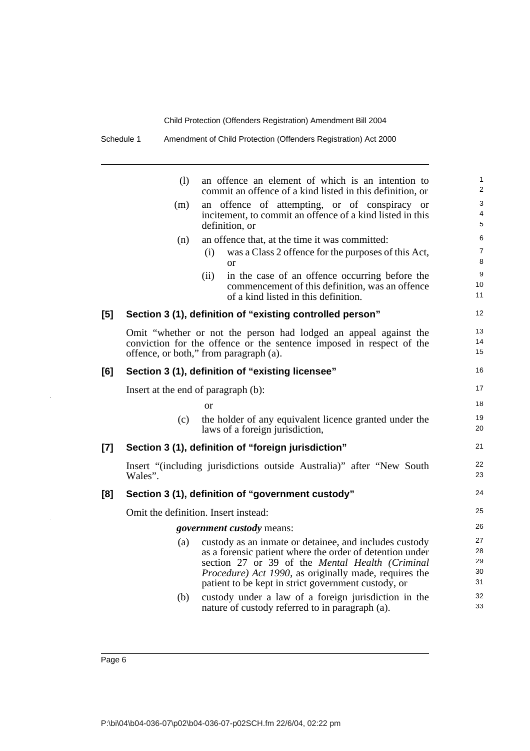(l) an offence an element of which is an intention to commit an offence of a kind listed in this definition, or

(m) an offence of attempting, or of conspiracy or incitement, to commit an offence of a kind listed in this definition, or

(n) an offence that, at the time it was committed:

(i) was a Class 2 offence for the purposes of this Act, or

(ii) in the case of an offence occurring before the commencement of this definition, was an offence of a kind listed in this definition.

### [5] Section 3 (1), definition of "existing controlled person"

Omit "whether or not the person had lodged an appeal against the conviction for the offence or the sentence imposed in respect of the offence, or both," from paragraph (a).

### [6] Section 3 (1), definition of "existing licensee"

Insert at the end of paragraph (b):

or

(c) the holder of any equivalent licence granted under the laws of a foreign jurisdiction,

### [7] Section 3 (1), definition of "foreign jurisdiction"

Insert "(including jurisdictions outside Australia)" after "New South Wales".

### [8] Section 3 (1), definition of "government custody"

Omit the definition. Insert instead:

***government custody*** means:

(a) custody as an inmate or detainee, and includes custody as a forensic patient where the order of detention under section 27 or 39 of the *Mental Health (Criminal Procedure) Act 1990*, as originally made, requires the patient to be kept in strict government custody, or

(b) custody under a law of a foreign jurisdiction in the nature of custody referred to in paragraph (a).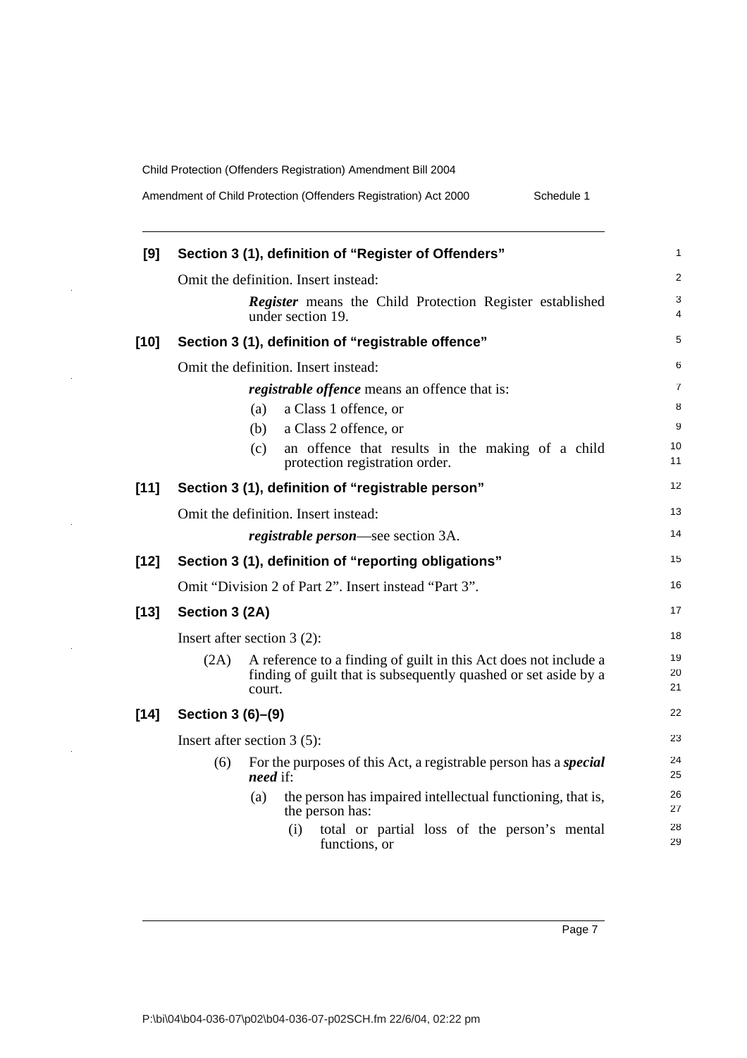**[9] Section 3 (1), definition of "Register of Offenders"**

Omit the definition. Insert instead:

> ***Register*** means the Child Protection Register established under section 19.

**[10] Section 3 (1), definition of "registrable offence"**

Omit the definition. Insert instead:

> ***registrable offence*** means an offence that is:
>
> (a) a Class 1 offence, or
>
> (b) a Class 2 offence, or
>
> (c) an offence that results in the making of a child protection registration order.

**[11] Section 3 (1), definition of "registrable person"**

Omit the definition. Insert instead:

> ***registrable person***—see section 3A.

**[12] Section 3 (1), definition of "reporting obligations"**

Omit "Division 2 of Part 2". Insert instead "Part 3".

**[13] Section 3 (2A)**

Insert after section 3 (2):

> (2A) A reference to a finding of guilt in this Act does not include a finding of guilt that is subsequently quashed or set aside by a court.

**[14] Section 3 (6)–(9)**

Insert after section 3 (5):

> (6) For the purposes of this Act, a registrable person has a ***special need*** if:
>
> (a) the person has impaired intellectual functioning, that is, the person has:
>
> (i) total or partial loss of the person's mental functions, or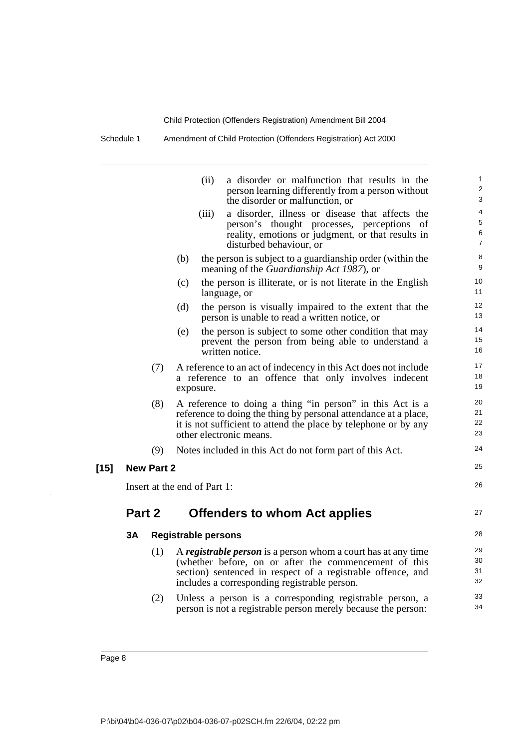(ii) a disorder or malfunction that results in the person learning differently from a person without the disorder or malfunction, or

(iii) a disorder, illness or disease that affects the person's thought processes, perceptions of reality, emotions or judgment, or that results in disturbed behaviour, or

(b) the person is subject to a guardianship order (within the meaning of the *Guardianship Act 1987*), or

(c) the person is illiterate, or is not literate in the English language, or

(d) the person is visually impaired to the extent that the person is unable to read a written notice, or

(e) the person is subject to some other condition that may prevent the person from being able to understand a written notice.

(7) A reference to an act of indecency in this Act does not include a reference to an offence that only involves indecent exposure.

(8) A reference to doing a thing "in person" in this Act is a reference to doing the thing by personal attendance at a place, it is not sufficient to attend the place by telephone or by any other electronic means.

(9) Notes included in this Act do not form part of this Act.

**[15] New Part 2**

Insert at the end of Part 1:

## Part 2 Offenders to whom Act applies

### 3A Registrable persons

(1) A ***registrable person*** is a person whom a court has at any time (whether before, on or after the commencement of this section) sentenced in respect of a registrable offence, and includes a corresponding registrable person.

(2) Unless a person is a corresponding registrable person, a person is not a registrable person merely because the person: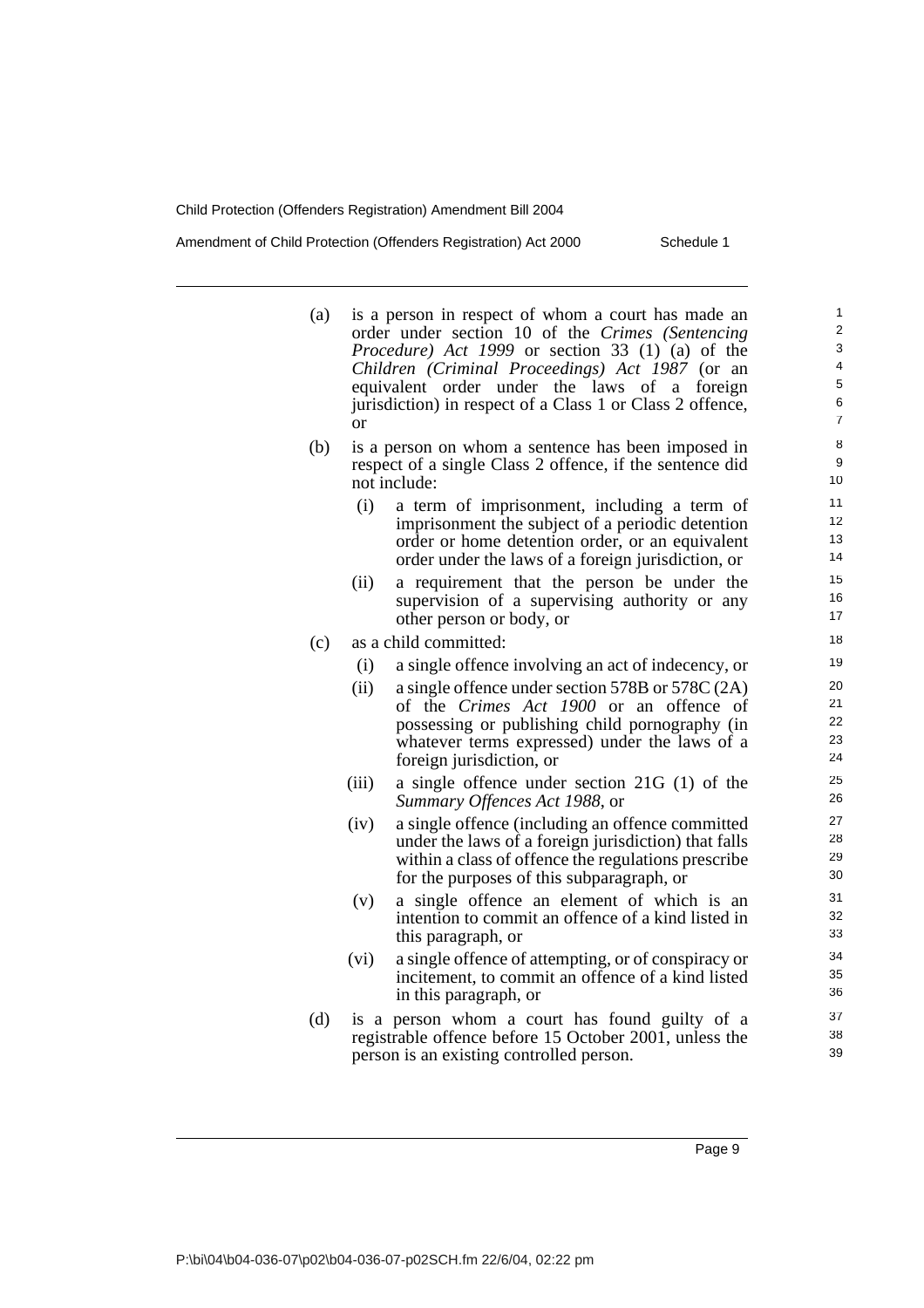(a) is a person in respect of whom a court has made an order under section 10 of the *Crimes (Sentencing Procedure) Act 1999* or section 33 (1) (a) of the *Children (Criminal Proceedings) Act 1987* (or an equivalent order under the laws of a foreign jurisdiction) in respect of a Class 1 or Class 2 offence, or

(b) is a person on whom a sentence has been imposed in respect of a single Class 2 offence, if the sentence did not include:

   (i) a term of imprisonment, including a term of imprisonment the subject of a periodic detention order or home detention order, or an equivalent order under the laws of a foreign jurisdiction, or

   (ii) a requirement that the person be under the supervision of a supervising authority or any other person or body, or

(c) as a child committed:

   (i) a single offence involving an act of indecency, or

   (ii) a single offence under section 578B or 578C (2A) of the *Crimes Act 1900* or an offence of possessing or publishing child pornography (in whatever terms expressed) under the laws of a foreign jurisdiction, or

   (iii) a single offence under section 21G (1) of the *Summary Offences Act 1988*, or

   (iv) a single offence (including an offence committed under the laws of a foreign jurisdiction) that falls within a class of offence the regulations prescribe for the purposes of this subparagraph, or

   (v) a single offence an element of which is an intention to commit an offence of a kind listed in this paragraph, or

   (vi) a single offence of attempting, or of conspiracy or incitement, to commit an offence of a kind listed in this paragraph, or

(d) is a person whom a court has found guilty of a registrable offence before 15 October 2001, unless the person is an existing controlled person.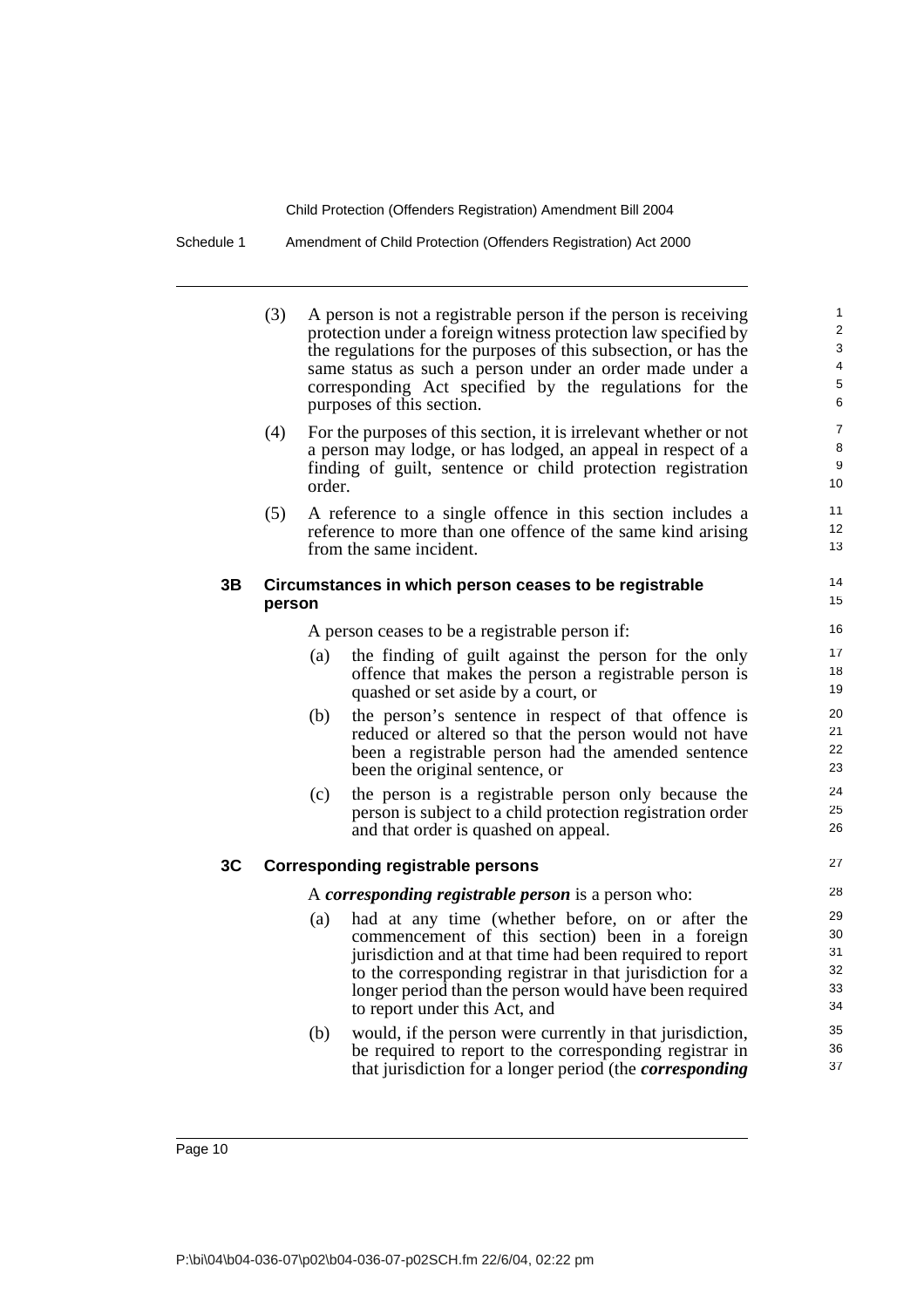(3) A person is not a registrable person if the person is receiving protection under a foreign witness protection law specified by the regulations for the purposes of this subsection, or has the same status as such a person under an order made under a corresponding Act specified by the regulations for the purposes of this section.

(4) For the purposes of this section, it is irrelevant whether or not a person may lodge, or has lodged, an appeal in respect of a finding of guilt, sentence or child protection registration order.

(5) A reference to a single offence in this section includes a reference to more than one offence of the same kind arising from the same incident.

### 3B Circumstances in which person ceases to be registrable person

A person ceases to be a registrable person if:

(a) the finding of guilt against the person for the only offence that makes the person a registrable person is quashed or set aside by a court, or

(b) the person's sentence in respect of that offence is reduced or altered so that the person would not have been a registrable person had the amended sentence been the original sentence, or

(c) the person is a registrable person only because the person is subject to a child protection registration order and that order is quashed on appeal.

### 3C Corresponding registrable persons

A ***corresponding registrable person*** is a person who:

(a) had at any time (whether before, on or after the commencement of this section) been in a foreign jurisdiction and at that time had been required to report to the corresponding registrar in that jurisdiction for a longer period than the person would have been required to report under this Act, and

(b) would, if the person were currently in that jurisdiction, be required to report to the corresponding registrar in that jurisdiction for a longer period (the ***corresponding***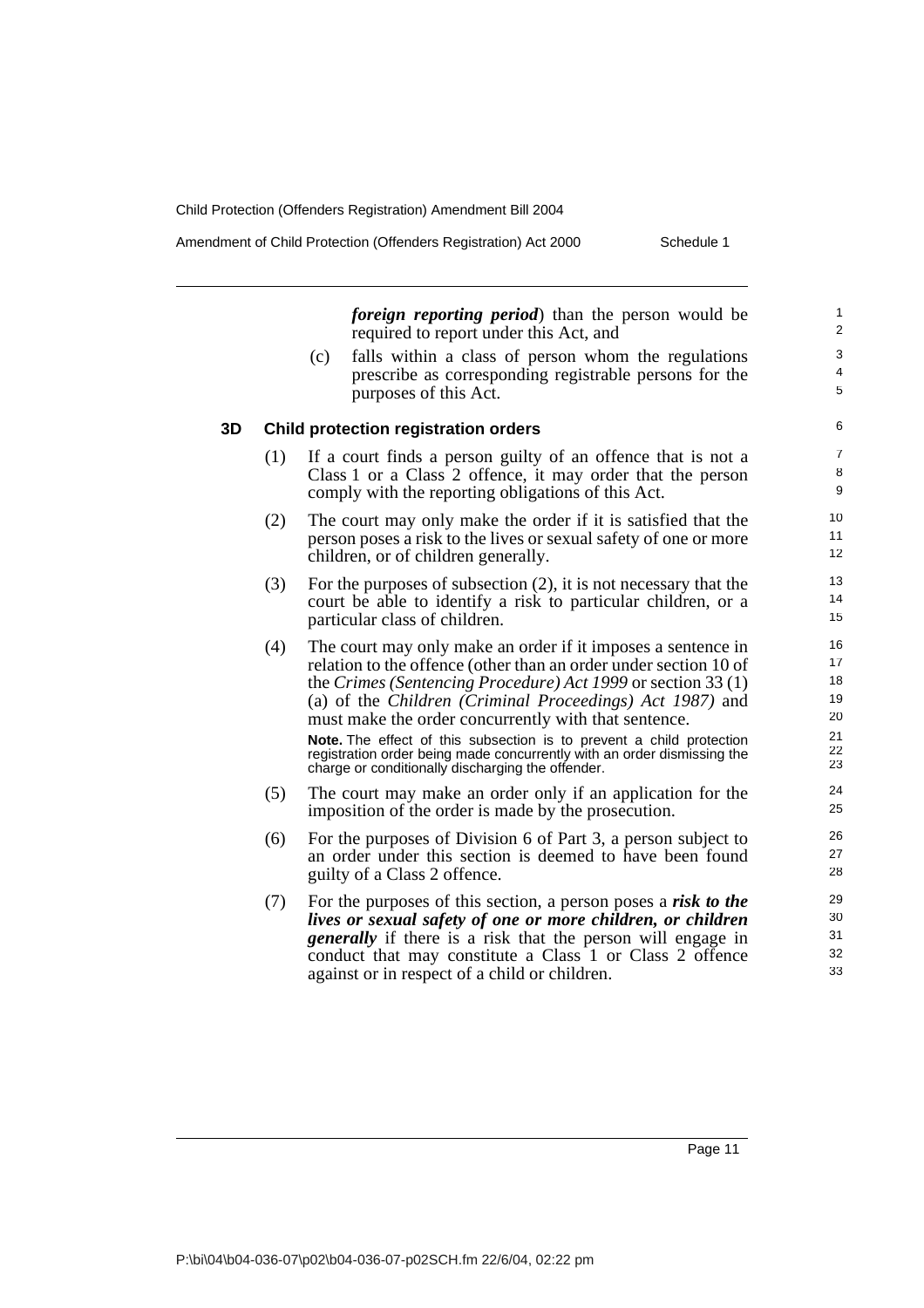***foreign reporting period***) than the person would be required to report under this Act, and

(c) falls within a class of person whom the regulations prescribe as corresponding registrable persons for the purposes of this Act.

### 3D Child protection registration orders

(1) If a court finds a person guilty of an offence that is not a Class 1 or a Class 2 offence, it may order that the person comply with the reporting obligations of this Act.

(2) The court may only make the order if it is satisfied that the person poses a risk to the lives or sexual safety of one or more children, or of children generally.

(3) For the purposes of subsection (2), it is not necessary that the court be able to identify a risk to particular children, or a particular class of children.

(4) The court may only make an order if it imposes a sentence in relation to the offence (other than an order under section 10 of the *Crimes (Sentencing Procedure) Act 1999* or section 33 (1) (a) of the *Children (Criminal Proceedings) Act 1987)* and must make the order concurrently with that sentence.

**Note.** The effect of this subsection is to prevent a child protection registration order being made concurrently with an order dismissing the charge or conditionally discharging the offender.

(5) The court may make an order only if an application for the imposition of the order is made by the prosecution.

(6) For the purposes of Division 6 of Part 3, a person subject to an order under this section is deemed to have been found guilty of a Class 2 offence.

(7) For the purposes of this section, a person poses a ***risk to the lives or sexual safety of one or more children, or children generally*** if there is a risk that the person will engage in conduct that may constitute a Class 1 or Class 2 offence against or in respect of a child or children.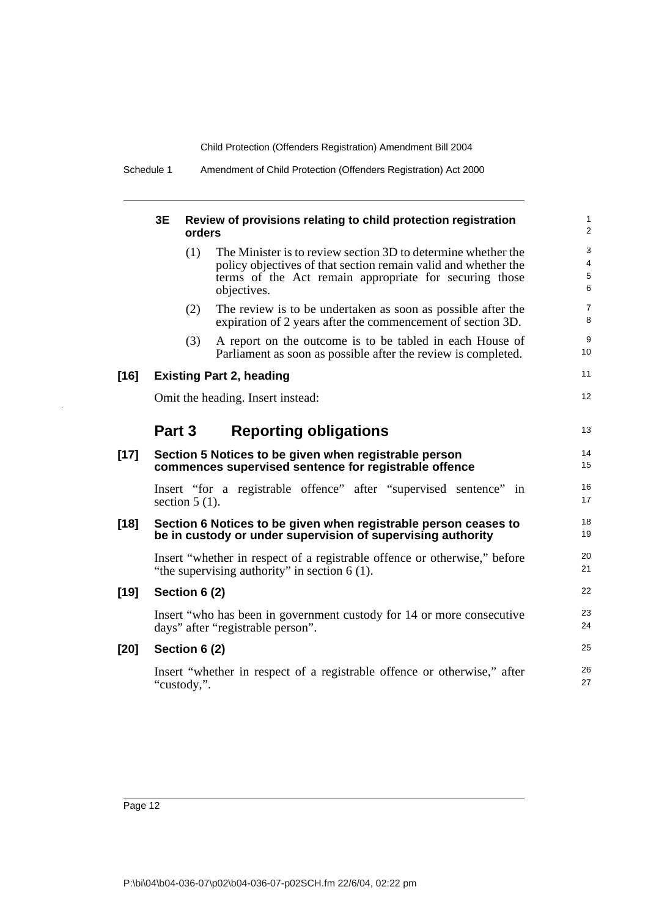#### 3E Review of provisions relating to child protection registration orders

(1) The Minister is to review section 3D to determine whether the policy objectives of that section remain valid and whether the terms of the Act remain appropriate for securing those objectives.

(2) The review is to be undertaken as soon as possible after the expiration of 2 years after the commencement of section 3D.

(3) A report on the outcome is to be tabled in each House of Parliament as soon as possible after the review is completed.

### [16] Existing Part 2, heading

Omit the heading. Insert instead:

## Part 3 Reporting obligations

### [17] Section 5 Notices to be given when registrable person commences supervised sentence for registrable offence

Insert "for a registrable offence" after "supervised sentence" in section 5 (1).

### [18] Section 6 Notices to be given when registrable person ceases to be in custody or under supervision of supervising authority

Insert "whether in respect of a registrable offence or otherwise," before "the supervising authority" in section 6 (1).

### [19] Section 6 (2)

Insert "who has been in government custody for 14 or more consecutive days" after "registrable person".

### [20] Section 6 (2)

Insert "whether in respect of a registrable offence or otherwise," after "custody,".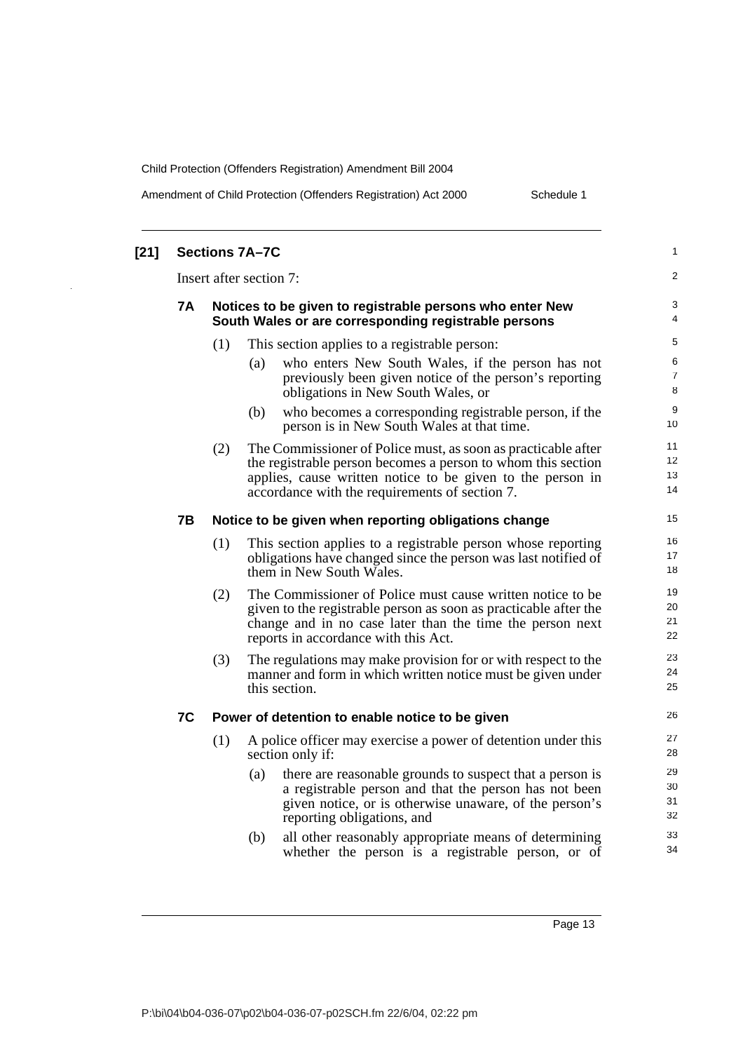**[21] Sections 7A–7C**

Insert after section 7:

### 7A Notices to be given to registrable persons who enter New South Wales or are corresponding registrable persons

(1) This section applies to a registrable person:

(a) who enters New South Wales, if the person has not previously been given notice of the person's reporting obligations in New South Wales, or

(b) who becomes a corresponding registrable person, if the person is in New South Wales at that time.

(2) The Commissioner of Police must, as soon as practicable after the registrable person becomes a person to whom this section applies, cause written notice to be given to the person in accordance with the requirements of section 7.

### 7B Notice to be given when reporting obligations change

(1) This section applies to a registrable person whose reporting obligations have changed since the person was last notified of them in New South Wales.

(2) The Commissioner of Police must cause written notice to be given to the registrable person as soon as practicable after the change and in no case later than the time the person next reports in accordance with this Act.

(3) The regulations may make provision for or with respect to the manner and form in which written notice must be given under this section.

### 7C Power of detention to enable notice to be given

(1) A police officer may exercise a power of detention under this section only if:

(a) there are reasonable grounds to suspect that a person is a registrable person and that the person has not been given notice, or is otherwise unaware, of the person's reporting obligations, and

(b) all other reasonably appropriate means of determining whether the person is a registrable person, or of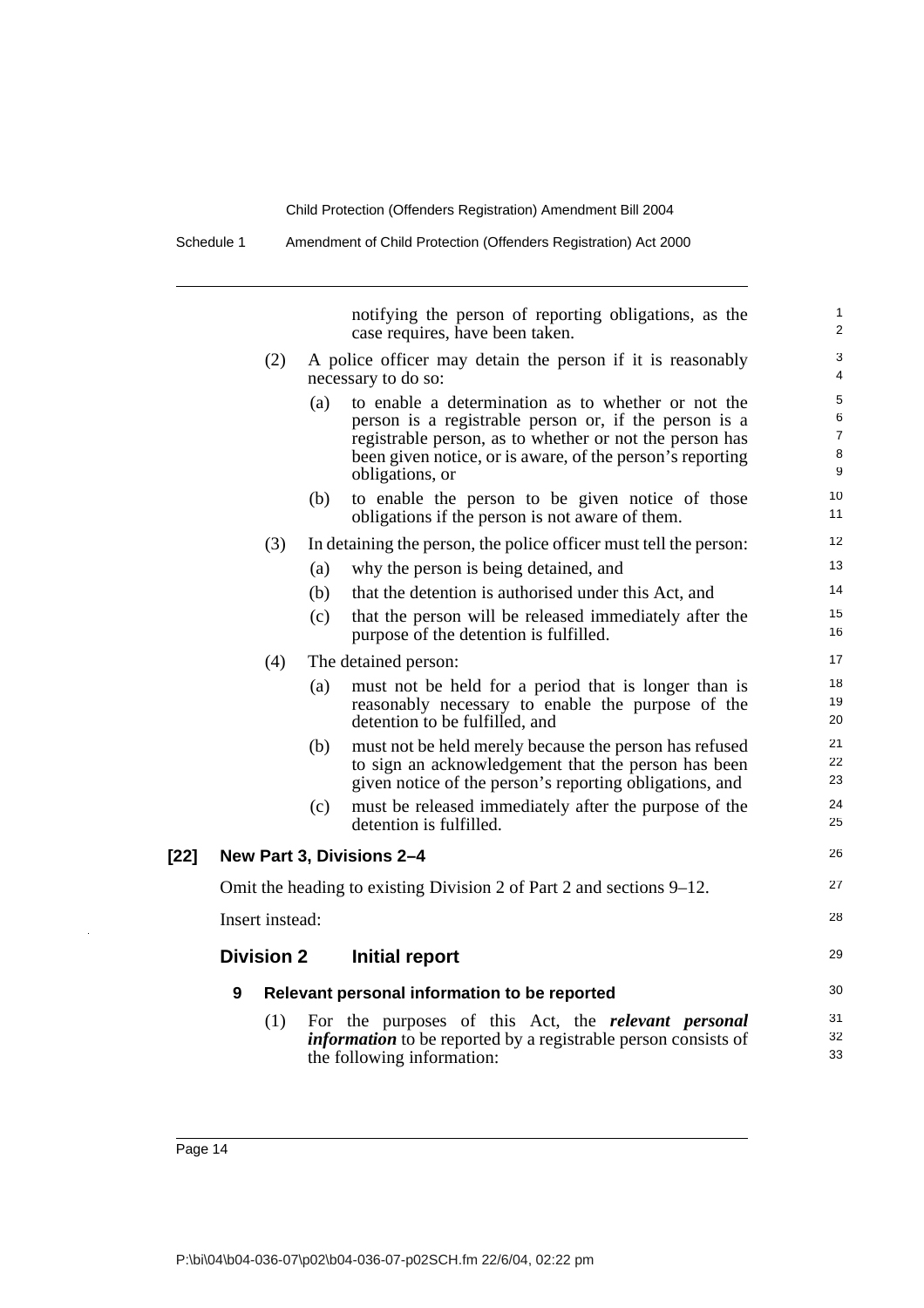notifying the person of reporting obligations, as the case requires, have been taken.

(2) A police officer may detain the person if it is reasonably necessary to do so:

(a) to enable a determination as to whether or not the person is a registrable person or, if the person is a registrable person, as to whether or not the person has been given notice, or is aware, of the person's reporting obligations, or

(b) to enable the person to be given notice of those obligations if the person is not aware of them.

(3) In detaining the person, the police officer must tell the person:

(a) why the person is being detained, and

(b) that the detention is authorised under this Act, and

(c) that the person will be released immediately after the purpose of the detention is fulfilled.

(4) The detained person:

(a) must not be held for a period that is longer than is reasonably necessary to enable the purpose of the detention to be fulfilled, and

(b) must not be held merely because the person has refused to sign an acknowledgement that the person has been given notice of the person's reporting obligations, and

(c) must be released immediately after the purpose of the detention is fulfilled.

**[22] New Part 3, Divisions 2–4**

Omit the heading to existing Division 2 of Part 2 and sections 9–12.

Insert instead:

## Division 2 Initial report

### 9 Relevant personal information to be reported

(1) For the purposes of this Act, the ***relevant personal information*** to be reported by a registrable person consists of the following information: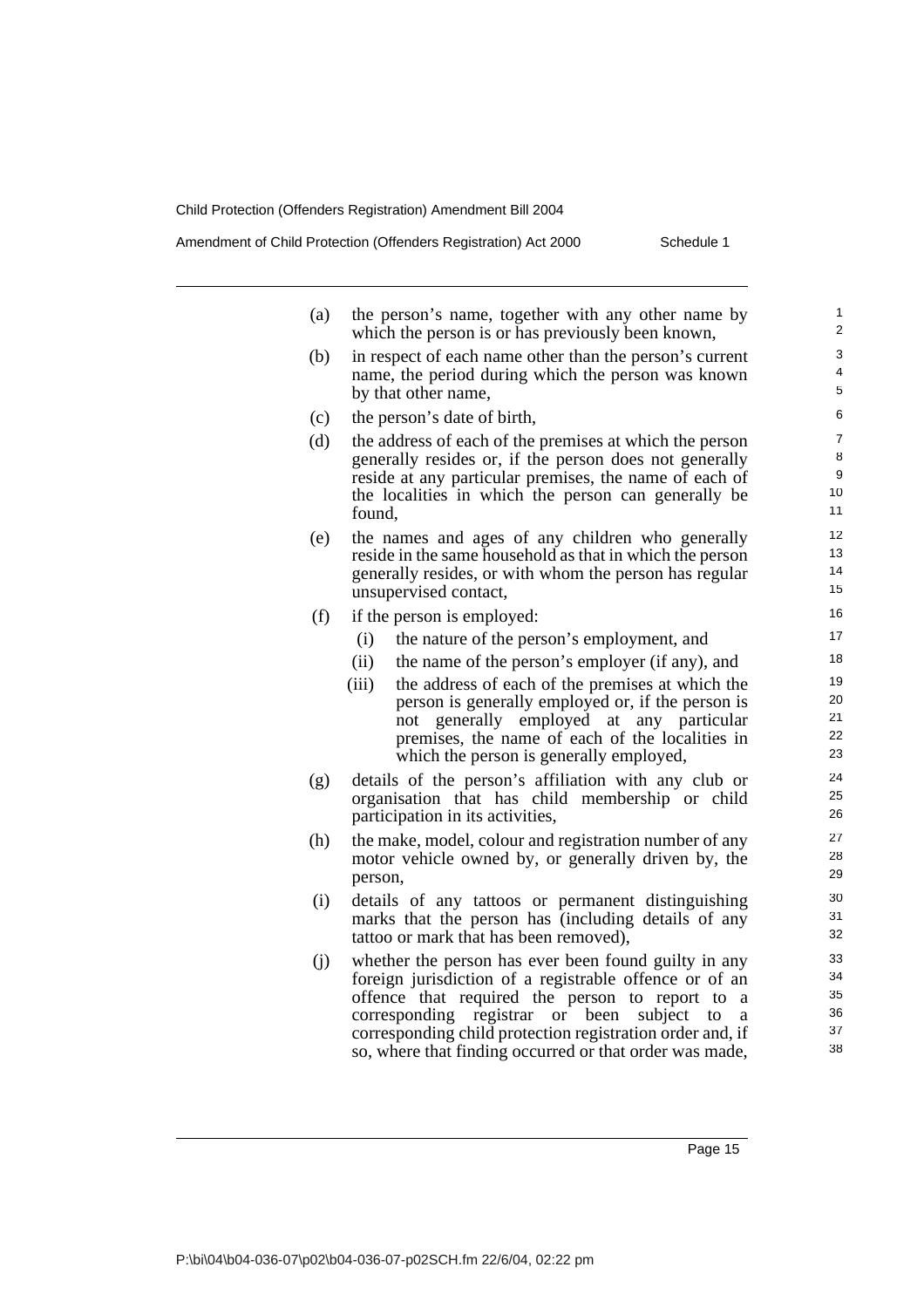(a) the person's name, together with any other name by which the person is or has previously been known,

(b) in respect of each name other than the person's current name, the period during which the person was known by that other name,

(c) the person's date of birth,

(d) the address of each of the premises at which the person generally resides or, if the person does not generally reside at any particular premises, the name of each of the localities in which the person can generally be found,

(e) the names and ages of any children who generally reside in the same household as that in which the person generally resides, or with whom the person has regular unsupervised contact,

(f) if the person is employed:

  (i) the nature of the person's employment, and

  (ii) the name of the person's employer (if any), and

  (iii) the address of each of the premises at which the person is generally employed or, if the person is not generally employed at any particular premises, the name of each of the localities in which the person is generally employed,

(g) details of the person's affiliation with any club or organisation that has child membership or child participation in its activities,

(h) the make, model, colour and registration number of any motor vehicle owned by, or generally driven by, the person,

(i) details of any tattoos or permanent distinguishing marks that the person has (including details of any tattoo or mark that has been removed),

(j) whether the person has ever been found guilty in any foreign jurisdiction of a registrable offence or of an offence that required the person to report to a corresponding registrar or been subject to a corresponding child protection registration order and, if so, where that finding occurred or that order was made,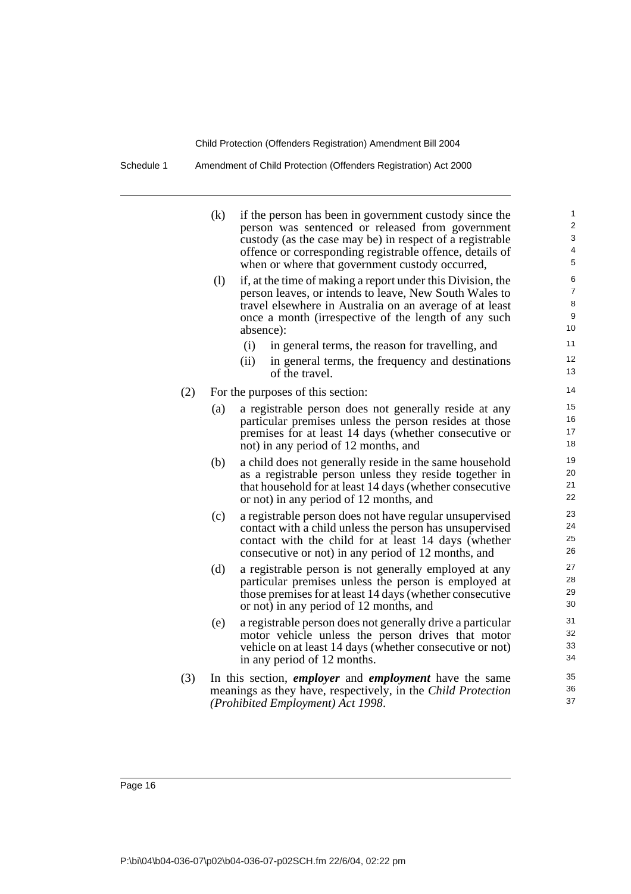(k) if the person has been in government custody since the person was sentenced or released from government custody (as the case may be) in respect of a registrable offence or corresponding registrable offence, details of when or where that government custody occurred,

(l) if, at the time of making a report under this Division, the person leaves, or intends to leave, New South Wales to travel elsewhere in Australia on an average of at least once a month (irrespective of the length of any such absence):

(i) in general terms, the reason for travelling, and

(ii) in general terms, the frequency and destinations of the travel.

(2) For the purposes of this section:

(a) a registrable person does not generally reside at any particular premises unless the person resides at those premises for at least 14 days (whether consecutive or not) in any period of 12 months, and

(b) a child does not generally reside in the same household as a registrable person unless they reside together in that household for at least 14 days (whether consecutive or not) in any period of 12 months, and

(c) a registrable person does not have regular unsupervised contact with a child unless the person has unsupervised contact with the child for at least 14 days (whether consecutive or not) in any period of 12 months, and

(d) a registrable person is not generally employed at any particular premises unless the person is employed at those premises for at least 14 days (whether consecutive or not) in any period of 12 months, and

(e) a registrable person does not generally drive a particular motor vehicle unless the person drives that motor vehicle on at least 14 days (whether consecutive or not) in any period of 12 months.

(3) In this section, ***employer*** and ***employment*** have the same meanings as they have, respectively, in the *Child Protection (Prohibited Employment) Act 1998*.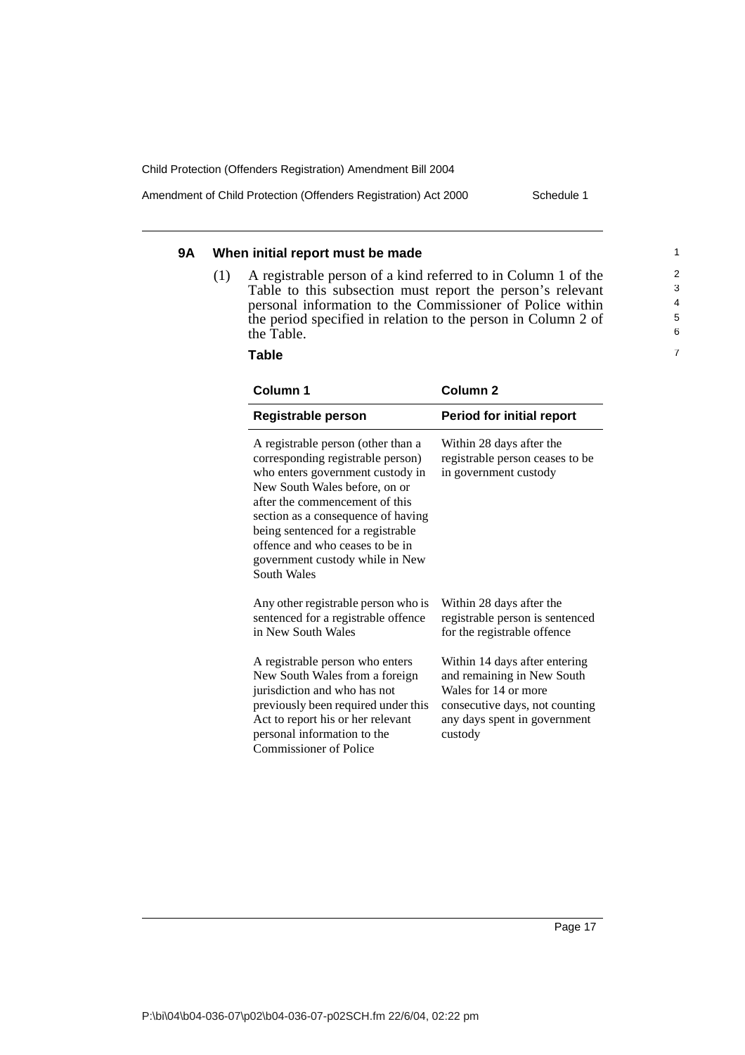### 9A When initial report must be made

(1) A registrable person of a kind referred to in Column 1 of the Table to this subsection must report the person's relevant personal information to the Commissioner of Police within the period specified in relation to the person in Column 2 of the Table.

**Table**

| Column 1 | Column 2 |
|---|---|
| **Registrable person** | **Period for initial report** |
| A registrable person (other than a corresponding registrable person) who enters government custody in New South Wales before, on or after the commencement of this section as a consequence of having being sentenced for a registrable offence and who ceases to be in government custody while in New South Wales | Within 28 days after the registrable person ceases to be in government custody |
| Any other registrable person who is sentenced for a registrable offence in New South Wales | Within 28 days after the registrable person is sentenced for the registrable offence |
| A registrable person who enters New South Wales from a foreign jurisdiction and who has not previously been required under this Act to report his or her relevant personal information to the Commissioner of Police | Within 14 days after entering and remaining in New South Wales for 14 or more consecutive days, not counting any days spent in government custody |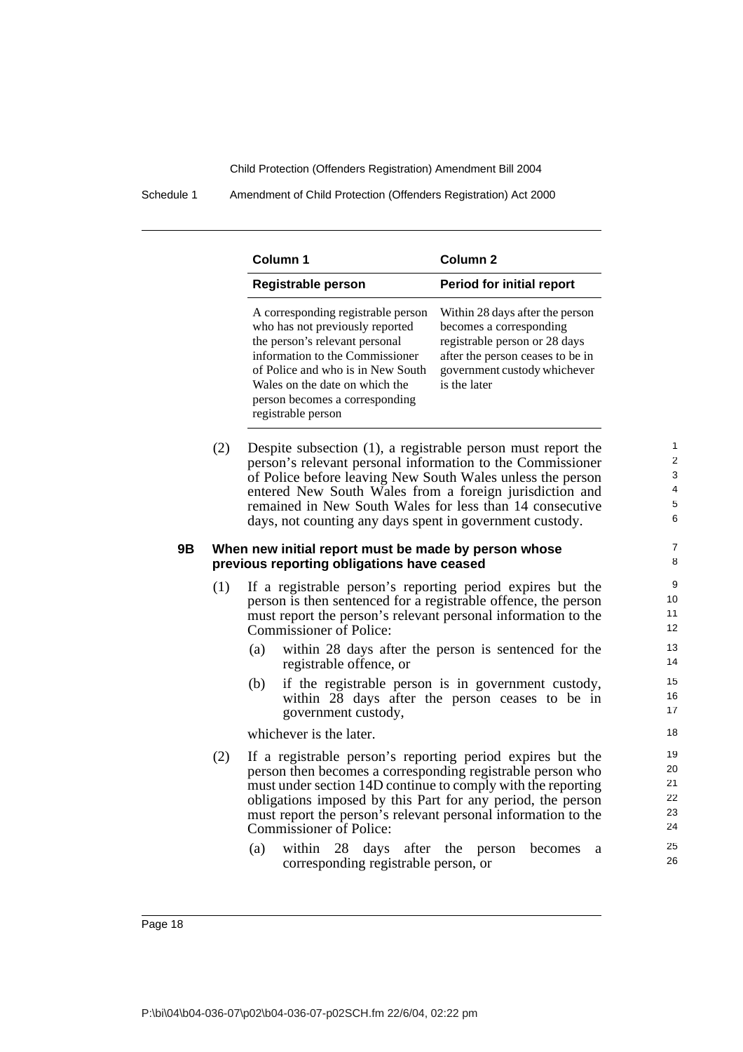| Column 1 | Column 2 |
|---|---|
| **Registrable person** | **Period for initial report** |
| A corresponding registrable person who has not previously reported the person's relevant personal information to the Commissioner of Police and who is in New South Wales on the date on which the person becomes a corresponding registrable person | Within 28 days after the person becomes a corresponding registrable person or 28 days after the person ceases to be in government custody whichever is the later |

(2) Despite subsection (1), a registrable person must report the person's relevant personal information to the Commissioner of Police before leaving New South Wales unless the person entered New South Wales from a foreign jurisdiction and remained in New South Wales for less than 14 consecutive days, not counting any days spent in government custody.

**9B When new initial report must be made by person whose previous reporting obligations have ceased**

(1) If a registrable person's reporting period expires but the person is then sentenced for a registrable offence, the person must report the person's relevant personal information to the Commissioner of Police:

(a) within 28 days after the person is sentenced for the registrable offence, or

(b) if the registrable person is in government custody, within 28 days after the person ceases to be in government custody,

whichever is the later.

(2) If a registrable person's reporting period expires but the person then becomes a corresponding registrable person who must under section 14D continue to comply with the reporting obligations imposed by this Part for any period, the person must report the person's relevant personal information to the Commissioner of Police:

(a) within 28 days after the person becomes a corresponding registrable person, or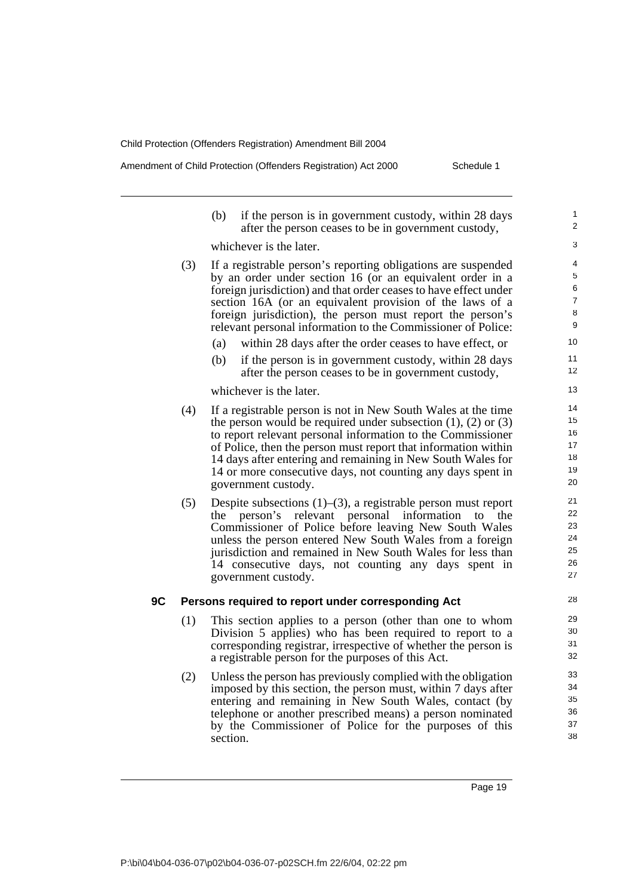(b) if the person is in government custody, within 28 days after the person ceases to be in government custody,

whichever is the later.

(3) If a registrable person's reporting obligations are suspended by an order under section 16 (or an equivalent order in a foreign jurisdiction) and that order ceases to have effect under section 16A (or an equivalent provision of the laws of a foreign jurisdiction), the person must report the person's relevant personal information to the Commissioner of Police:

(a) within 28 days after the order ceases to have effect, or

(b) if the person is in government custody, within 28 days after the person ceases to be in government custody,

whichever is the later.

(4) If a registrable person is not in New South Wales at the time the person would be required under subsection (1), (2) or (3) to report relevant personal information to the Commissioner of Police, then the person must report that information within 14 days after entering and remaining in New South Wales for 14 or more consecutive days, not counting any days spent in government custody.

(5) Despite subsections (1)–(3), a registrable person must report the person's relevant personal information to the Commissioner of Police before leaving New South Wales unless the person entered New South Wales from a foreign jurisdiction and remained in New South Wales for less than 14 consecutive days, not counting any days spent in government custody.

### 9C Persons required to report under corresponding Act

(1) This section applies to a person (other than one to whom Division 5 applies) who has been required to report to a corresponding registrar, irrespective of whether the person is a registrable person for the purposes of this Act.

(2) Unless the person has previously complied with the obligation imposed by this section, the person must, within 7 days after entering and remaining in New South Wales, contact (by telephone or another prescribed means) a person nominated by the Commissioner of Police for the purposes of this section.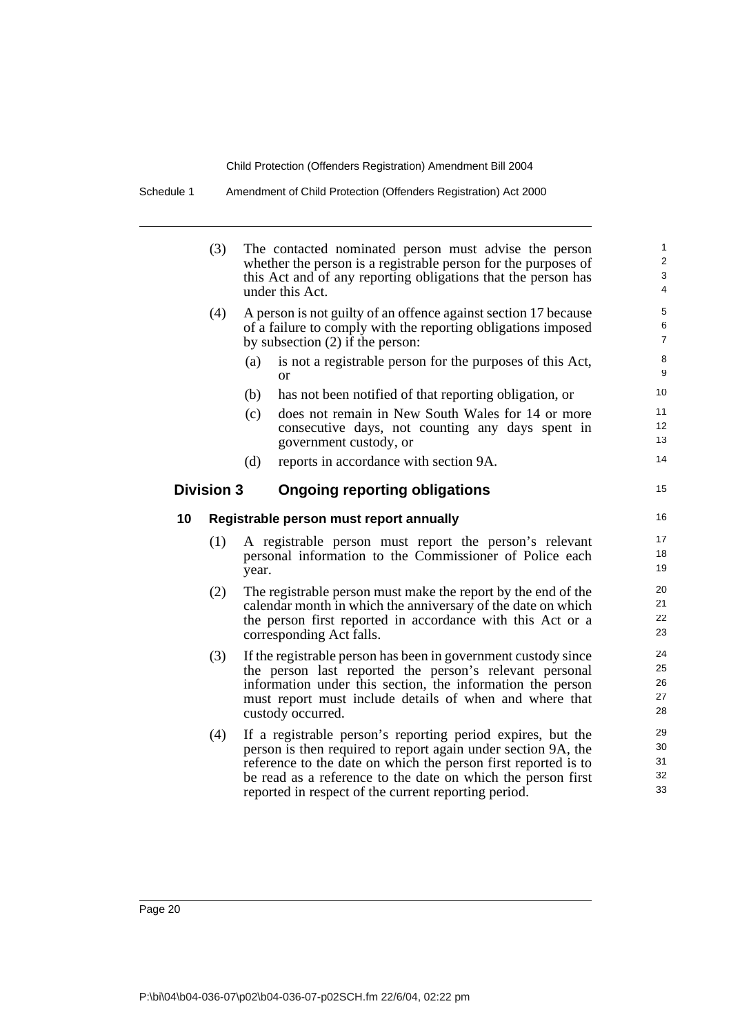(3) The contacted nominated person must advise the person whether the person is a registrable person for the purposes of this Act and of any reporting obligations that the person has under this Act.

(4) A person is not guilty of an offence against section 17 because of a failure to comply with the reporting obligations imposed by subsection (2) if the person:

(a) is not a registrable person for the purposes of this Act, or

(b) has not been notified of that reporting obligation, or

(c) does not remain in New South Wales for 14 or more consecutive days, not counting any days spent in government custody, or

(d) reports in accordance with section 9A.

## Division 3 Ongoing reporting obligations

### 10 Registrable person must report annually

(1) A registrable person must report the person's relevant personal information to the Commissioner of Police each year.

(2) The registrable person must make the report by the end of the calendar month in which the anniversary of the date on which the person first reported in accordance with this Act or a corresponding Act falls.

(3) If the registrable person has been in government custody since the person last reported the person's relevant personal information under this section, the information the person must report must include details of when and where that custody occurred.

(4) If a registrable person's reporting period expires, but the person is then required to report again under section 9A, the reference to the date on which the person first reported is to be read as a reference to the date on which the person first reported in respect of the current reporting period.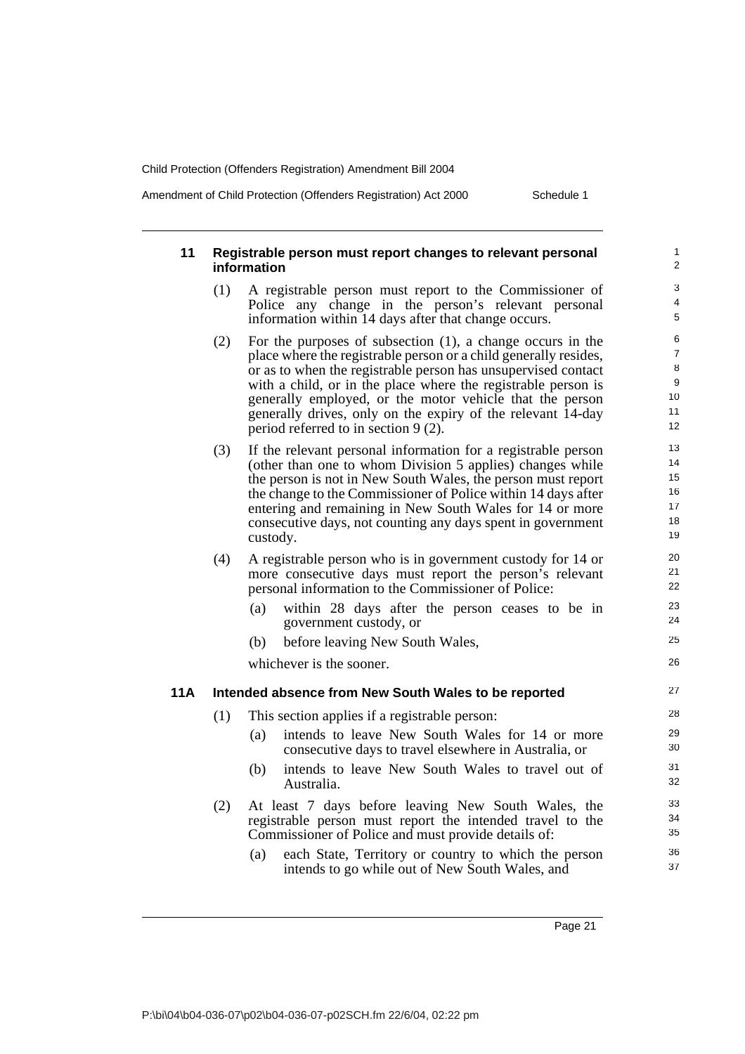### 11 Registrable person must report changes to relevant personal information

(1) A registrable person must report to the Commissioner of Police any change in the person's relevant personal information within 14 days after that change occurs.

(2) For the purposes of subsection (1), a change occurs in the place where the registrable person or a child generally resides, or as to when the registrable person has unsupervised contact with a child, or in the place where the registrable person is generally employed, or the motor vehicle that the person generally drives, only on the expiry of the relevant 14-day period referred to in section 9 (2).

(3) If the relevant personal information for a registrable person (other than one to whom Division 5 applies) changes while the person is not in New South Wales, the person must report the change to the Commissioner of Police within 14 days after entering and remaining in New South Wales for 14 or more consecutive days, not counting any days spent in government custody.

(4) A registrable person who is in government custody for 14 or more consecutive days must report the person's relevant personal information to the Commissioner of Police:

- (a) within 28 days after the person ceases to be in government custody, or
- (b) before leaving New South Wales,

whichever is the sooner.

### 11A Intended absence from New South Wales to be reported

(1) This section applies if a registrable person:

- (a) intends to leave New South Wales for 14 or more consecutive days to travel elsewhere in Australia, or
- (b) intends to leave New South Wales to travel out of Australia.

(2) At least 7 days before leaving New South Wales, the registrable person must report the intended travel to the Commissioner of Police and must provide details of:

- (a) each State, Territory or country to which the person intends to go while out of New South Wales, and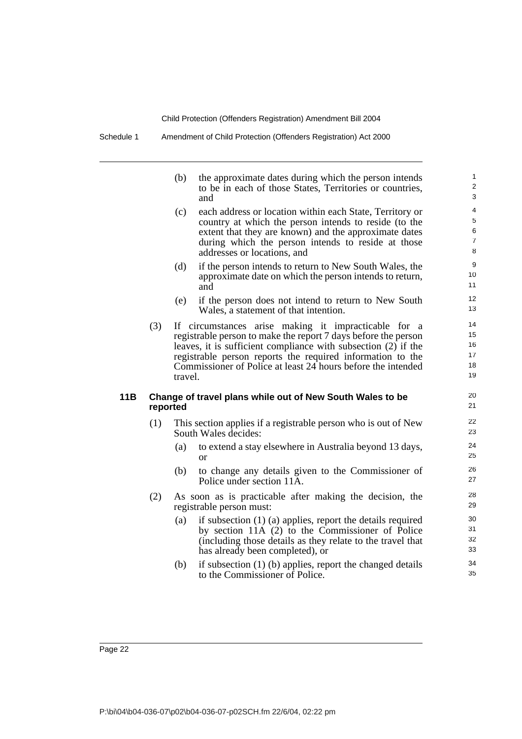(b) the approximate dates during which the person intends to be in each of those States, Territories or countries, and

(c) each address or location within each State, Territory or country at which the person intends to reside (to the extent that they are known) and the approximate dates during which the person intends to reside at those addresses or locations, and

(d) if the person intends to return to New South Wales, the approximate date on which the person intends to return, and

(e) if the person does not intend to return to New South Wales, a statement of that intention.

(3) If circumstances arise making it impracticable for a registrable person to make the report 7 days before the person leaves, it is sufficient compliance with subsection (2) if the registrable person reports the required information to the Commissioner of Police at least 24 hours before the intended travel.

### 11B Change of travel plans while out of New South Wales to be reported

(1) This section applies if a registrable person who is out of New South Wales decides:

(a) to extend a stay elsewhere in Australia beyond 13 days, or

(b) to change any details given to the Commissioner of Police under section 11A.

(2) As soon as is practicable after making the decision, the registrable person must:

(a) if subsection (1) (a) applies, report the details required by section 11A (2) to the Commissioner of Police (including those details as they relate to the travel that has already been completed), or

(b) if subsection (1) (b) applies, report the changed details to the Commissioner of Police.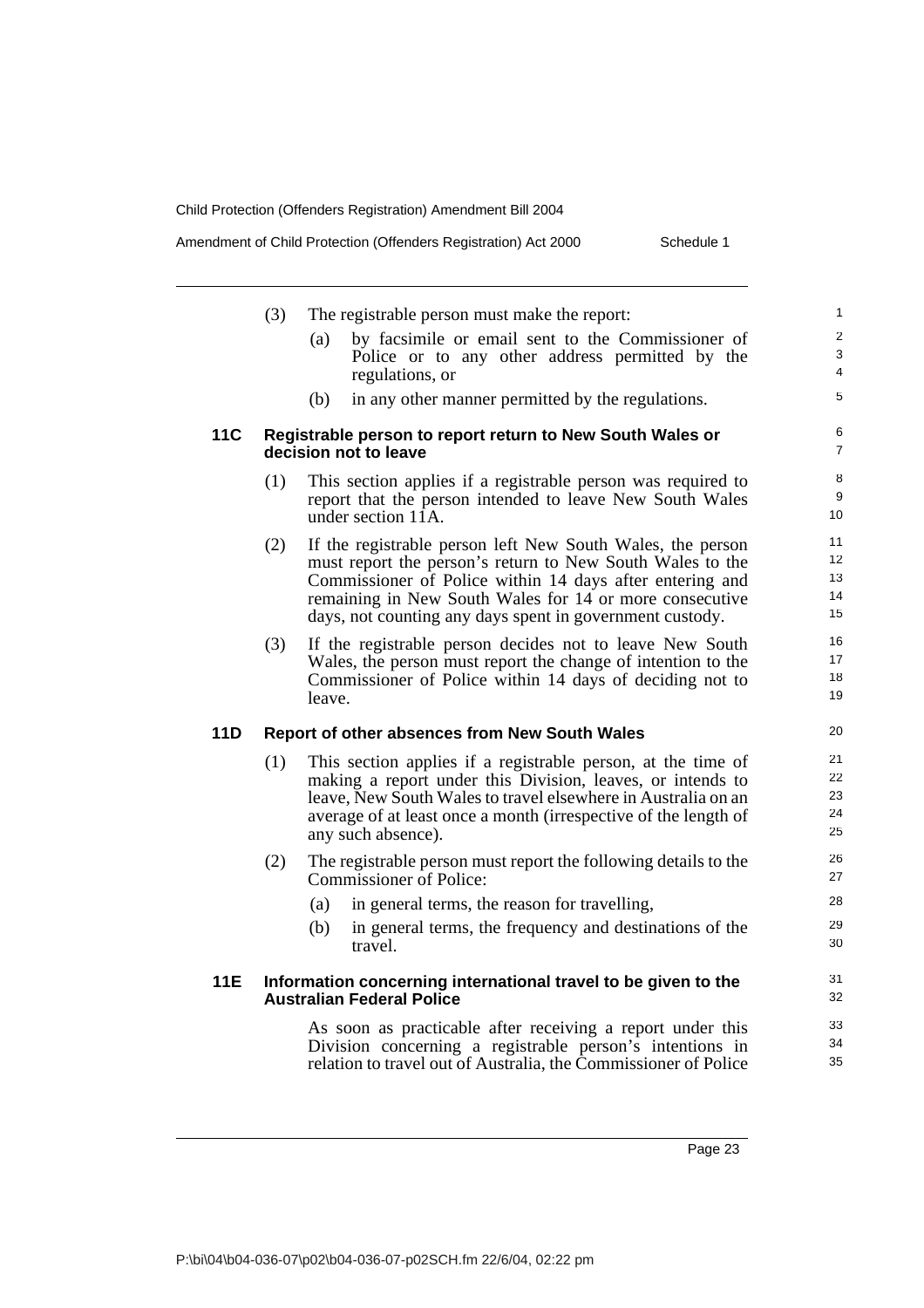(3) The registrable person must make the report:

(a) by facsimile or email sent to the Commissioner of Police or to any other address permitted by the regulations, or

(b) in any other manner permitted by the regulations.

**11C Registrable person to report return to New South Wales or decision not to leave**

(1) This section applies if a registrable person was required to report that the person intended to leave New South Wales under section 11A.

(2) If the registrable person left New South Wales, the person must report the person's return to New South Wales to the Commissioner of Police within 14 days after entering and remaining in New South Wales for 14 or more consecutive days, not counting any days spent in government custody.

(3) If the registrable person decides not to leave New South Wales, the person must report the change of intention to the Commissioner of Police within 14 days of deciding not to leave.

**11D Report of other absences from New South Wales**

(1) This section applies if a registrable person, at the time of making a report under this Division, leaves, or intends to leave, New South Wales to travel elsewhere in Australia on an average of at least once a month (irrespective of the length of any such absence).

(2) The registrable person must report the following details to the Commissioner of Police:

(a) in general terms, the reason for travelling,

(b) in general terms, the frequency and destinations of the travel.

**11E Information concerning international travel to be given to the Australian Federal Police**

As soon as practicable after receiving a report under this Division concerning a registrable person's intentions in relation to travel out of Australia, the Commissioner of Police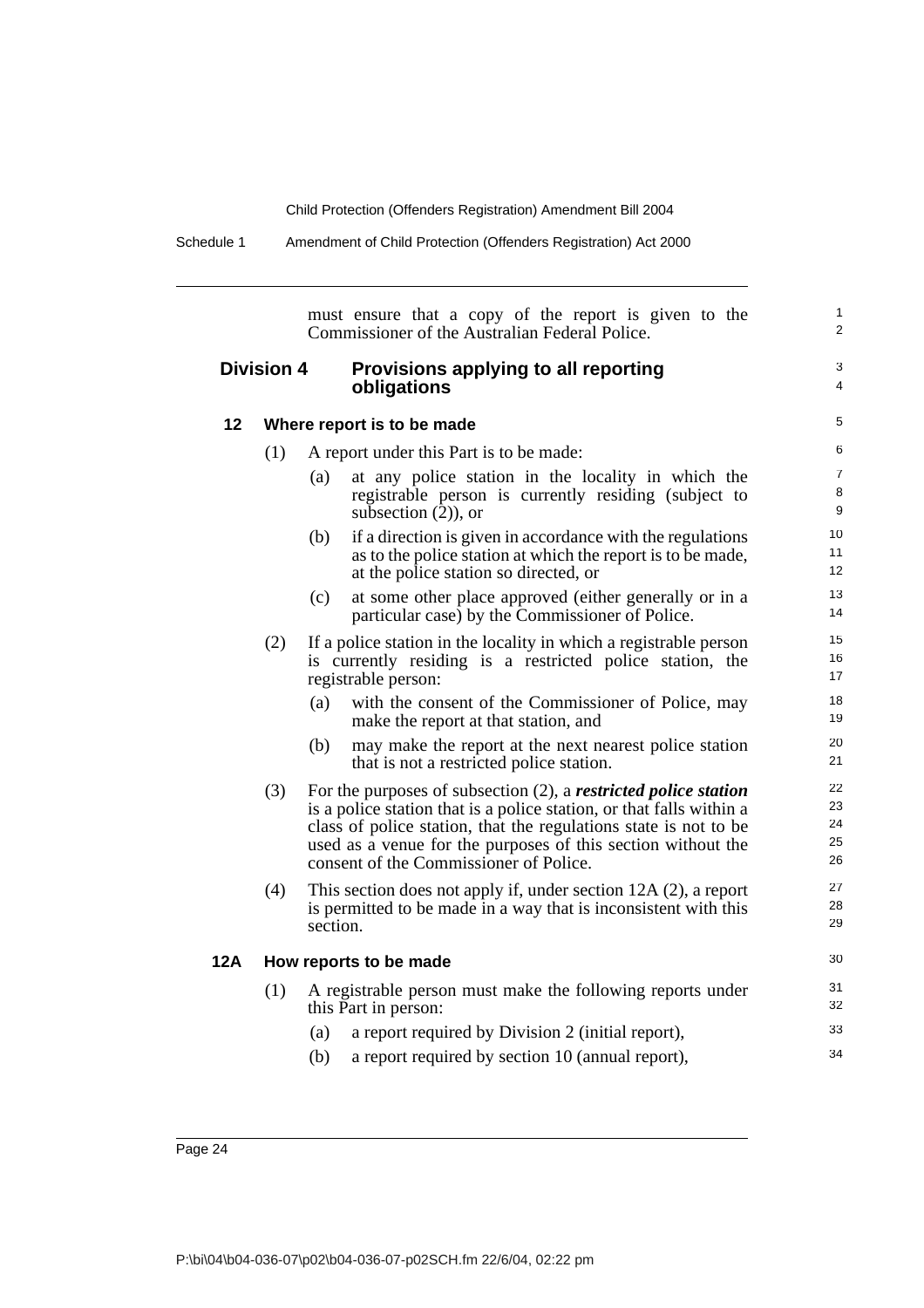must ensure that a copy of the report is given to the Commissioner of the Australian Federal Police.

## Division 4 Provisions applying to all reporting obligations

### 12 Where report is to be made

(1) A report under this Part is to be made:

- (a) at any police station in the locality in which the registrable person is currently residing (subject to subsection (2)), or
- (b) if a direction is given in accordance with the regulations as to the police station at which the report is to be made, at the police station so directed, or
- (c) at some other place approved (either generally or in a particular case) by the Commissioner of Police.

(2) If a police station in the locality in which a registrable person is currently residing is a restricted police station, the registrable person:

- (a) with the consent of the Commissioner of Police, may make the report at that station, and
- (b) may make the report at the next nearest police station that is not a restricted police station.

(3) For the purposes of subsection (2), a ***restricted police station*** is a police station that is a police station, or that falls within a class of police station, that the regulations state is not to be used as a venue for the purposes of this section without the consent of the Commissioner of Police.

(4) This section does not apply if, under section 12A (2), a report is permitted to be made in a way that is inconsistent with this section.

### 12A How reports to be made

(1) A registrable person must make the following reports under this Part in person:

- (a) a report required by Division 2 (initial report),
- (b) a report required by section 10 (annual report),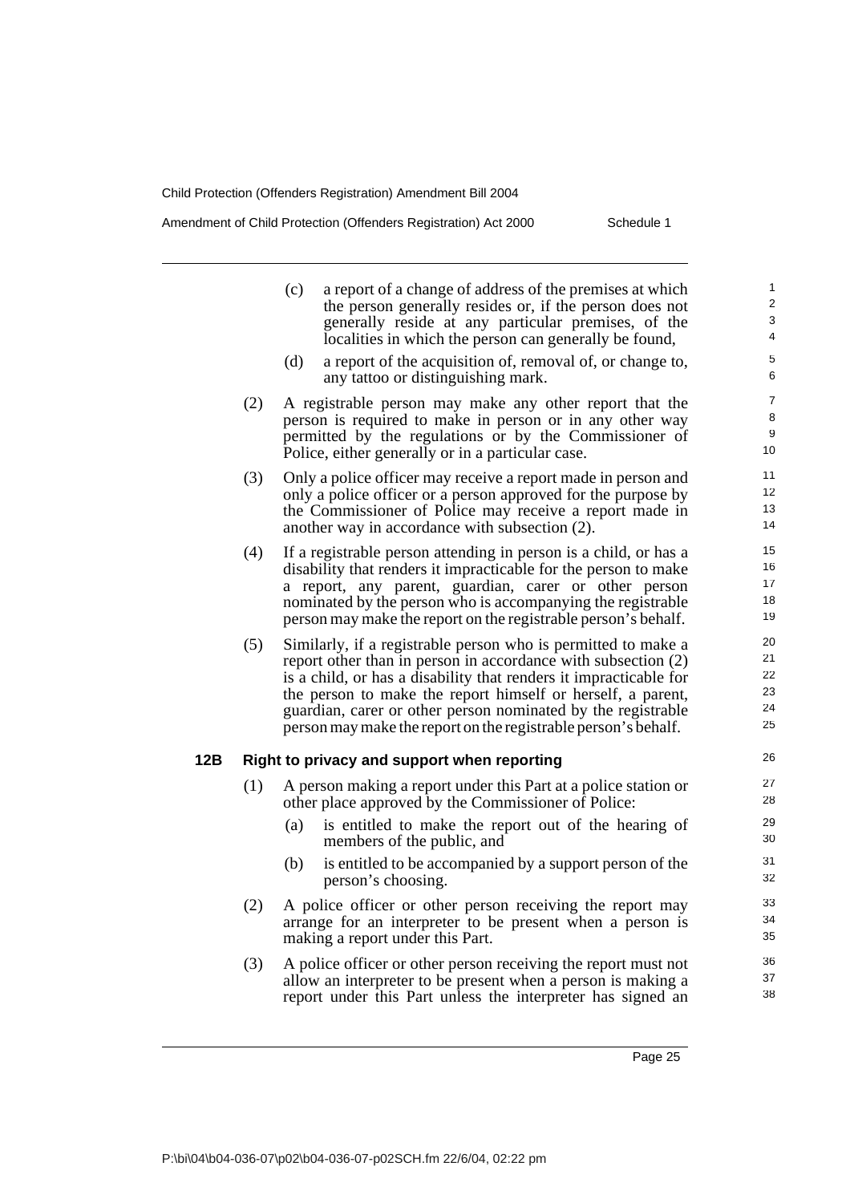(c) a report of a change of address of the premises at which the person generally resides or, if the person does not generally reside at any particular premises, of the localities in which the person can generally be found,

(d) a report of the acquisition of, removal of, or change to, any tattoo or distinguishing mark.

(2) A registrable person may make any other report that the person is required to make in person or in any other way permitted by the regulations or by the Commissioner of Police, either generally or in a particular case.

(3) Only a police officer may receive a report made in person and only a police officer or a person approved for the purpose by the Commissioner of Police may receive a report made in another way in accordance with subsection (2).

(4) If a registrable person attending in person is a child, or has a disability that renders it impracticable for the person to make a report, any parent, guardian, carer or other person nominated by the person who is accompanying the registrable person may make the report on the registrable person's behalf.

(5) Similarly, if a registrable person who is permitted to make a report other than in person in accordance with subsection (2) is a child, or has a disability that renders it impracticable for the person to make the report himself or herself, a parent, guardian, carer or other person nominated by the registrable person may make the report on the registrable person's behalf.

**12B Right to privacy and support when reporting**

(1) A person making a report under this Part at a police station or other place approved by the Commissioner of Police:

(a) is entitled to make the report out of the hearing of members of the public, and

(b) is entitled to be accompanied by a support person of the person's choosing.

(2) A police officer or other person receiving the report may arrange for an interpreter to be present when a person is making a report under this Part.

(3) A police officer or other person receiving the report must not allow an interpreter to be present when a person is making a report under this Part unless the interpreter has signed an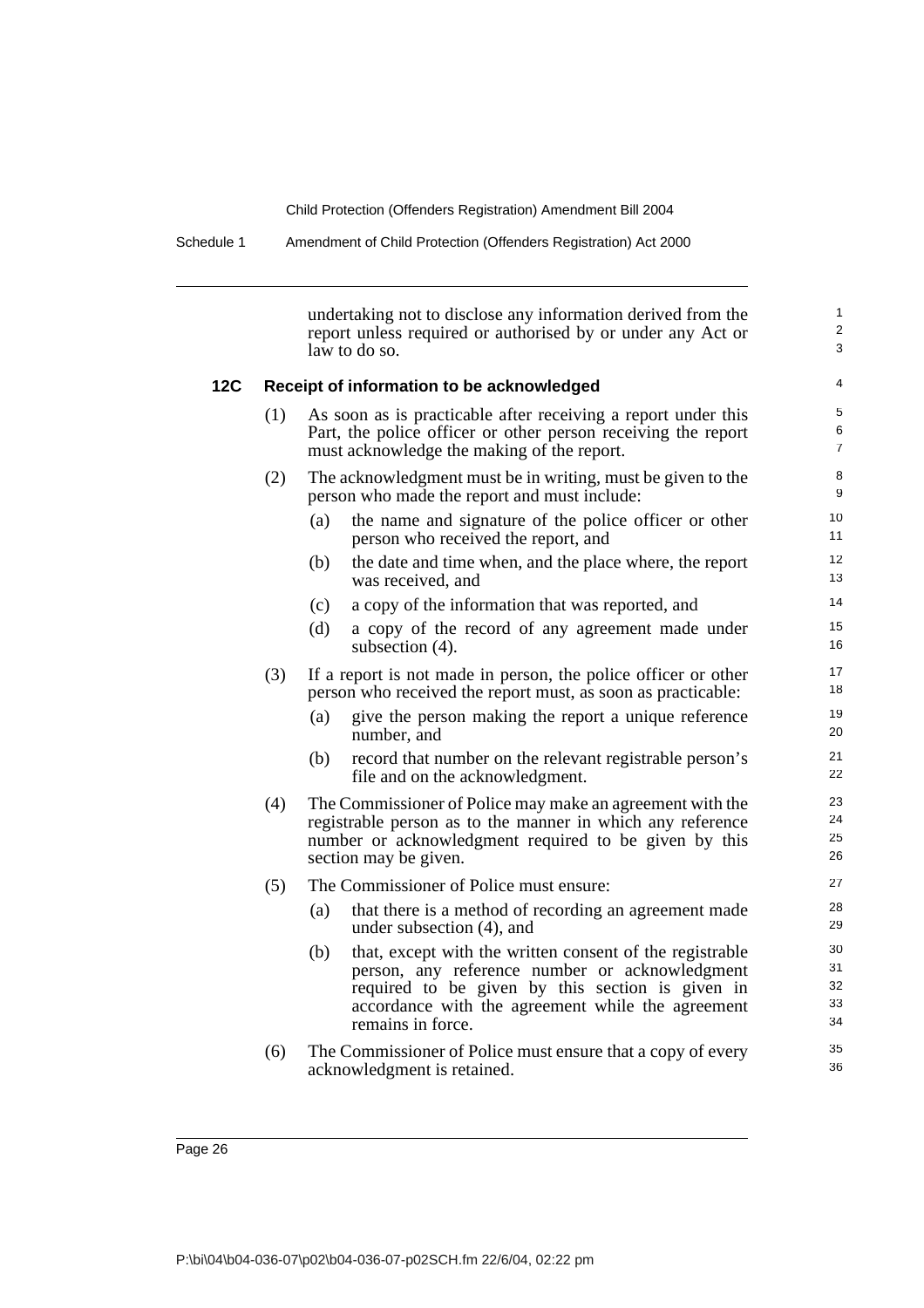undertaking not to disclose any information derived from the report unless required or authorised by or under any Act or law to do so.

### 12C Receipt of information to be acknowledged

(1) As soon as is practicable after receiving a report under this Part, the police officer or other person receiving the report must acknowledge the making of the report.

(2) The acknowledgment must be in writing, must be given to the person who made the report and must include:

- (a) the name and signature of the police officer or other person who received the report, and
- (b) the date and time when, and the place where, the report was received, and
- (c) a copy of the information that was reported, and
- (d) a copy of the record of any agreement made under subsection (4).

(3) If a report is not made in person, the police officer or other person who received the report must, as soon as practicable:

- (a) give the person making the report a unique reference number, and
- (b) record that number on the relevant registrable person's file and on the acknowledgment.

(4) The Commissioner of Police may make an agreement with the registrable person as to the manner in which any reference number or acknowledgment required to be given by this section may be given.

(5) The Commissioner of Police must ensure:

- (a) that there is a method of recording an agreement made under subsection (4), and
- (b) that, except with the written consent of the registrable person, any reference number or acknowledgment required to be given by this section is given in accordance with the agreement while the agreement remains in force.

(6) The Commissioner of Police must ensure that a copy of every acknowledgment is retained.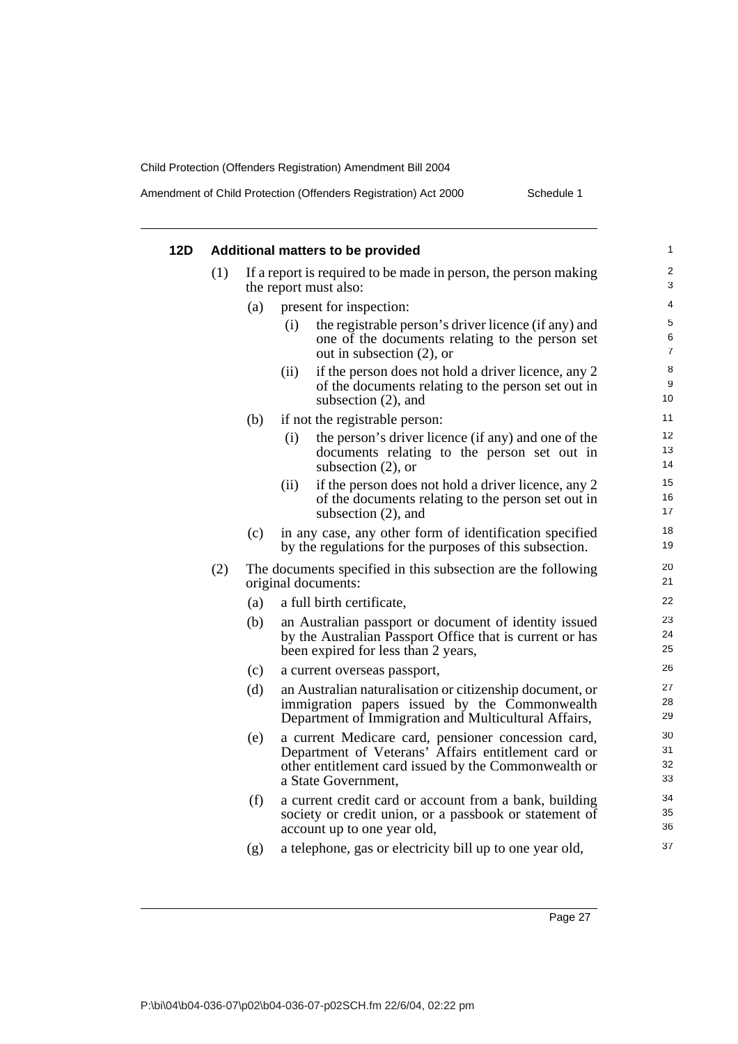#### 12D Additional matters to be provided

(1) If a report is required to be made in person, the person making the report must also:

- (a) present for inspection:
  - (i) the registrable person's driver licence (if any) and one of the documents relating to the person set out in subsection (2), or
  - (ii) if the person does not hold a driver licence, any 2 of the documents relating to the person set out in subsection (2), and
- (b) if not the registrable person:
  - (i) the person's driver licence (if any) and one of the documents relating to the person set out in subsection (2), or
  - (ii) if the person does not hold a driver licence, any 2 of the documents relating to the person set out in subsection (2), and
- (c) in any case, any other form of identification specified by the regulations for the purposes of this subsection.

(2) The documents specified in this subsection are the following original documents:

- (a) a full birth certificate,
- (b) an Australian passport or document of identity issued by the Australian Passport Office that is current or has been expired for less than 2 years,
- (c) a current overseas passport,
- (d) an Australian naturalisation or citizenship document, or immigration papers issued by the Commonwealth Department of Immigration and Multicultural Affairs,
- (e) a current Medicare card, pensioner concession card, Department of Veterans' Affairs entitlement card or other entitlement card issued by the Commonwealth or a State Government,
- (f) a current credit card or account from a bank, building society or credit union, or a passbook or statement of account up to one year old,
- (g) a telephone, gas or electricity bill up to one year old,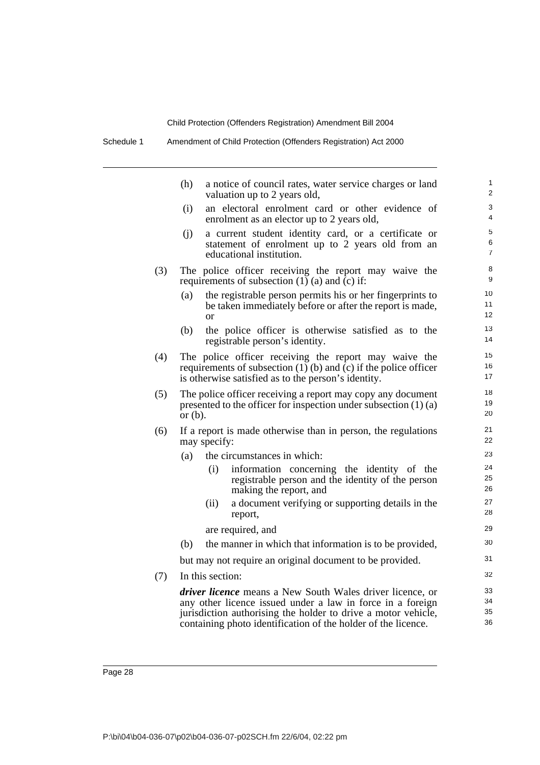(h) a notice of council rates, water service charges or land valuation up to 2 years old,

(i) an electoral enrolment card or other evidence of enrolment as an elector up to 2 years old,

(j) a current student identity card, or a certificate or statement of enrolment up to 2 years old from an educational institution.

(3) The police officer receiving the report may waive the requirements of subsection (1) (a) and (c) if:

(a) the registrable person permits his or her fingerprints to be taken immediately before or after the report is made, or

(b) the police officer is otherwise satisfied as to the registrable person's identity.

(4) The police officer receiving the report may waive the requirements of subsection (1) (b) and (c) if the police officer is otherwise satisfied as to the person's identity.

(5) The police officer receiving a report may copy any document presented to the officer for inspection under subsection (1) (a) or (b).

(6) If a report is made otherwise than in person, the regulations may specify:

(a) the circumstances in which:

(i) information concerning the identity of the registrable person and the identity of the person making the report, and

(ii) a document verifying or supporting details in the report,

are required, and

(b) the manner in which that information is to be provided,

but may not require an original document to be provided.

(7) In this section:

***driver licence*** means a New South Wales driver licence, or any other licence issued under a law in force in a foreign jurisdiction authorising the holder to drive a motor vehicle, containing photo identification of the holder of the licence.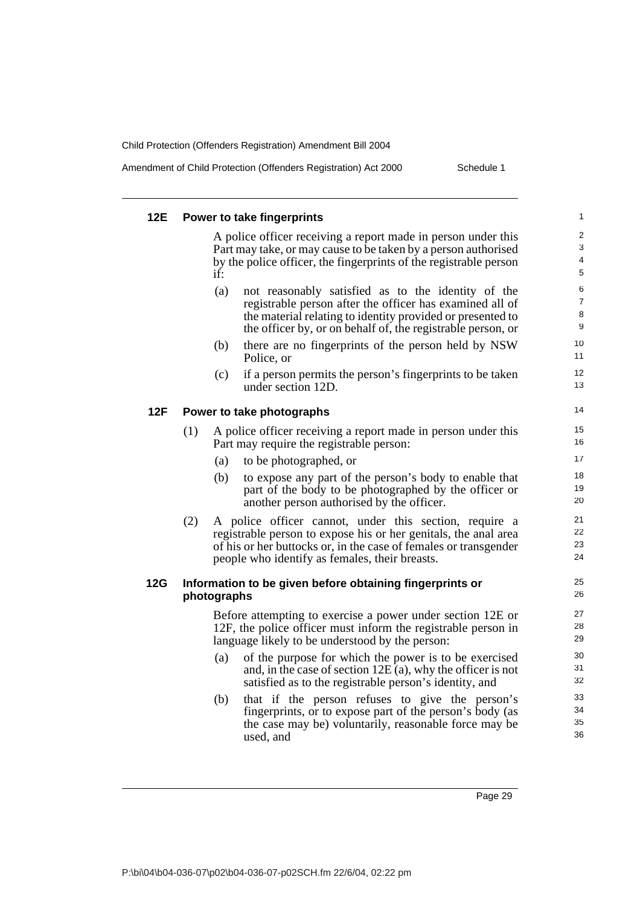### 12E Power to take fingerprints

A police officer receiving a report made in person under this Part may take, or may cause to be taken by a person authorised by the police officer, the fingerprints of the registrable person if:

(a) not reasonably satisfied as to the identity of the registrable person after the officer has examined all of the material relating to identity provided or presented to the officer by, or on behalf of, the registrable person, or

(b) there are no fingerprints of the person held by NSW Police, or

(c) if a person permits the person's fingerprints to be taken under section 12D.

### 12F Power to take photographs

(1) A police officer receiving a report made in person under this Part may require the registrable person:

(a) to be photographed, or

(b) to expose any part of the person's body to enable that part of the body to be photographed by the officer or another person authorised by the officer.

(2) A police officer cannot, under this section, require a registrable person to expose his or her genitals, the anal area of his or her buttocks or, in the case of females or transgender people who identify as females, their breasts.

### 12G Information to be given before obtaining fingerprints or photographs

Before attempting to exercise a power under section 12E or 12F, the police officer must inform the registrable person in language likely to be understood by the person:

(a) of the purpose for which the power is to be exercised and, in the case of section 12E (a), why the officer is not satisfied as to the registrable person's identity, and

(b) that if the person refuses to give the person's fingerprints, or to expose part of the person's body (as the case may be) voluntarily, reasonable force may be used, and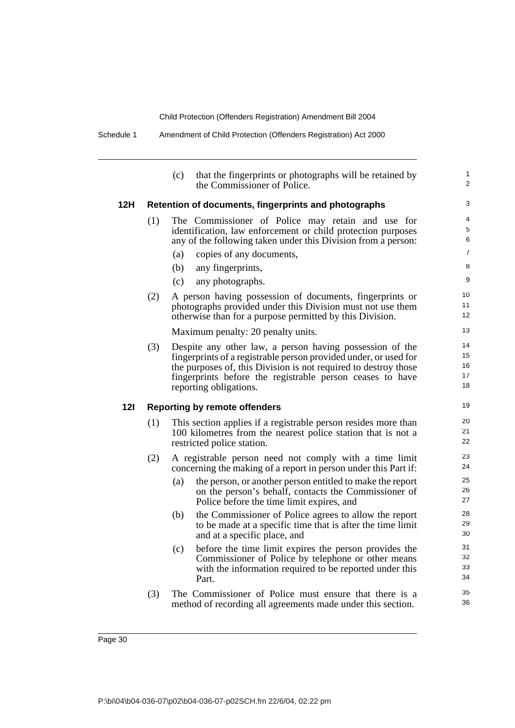(c) that the fingerprints or photographs will be retained by the Commissioner of Police.

### 12H Retention of documents, fingerprints and photographs

(1) The Commissioner of Police may retain and use for identification, law enforcement or child protection purposes any of the following taken under this Division from a person:

(a) copies of any documents,

(b) any fingerprints,

(c) any photographs.

(2) A person having possession of documents, fingerprints or photographs provided under this Division must not use them otherwise than for a purpose permitted by this Division.

Maximum penalty: 20 penalty units.

(3) Despite any other law, a person having possession of the fingerprints of a registrable person provided under, or used for the purposes of, this Division is not required to destroy those fingerprints before the registrable person ceases to have reporting obligations.

### 12I Reporting by remote offenders

(1) This section applies if a registrable person resides more than 100 kilometres from the nearest police station that is not a restricted police station.

(2) A registrable person need not comply with a time limit concerning the making of a report in person under this Part if:

(a) the person, or another person entitled to make the report on the person's behalf, contacts the Commissioner of Police before the time limit expires, and

(b) the Commissioner of Police agrees to allow the report to be made at a specific time that is after the time limit and at a specific place, and

(c) before the time limit expires the person provides the Commissioner of Police by telephone or other means with the information required to be reported under this Part.

(3) The Commissioner of Police must ensure that there is a method of recording all agreements made under this section.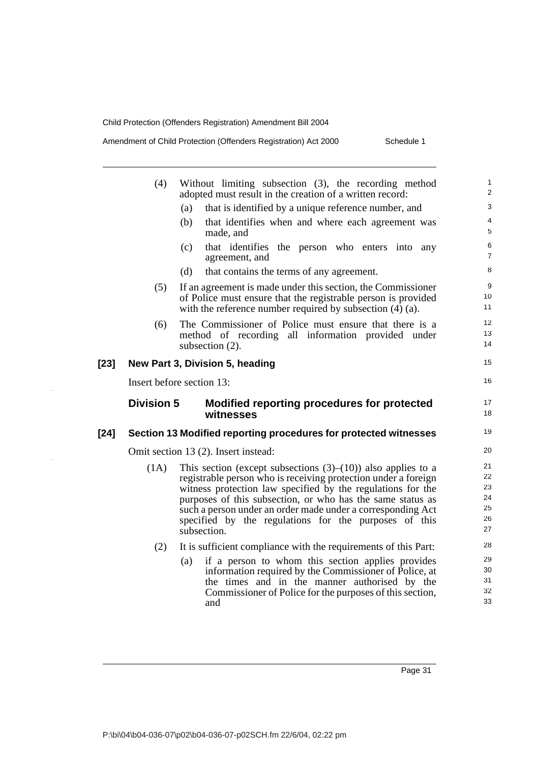(4) Without limiting subsection (3), the recording method adopted must result in the creation of a written record:

  (a) that is identified by a unique reference number, and

  (b) that identifies when and where each agreement was made, and

  (c) that identifies the person who enters into any agreement, and

  (d) that contains the terms of any agreement.

(5) If an agreement is made under this section, the Commissioner of Police must ensure that the registrable person is provided with the reference number required by subsection (4) (a).

(6) The Commissioner of Police must ensure that there is a method of recording all information provided under subsection (2).

### [23] New Part 3, Division 5, heading

Insert before section 13:

## Division 5 Modified reporting procedures for protected witnesses

### [24] Section 13 Modified reporting procedures for protected witnesses

Omit section 13 (2). Insert instead:

(1A) This section (except subsections (3)–(10)) also applies to a registrable person who is receiving protection under a foreign witness protection law specified by the regulations for the purposes of this subsection, or who has the same status as such a person under an order made under a corresponding Act specified by the regulations for the purposes of this subsection.

(2) It is sufficient compliance with the requirements of this Part:

  (a) if a person to whom this section applies provides information required by the Commissioner of Police, at the times and in the manner authorised by the Commissioner of Police for the purposes of this section, and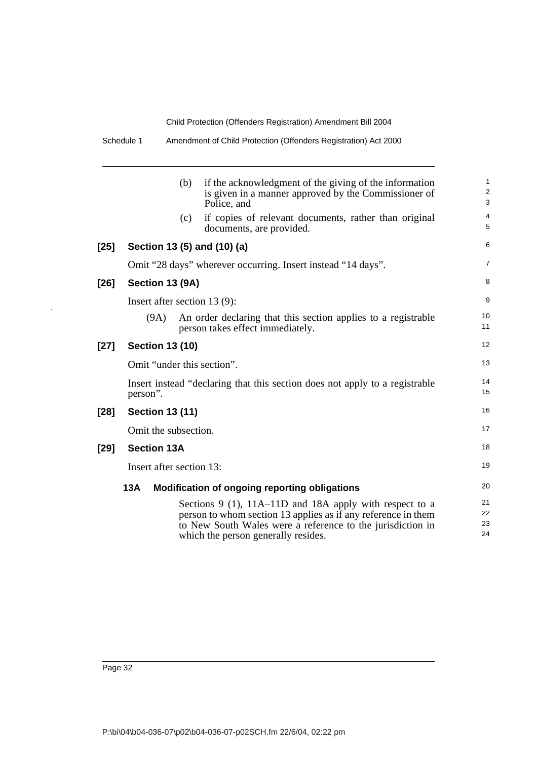(b) if the acknowledgment of the giving of the information is given in a manner approved by the Commissioner of Police, and

(c) if copies of relevant documents, rather than original documents, are provided.

**[25] Section 13 (5) and (10) (a)**

Omit "28 days" wherever occurring. Insert instead "14 days".

**[26] Section 13 (9A)**

Insert after section 13 (9):

(9A) An order declaring that this section applies to a registrable person takes effect immediately.

**[27] Section 13 (10)**

Omit "under this section".

Insert instead "declaring that this section does not apply to a registrable person".

**[28] Section 13 (11)**

Omit the subsection.

**[29] Section 13A**

Insert after section 13:

**13A Modification of ongoing reporting obligations**

Sections 9 (1), 11A–11D and 18A apply with respect to a person to whom section 13 applies as if any reference in them to New South Wales were a reference to the jurisdiction in which the person generally resides.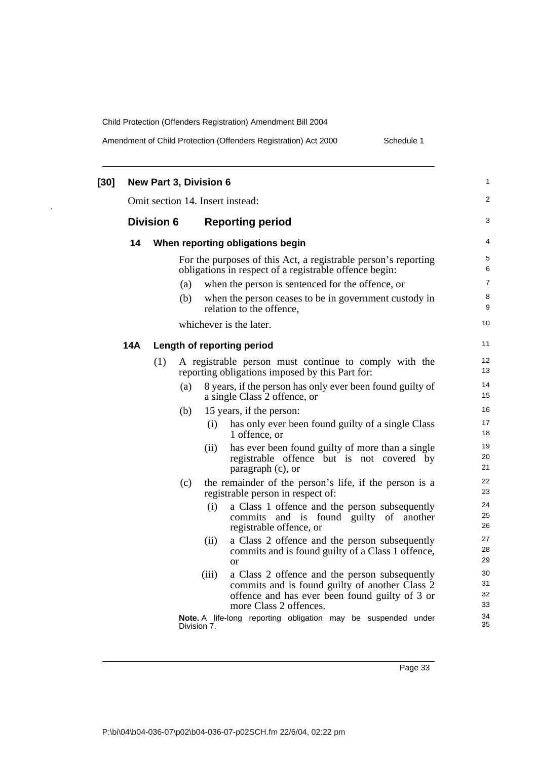**[30] New Part 3, Division 6**

Omit section 14. Insert instead:

## Division 6 Reporting period

### 14 When reporting obligations begin

For the purposes of this Act, a registrable person's reporting obligations in respect of a registrable offence begin:

(a) when the person is sentenced for the offence, or

(b) when the person ceases to be in government custody in relation to the offence,

whichever is the later.

### 14A Length of reporting period

(1) A registrable person must continue to comply with the reporting obligations imposed by this Part for:

(a) 8 years, if the person has only ever been found guilty of a single Class 2 offence, or

(b) 15 years, if the person:

(i) has only ever been found guilty of a single Class 1 offence, or

(ii) has ever been found guilty of more than a single registrable offence but is not covered by paragraph (c), or

(c) the remainder of the person's life, if the person is a registrable person in respect of:

(i) a Class 1 offence and the person subsequently commits and is found guilty of another registrable offence, or

(ii) a Class 2 offence and the person subsequently commits and is found guilty of a Class 1 offence, or

(iii) a Class 2 offence and the person subsequently commits and is found guilty of another Class 2 offence and has ever been found guilty of 3 or more Class 2 offences.

**Note.** A life-long reporting obligation may be suspended under Division 7.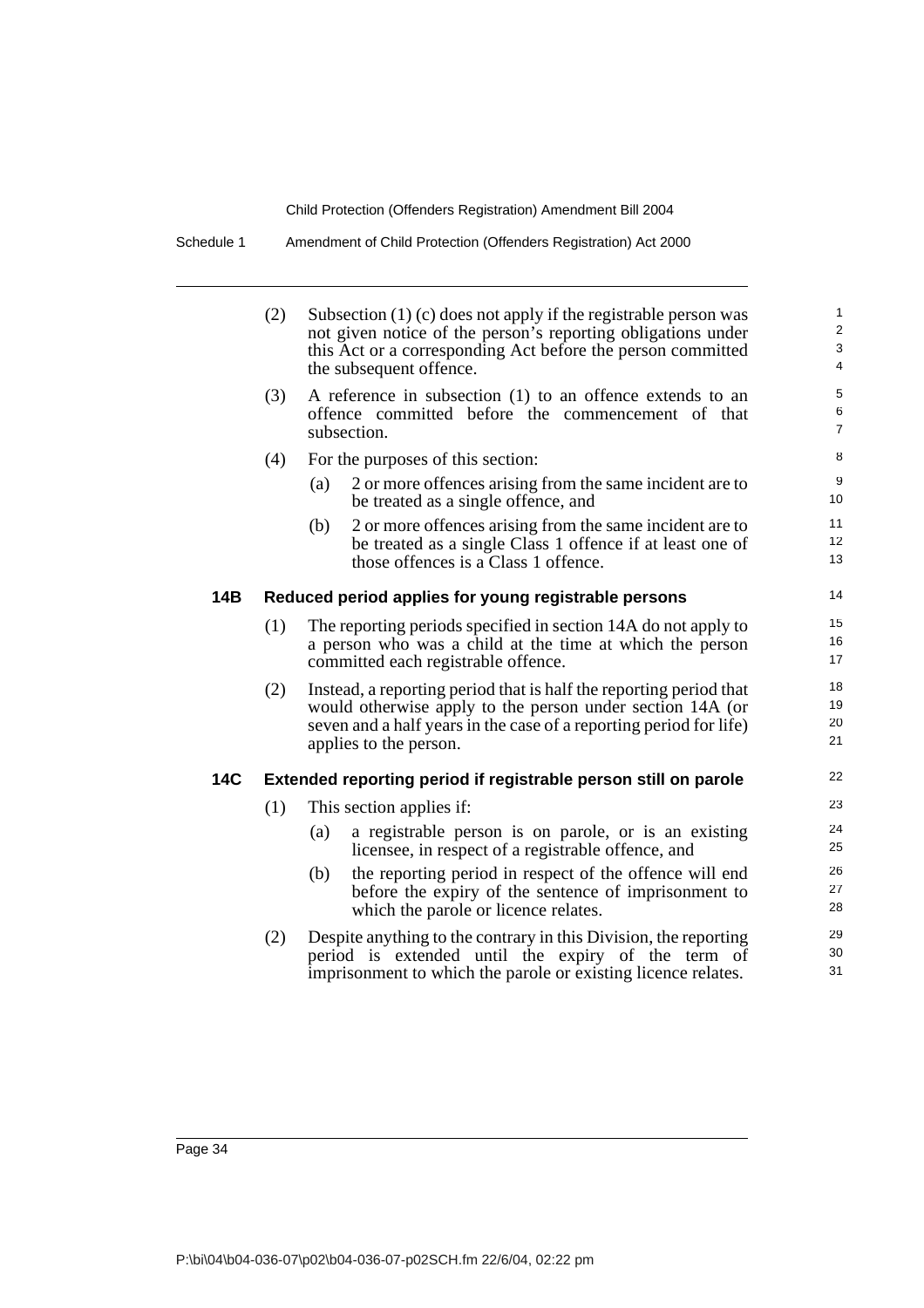(2) Subsection (1) (c) does not apply if the registrable person was not given notice of the person's reporting obligations under this Act or a corresponding Act before the person committed the subsequent offence.

(3) A reference in subsection (1) to an offence extends to an offence committed before the commencement of that subsection.

(4) For the purposes of this section:

(a) 2 or more offences arising from the same incident are to be treated as a single offence, and

(b) 2 or more offences arising from the same incident are to be treated as a single Class 1 offence if at least one of those offences is a Class 1 offence.

### 14B Reduced period applies for young registrable persons

(1) The reporting periods specified in section 14A do not apply to a person who was a child at the time at which the person committed each registrable offence.

(2) Instead, a reporting period that is half the reporting period that would otherwise apply to the person under section 14A (or seven and a half years in the case of a reporting period for life) applies to the person.

### 14C Extended reporting period if registrable person still on parole

(1) This section applies if:

(a) a registrable person is on parole, or is an existing licensee, in respect of a registrable offence, and

(b) the reporting period in respect of the offence will end before the expiry of the sentence of imprisonment to which the parole or licence relates.

(2) Despite anything to the contrary in this Division, the reporting period is extended until the expiry of the term of imprisonment to which the parole or existing licence relates.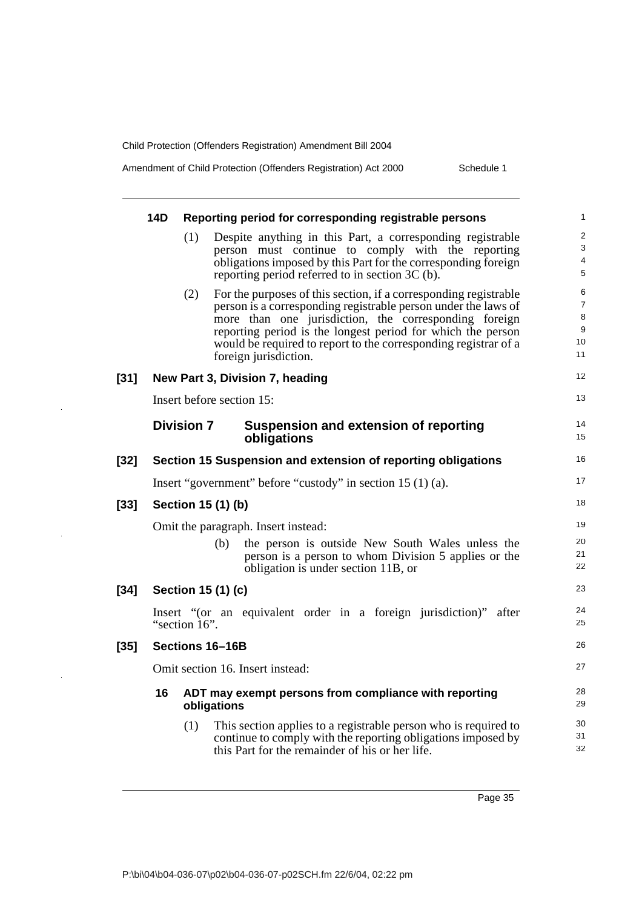### 14D Reporting period for corresponding registrable persons

(1) Despite anything in this Part, a corresponding registrable person must continue to comply with the reporting obligations imposed by this Part for the corresponding foreign reporting period referred to in section 3C (b).

(2) For the purposes of this section, if a corresponding registrable person is a corresponding registrable person under the laws of more than one jurisdiction, the corresponding foreign reporting period is the longest period for which the person would be required to report to the corresponding registrar of a foreign jurisdiction.

## [31] New Part 3, Division 7, heading

Insert before section 15:

### Division 7 Suspension and extension of reporting obligations

## [32] Section 15 Suspension and extension of reporting obligations

Insert "government" before "custody" in section 15 (1) (a).

## [33] Section 15 (1) (b)

Omit the paragraph. Insert instead:

(b) the person is outside New South Wales unless the person is a person to whom Division 5 applies or the obligation is under section 11B, or

## [34] Section 15 (1) (c)

Insert "(or an equivalent order in a foreign jurisdiction)" after "section 16".

## [35] Sections 16–16B

Omit section 16. Insert instead:

### 16 ADT may exempt persons from compliance with reporting obligations

(1) This section applies to a registrable person who is required to continue to comply with the reporting obligations imposed by this Part for the remainder of his or her life.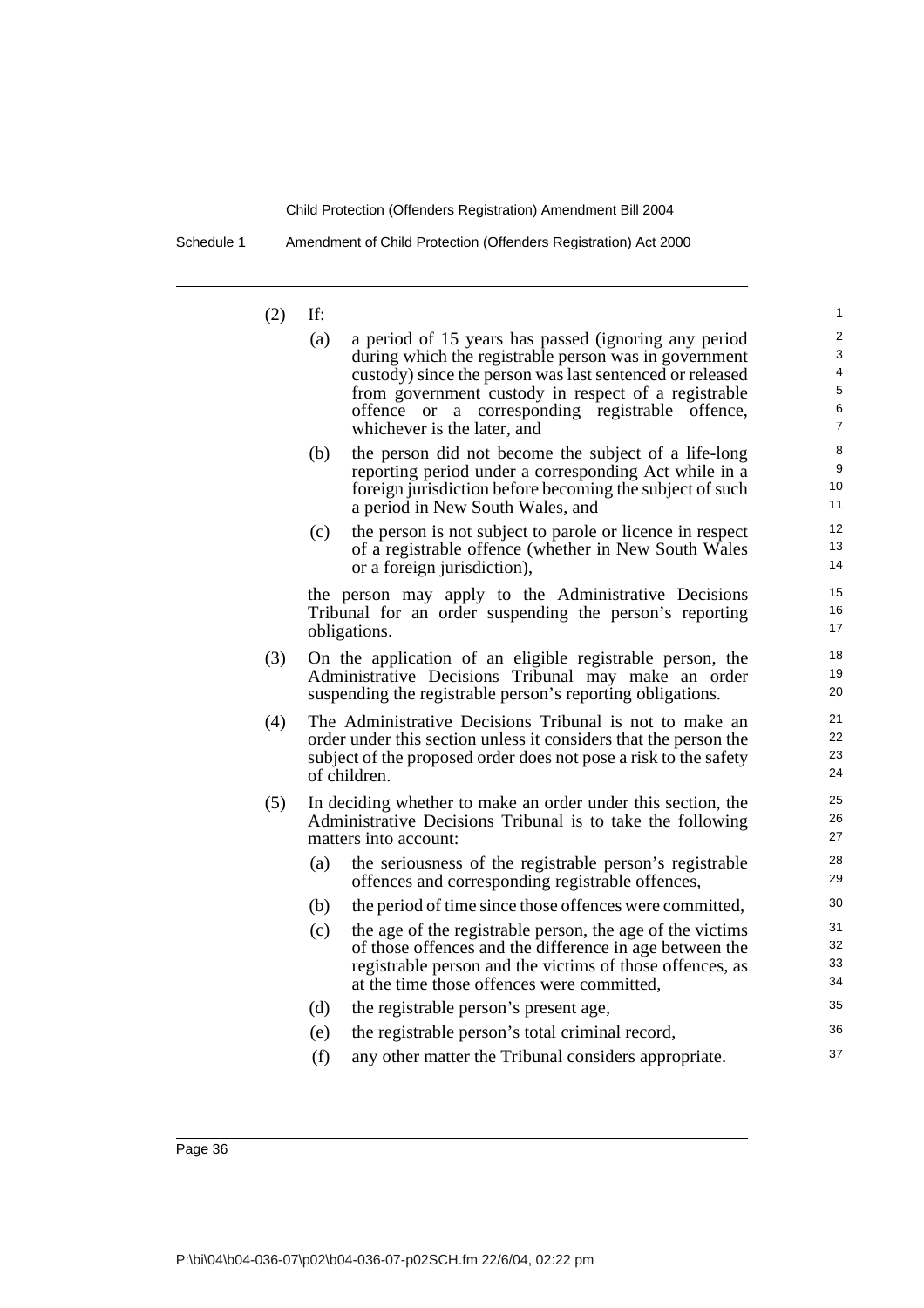(2) If:

   (a) a period of 15 years has passed (ignoring any period during which the registrable person was in government custody) since the person was last sentenced or released from government custody in respect of a registrable offence or a corresponding registrable offence, whichever is the later, and

   (b) the person did not become the subject of a life-long reporting period under a corresponding Act while in a foreign jurisdiction before becoming the subject of such a period in New South Wales, and

   (c) the person is not subject to parole or licence in respect of a registrable offence (whether in New South Wales or a foreign jurisdiction),

   the person may apply to the Administrative Decisions Tribunal for an order suspending the person's reporting obligations.

(3) On the application of an eligible registrable person, the Administrative Decisions Tribunal may make an order suspending the registrable person's reporting obligations.

(4) The Administrative Decisions Tribunal is not to make an order under this section unless it considers that the person the subject of the proposed order does not pose a risk to the safety of children.

(5) In deciding whether to make an order under this section, the Administrative Decisions Tribunal is to take the following matters into account:

   (a) the seriousness of the registrable person's registrable offences and corresponding registrable offences,

   (b) the period of time since those offences were committed,

   (c) the age of the registrable person, the age of the victims of those offences and the difference in age between the registrable person and the victims of those offences, as at the time those offences were committed,

   (d) the registrable person's present age,

   (e) the registrable person's total criminal record,

   (f) any other matter the Tribunal considers appropriate.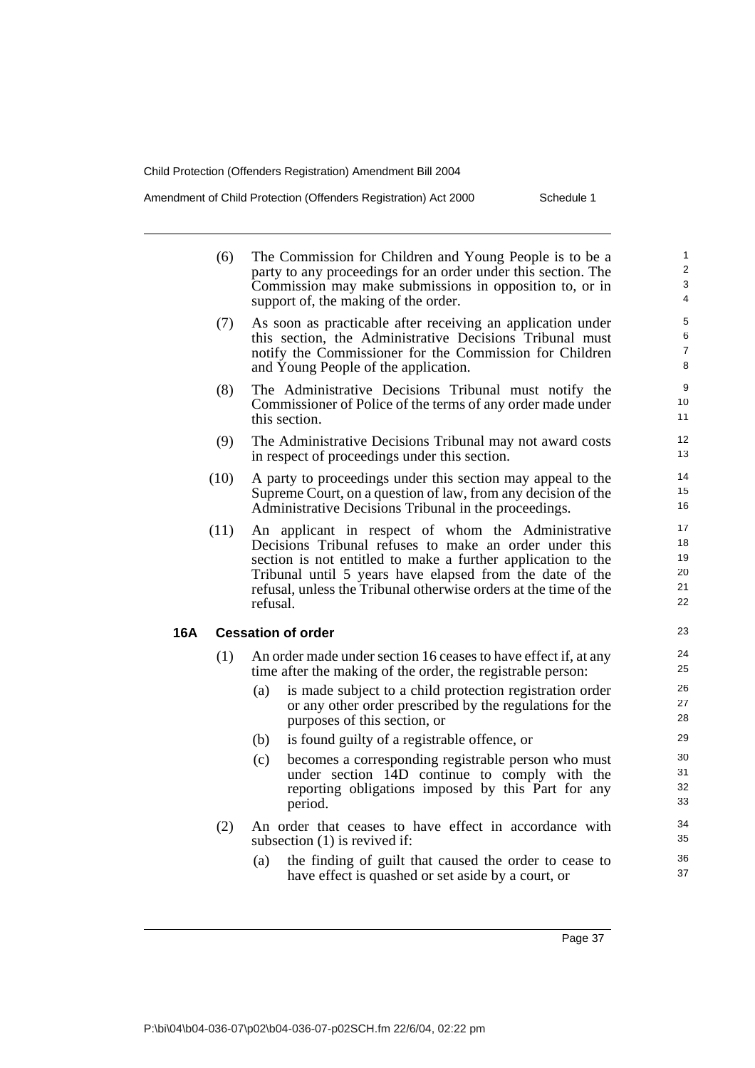(6) The Commission for Children and Young People is to be a party to any proceedings for an order under this section. The Commission may make submissions in opposition to, or in support of, the making of the order.

(7) As soon as practicable after receiving an application under this section, the Administrative Decisions Tribunal must notify the Commissioner for the Commission for Children and Young People of the application.

(8) The Administrative Decisions Tribunal must notify the Commissioner of Police of the terms of any order made under this section.

(9) The Administrative Decisions Tribunal may not award costs in respect of proceedings under this section.

(10) A party to proceedings under this section may appeal to the Supreme Court, on a question of law, from any decision of the Administrative Decisions Tribunal in the proceedings.

(11) An applicant in respect of whom the Administrative Decisions Tribunal refuses to make an order under this section is not entitled to make a further application to the Tribunal until 5 years have elapsed from the date of the refusal, unless the Tribunal otherwise orders at the time of the refusal.

### 16A Cessation of order

(1) An order made under section 16 ceases to have effect if, at any time after the making of the order, the registrable person:

- (a) is made subject to a child protection registration order or any other order prescribed by the regulations for the purposes of this section, or
- (b) is found guilty of a registrable offence, or
- (c) becomes a corresponding registrable person who must under section 14D continue to comply with the reporting obligations imposed by this Part for any period.

(2) An order that ceases to have effect in accordance with subsection (1) is revived if:

- (a) the finding of guilt that caused the order to cease to have effect is quashed or set aside by a court, or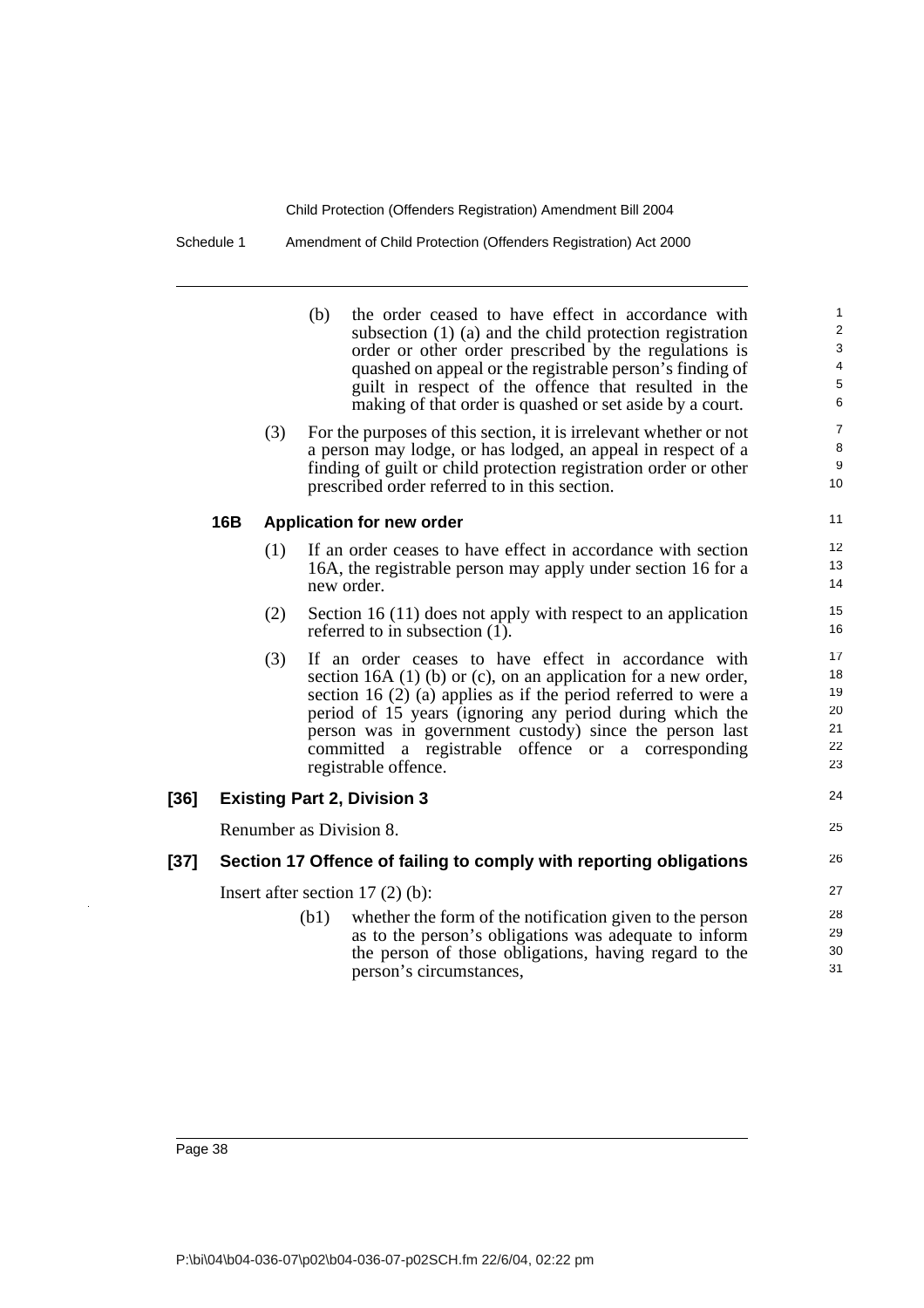(b) the order ceased to have effect in accordance with subsection (1) (a) and the child protection registration order or other order prescribed by the regulations is quashed on appeal or the registrable person's finding of guilt in respect of the offence that resulted in the making of that order is quashed or set aside by a court.

(3) For the purposes of this section, it is irrelevant whether or not a person may lodge, or has lodged, an appeal in respect of a finding of guilt or child protection registration order or other prescribed order referred to in this section.

**16B Application for new order**

(1) If an order ceases to have effect in accordance with section 16A, the registrable person may apply under section 16 for a new order.

(2) Section 16 (11) does not apply with respect to an application referred to in subsection (1).

(3) If an order ceases to have effect in accordance with section 16A (1) (b) or (c), on an application for a new order, section 16 (2) (a) applies as if the period referred to were a period of 15 years (ignoring any period during which the person was in government custody) since the person last committed a registrable offence or a corresponding registrable offence.

### [36] Existing Part 2, Division 3

Renumber as Division 8.

### [37] Section 17 Offence of failing to comply with reporting obligations

Insert after section 17 (2) (b):

(b1) whether the form of the notification given to the person as to the person's obligations was adequate to inform the person of those obligations, having regard to the person's circumstances,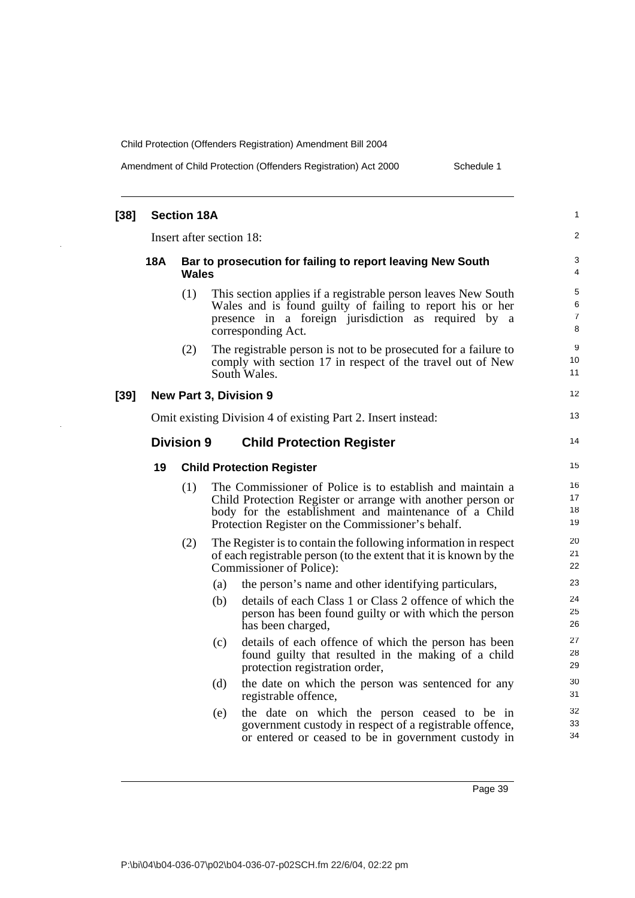**[38] Section 18A**

Insert after section 18:

**18A Bar to prosecution for failing to report leaving New South Wales**

(1) This section applies if a registrable person leaves New South Wales and is found guilty of failing to report his or her presence in a foreign jurisdiction as required by a corresponding Act.

(2) The registrable person is not to be prosecuted for a failure to comply with section 17 in respect of the travel out of New South Wales.

**[39] New Part 3, Division 9**

Omit existing Division 4 of existing Part 2. Insert instead:

## Division 9 Child Protection Register

**19 Child Protection Register**

(1) The Commissioner of Police is to establish and maintain a Child Protection Register or arrange with another person or body for the establishment and maintenance of a Child Protection Register on the Commissioner's behalf.

(2) The Register is to contain the following information in respect of each registrable person (to the extent that it is known by the Commissioner of Police):

(a) the person's name and other identifying particulars,

(b) details of each Class 1 or Class 2 offence of which the person has been found guilty or with which the person has been charged,

(c) details of each offence of which the person has been found guilty that resulted in the making of a child protection registration order,

(d) the date on which the person was sentenced for any registrable offence,

(e) the date on which the person ceased to be in government custody in respect of a registrable offence, or entered or ceased to be in government custody in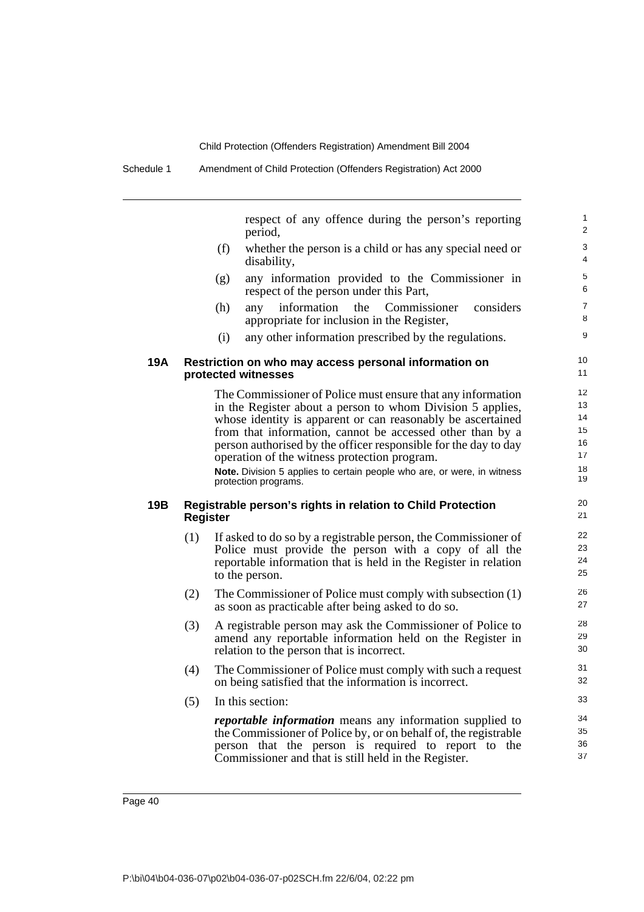respect of any offence during the person's reporting period,

(f) whether the person is a child or has any special need or disability,

(g) any information provided to the Commissioner in respect of the person under this Part,

(h) any information the Commissioner considers appropriate for inclusion in the Register,

(i) any other information prescribed by the regulations.

### 19A Restriction on who may access personal information on protected witnesses

The Commissioner of Police must ensure that any information in the Register about a person to whom Division 5 applies, whose identity is apparent or can reasonably be ascertained from that information, cannot be accessed other than by a person authorised by the officer responsible for the day to day operation of the witness protection program.

**Note.** Division 5 applies to certain people who are, or were, in witness protection programs.

### 19B Registrable person's rights in relation to Child Protection Register

(1) If asked to do so by a registrable person, the Commissioner of Police must provide the person with a copy of all the reportable information that is held in the Register in relation to the person.

(2) The Commissioner of Police must comply with subsection (1) as soon as practicable after being asked to do so.

(3) A registrable person may ask the Commissioner of Police to amend any reportable information held on the Register in relation to the person that is incorrect.

(4) The Commissioner of Police must comply with such a request on being satisfied that the information is incorrect.

(5) In this section:

***reportable information*** means any information supplied to the Commissioner of Police by, or on behalf of, the registrable person that the person is required to report to the Commissioner and that is still held in the Register.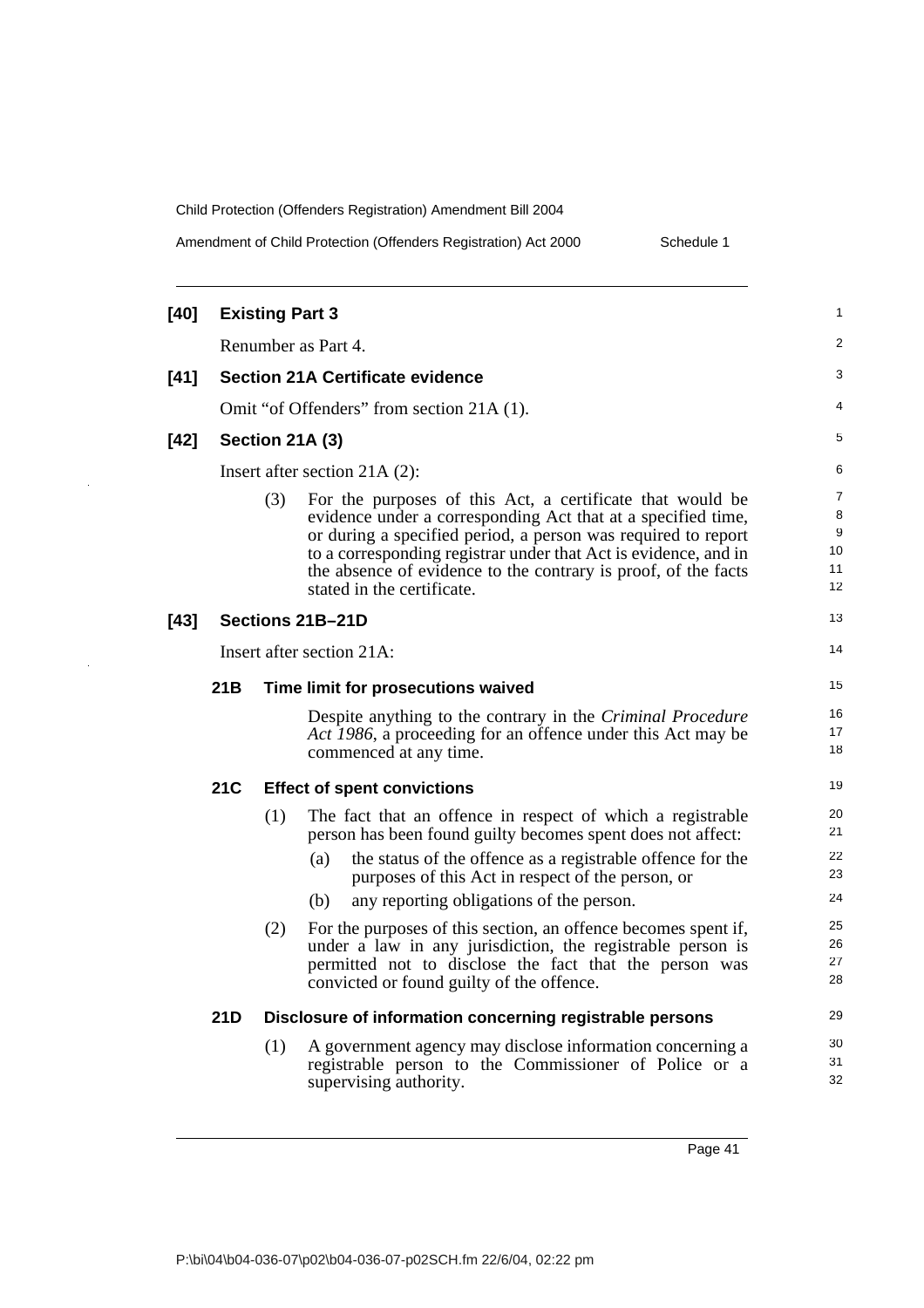**[40] Existing Part 3**

Renumber as Part 4.

**[41] Section 21A Certificate evidence**

Omit "of Offenders" from section 21A (1).

**[42] Section 21A (3)**

Insert after section 21A (2):

(3) For the purposes of this Act, a certificate that would be evidence under a corresponding Act that at a specified time, or during a specified period, a person was required to report to a corresponding registrar under that Act is evidence, and in the absence of evidence to the contrary is proof, of the facts stated in the certificate.

**[43] Sections 21B–21D**

Insert after section 21A:

**21B Time limit for prosecutions waived**

Despite anything to the contrary in the *Criminal Procedure Act 1986*, a proceeding for an offence under this Act may be commenced at any time.

**21C Effect of spent convictions**

(1) The fact that an offence in respect of which a registrable person has been found guilty becomes spent does not affect:

- (a) the status of the offence as a registrable offence for the purposes of this Act in respect of the person, or
- (b) any reporting obligations of the person.

(2) For the purposes of this section, an offence becomes spent if, under a law in any jurisdiction, the registrable person is permitted not to disclose the fact that the person was convicted or found guilty of the offence.

**21D Disclosure of information concerning registrable persons**

(1) A government agency may disclose information concerning a registrable person to the Commissioner of Police or a supervising authority.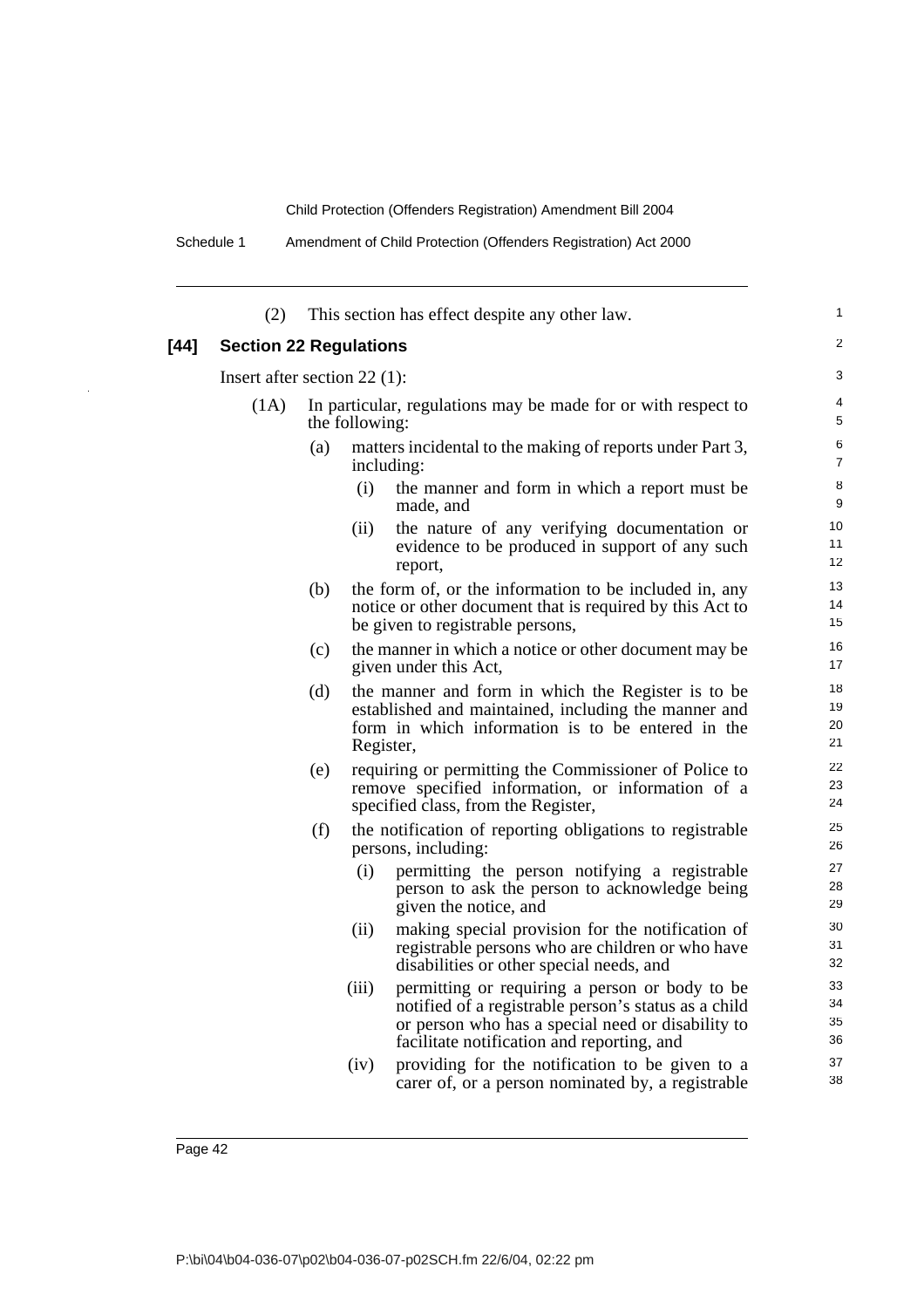(2) This section has effect despite any other law.

**[44] Section 22 Regulations**

Insert after section 22 (1):

(1A) In particular, regulations may be made for or with respect to the following:

(a) matters incidental to the making of reports under Part 3, including:

(i) the manner and form in which a report must be made, and

(ii) the nature of any verifying documentation or evidence to be produced in support of any such report,

(b) the form of, or the information to be included in, any notice or other document that is required by this Act to be given to registrable persons,

(c) the manner in which a notice or other document may be given under this Act,

(d) the manner and form in which the Register is to be established and maintained, including the manner and form in which information is to be entered in the Register,

(e) requiring or permitting the Commissioner of Police to remove specified information, or information of a specified class, from the Register,

(f) the notification of reporting obligations to registrable persons, including:

(i) permitting the person notifying a registrable person to ask the person to acknowledge being given the notice, and

(ii) making special provision for the notification of registrable persons who are children or who have disabilities or other special needs, and

(iii) permitting or requiring a person or body to be notified of a registrable person's status as a child or person who has a special need or disability to facilitate notification and reporting, and

(iv) providing for the notification to be given to a carer of, or a person nominated by, a registrable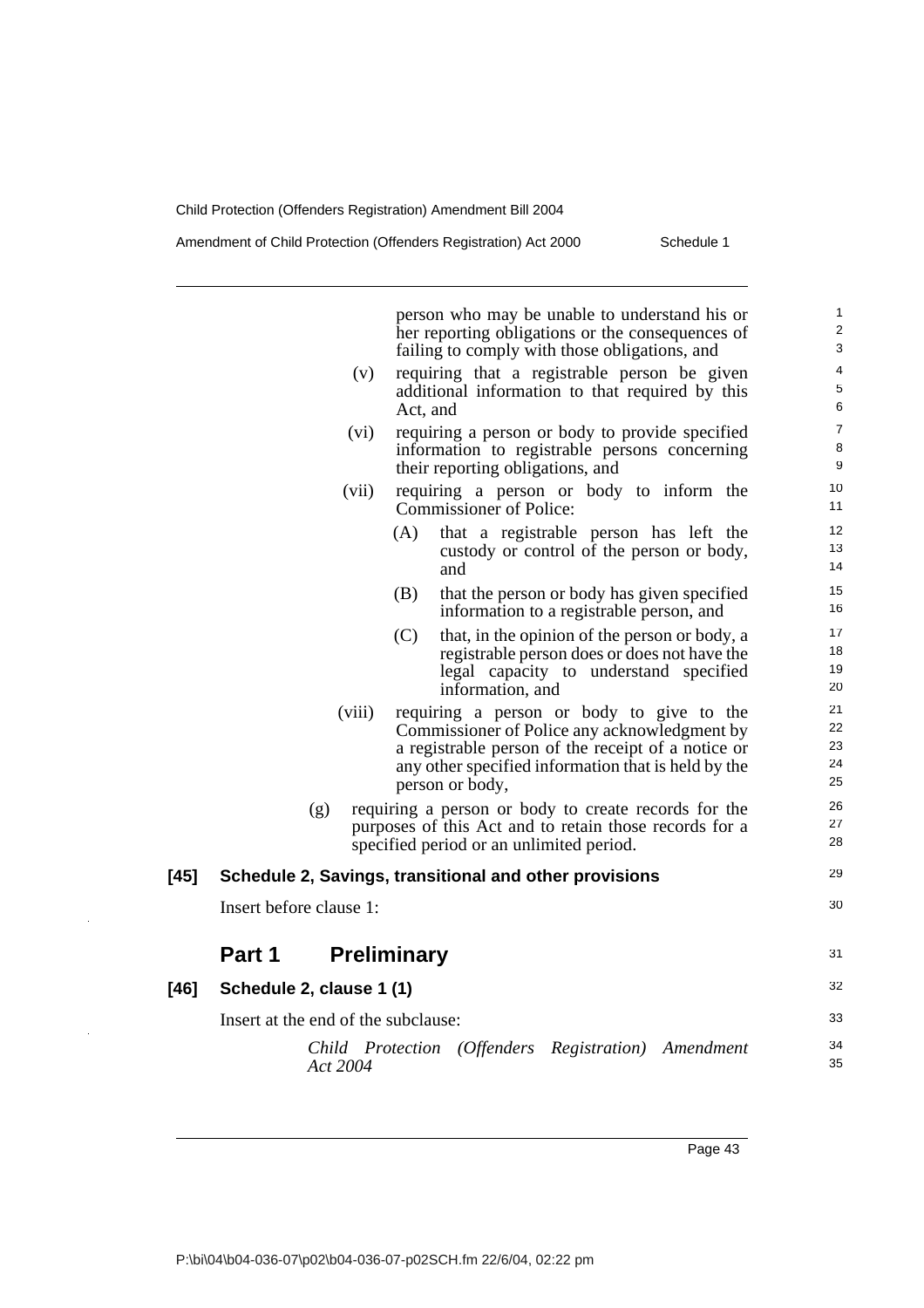person who may be unable to understand his or her reporting obligations or the consequences of failing to comply with those obligations, and

(v) requiring that a registrable person be given additional information to that required by this Act, and

(vi) requiring a person or body to provide specified information to registrable persons concerning their reporting obligations, and

(vii) requiring a person or body to inform the Commissioner of Police:

(A) that a registrable person has left the custody or control of the person or body, and

(B) that the person or body has given specified information to a registrable person, and

(C) that, in the opinion of the person or body, a registrable person does or does not have the legal capacity to understand specified information, and

(viii) requiring a person or body to give to the Commissioner of Police any acknowledgment by a registrable person of the receipt of a notice or any other specified information that is held by the person or body,

(g) requiring a person or body to create records for the purposes of this Act and to retain those records for a specified period or an unlimited period.

**[45] Schedule 2, Savings, transitional and other provisions**

Insert before clause 1:

## Part 1 Preliminary

**[46] Schedule 2, clause 1 (1)**

Insert at the end of the subclause:

*Child Protection (Offenders Registration) Amendment Act 2004*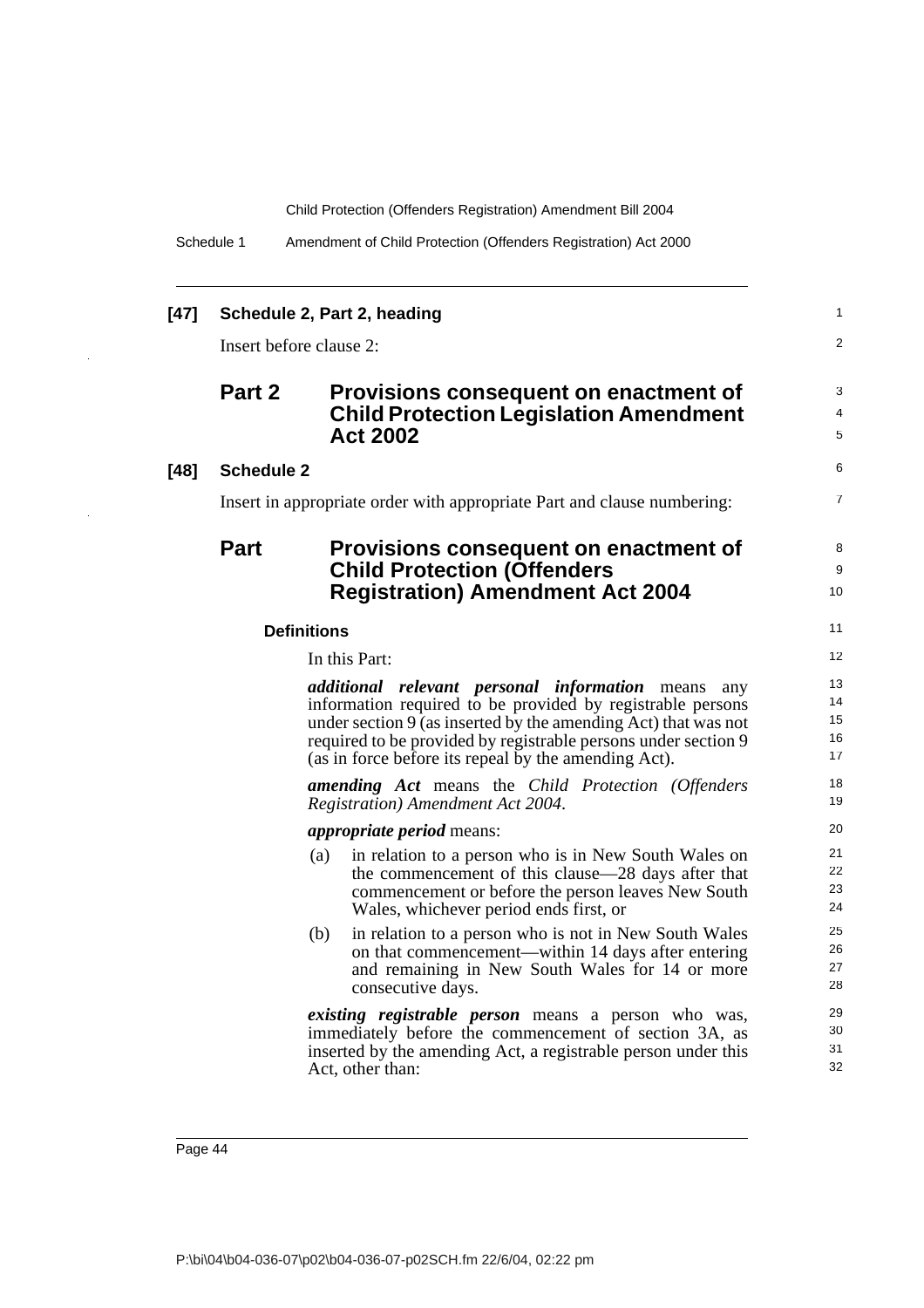**[47] Schedule 2, Part 2, heading**

Insert before clause 2:

## Part 2 Provisions consequent on enactment of Child Protection Legislation Amendment Act 2002

**[48] Schedule 2**

Insert in appropriate order with appropriate Part and clause numbering:

## Part Provisions consequent on enactment of Child Protection (Offenders Registration) Amendment Act 2004

**Definitions**

In this Part:

***additional relevant personal information*** means any information required to be provided by registrable persons under section 9 (as inserted by the amending Act) that was not required to be provided by registrable persons under section 9 (as in force before its repeal by the amending Act).

***amending Act*** means the *Child Protection (Offenders Registration) Amendment Act 2004*.

***appropriate period*** means:

(a) in relation to a person who is in New South Wales on the commencement of this clause—28 days after that commencement or before the person leaves New South Wales, whichever period ends first, or

(b) in relation to a person who is not in New South Wales on that commencement—within 14 days after entering and remaining in New South Wales for 14 or more consecutive days.

***existing registrable person*** means a person who was, immediately before the commencement of section 3A, as inserted by the amending Act, a registrable person under this Act, other than: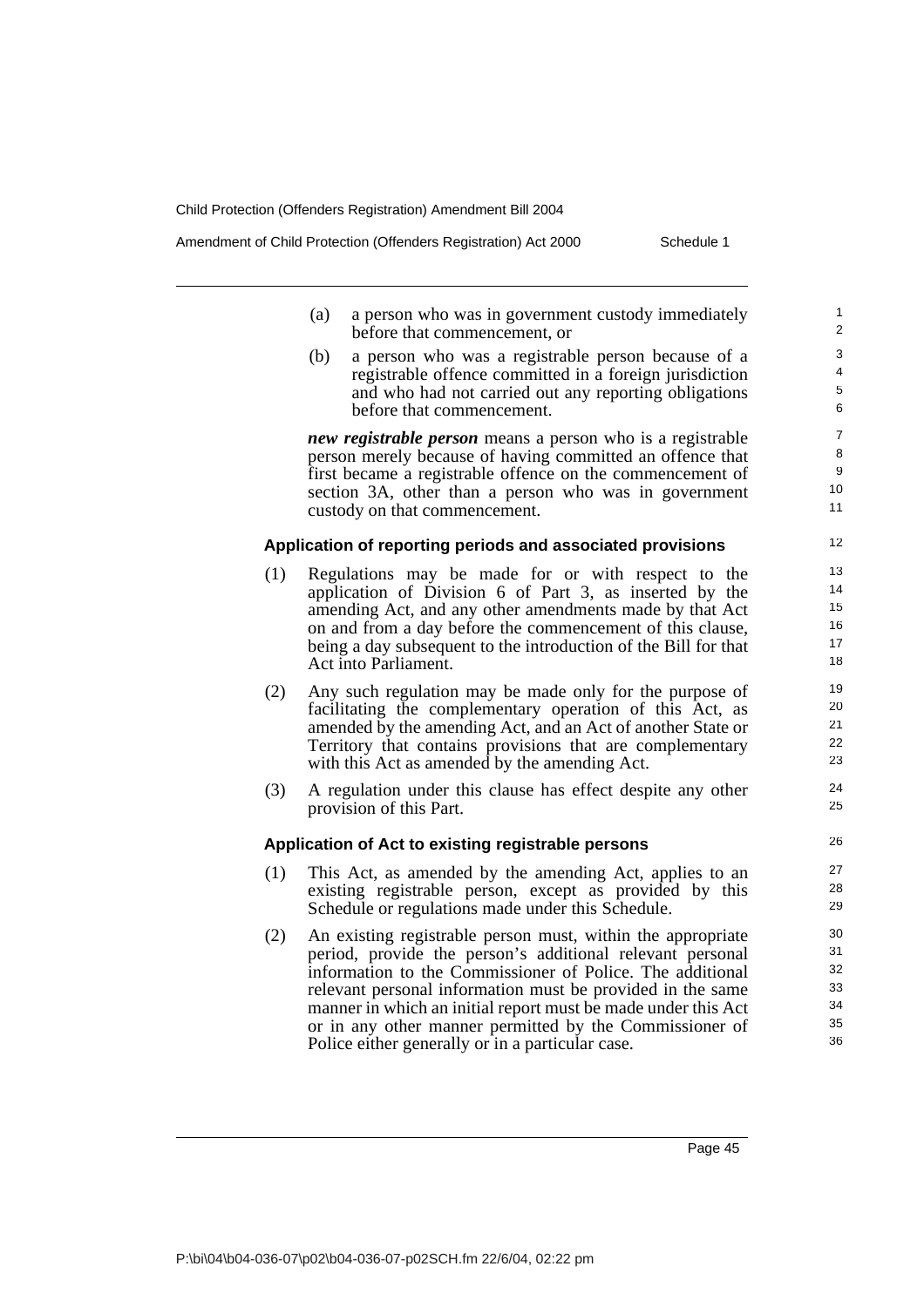(a) a person who was in government custody immediately before that commencement, or

(b) a person who was a registrable person because of a registrable offence committed in a foreign jurisdiction and who had not carried out any reporting obligations before that commencement.

***new registrable person*** means a person who is a registrable person merely because of having committed an offence that first became a registrable offence on the commencement of section 3A, other than a person who was in government custody on that commencement.

#### Application of reporting periods and associated provisions

(1) Regulations may be made for or with respect to the application of Division 6 of Part 3, as inserted by the amending Act, and any other amendments made by that Act on and from a day before the commencement of this clause, being a day subsequent to the introduction of the Bill for that Act into Parliament.

(2) Any such regulation may be made only for the purpose of facilitating the complementary operation of this Act, as amended by the amending Act, and an Act of another State or Territory that contains provisions that are complementary with this Act as amended by the amending Act.

(3) A regulation under this clause has effect despite any other provision of this Part.

#### Application of Act to existing registrable persons

(1) This Act, as amended by the amending Act, applies to an existing registrable person, except as provided by this Schedule or regulations made under this Schedule.

(2) An existing registrable person must, within the appropriate period, provide the person's additional relevant personal information to the Commissioner of Police. The additional relevant personal information must be provided in the same manner in which an initial report must be made under this Act or in any other manner permitted by the Commissioner of Police either generally or in a particular case.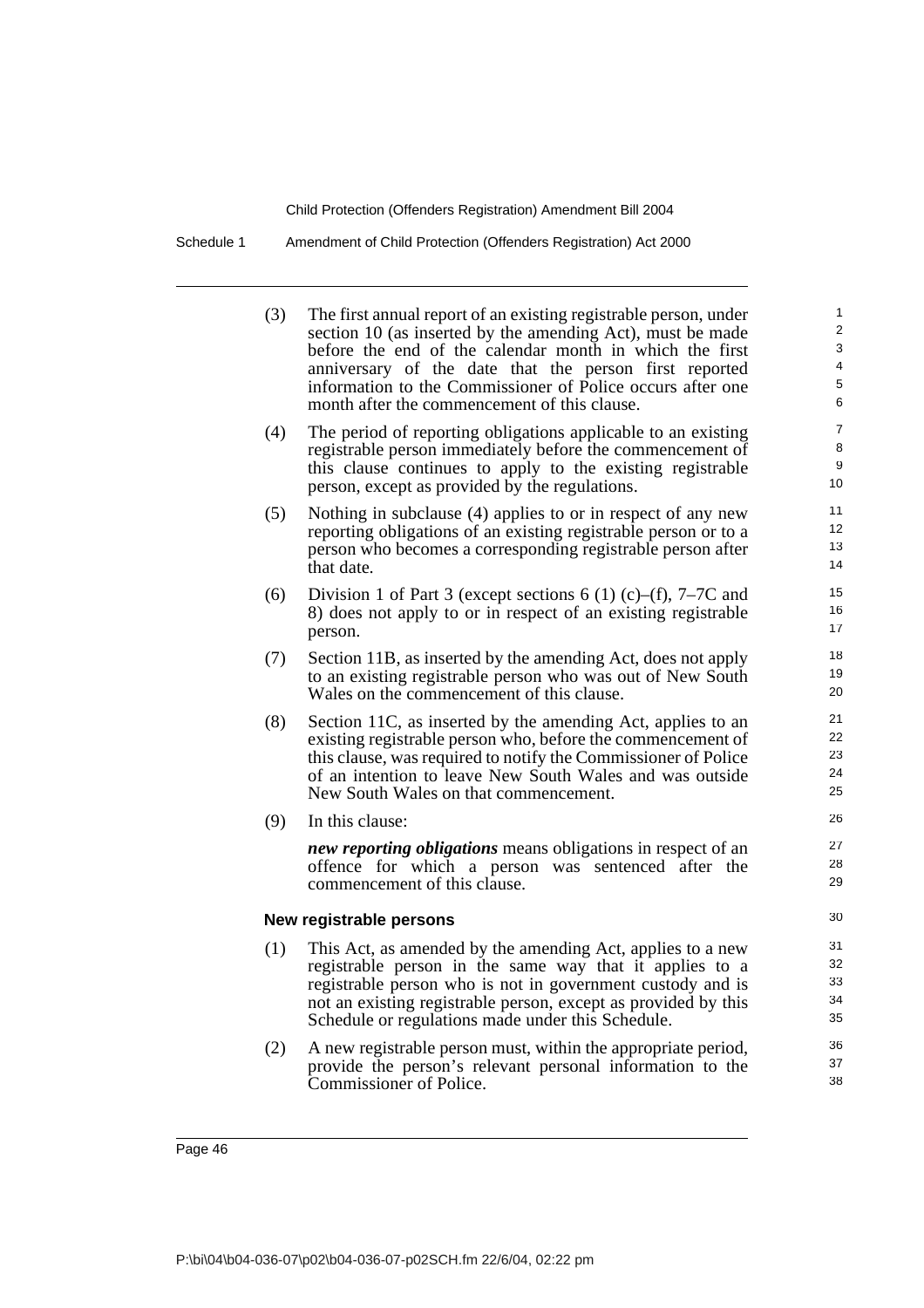(3) The first annual report of an existing registrable person, under section 10 (as inserted by the amending Act), must be made before the end of the calendar month in which the first anniversary of the date that the person first reported information to the Commissioner of Police occurs after one month after the commencement of this clause.

(4) The period of reporting obligations applicable to an existing registrable person immediately before the commencement of this clause continues to apply to the existing registrable person, except as provided by the regulations.

(5) Nothing in subclause (4) applies to or in respect of any new reporting obligations of an existing registrable person or to a person who becomes a corresponding registrable person after that date.

(6) Division 1 of Part 3 (except sections 6 (1) (c)–(f), 7–7C and 8) does not apply to or in respect of an existing registrable person.

(7) Section 11B, as inserted by the amending Act, does not apply to an existing registrable person who was out of New South Wales on the commencement of this clause.

(8) Section 11C, as inserted by the amending Act, applies to an existing registrable person who, before the commencement of this clause, was required to notify the Commissioner of Police of an intention to leave New South Wales and was outside New South Wales on that commencement.

(9) In this clause:

***new reporting obligations*** means obligations in respect of an offence for which a person was sentenced after the commencement of this clause.

**New registrable persons**

(1) This Act, as amended by the amending Act, applies to a new registrable person in the same way that it applies to a registrable person who is not in government custody and is not an existing registrable person, except as provided by this Schedule or regulations made under this Schedule.

(2) A new registrable person must, within the appropriate period, provide the person's relevant personal information to the Commissioner of Police.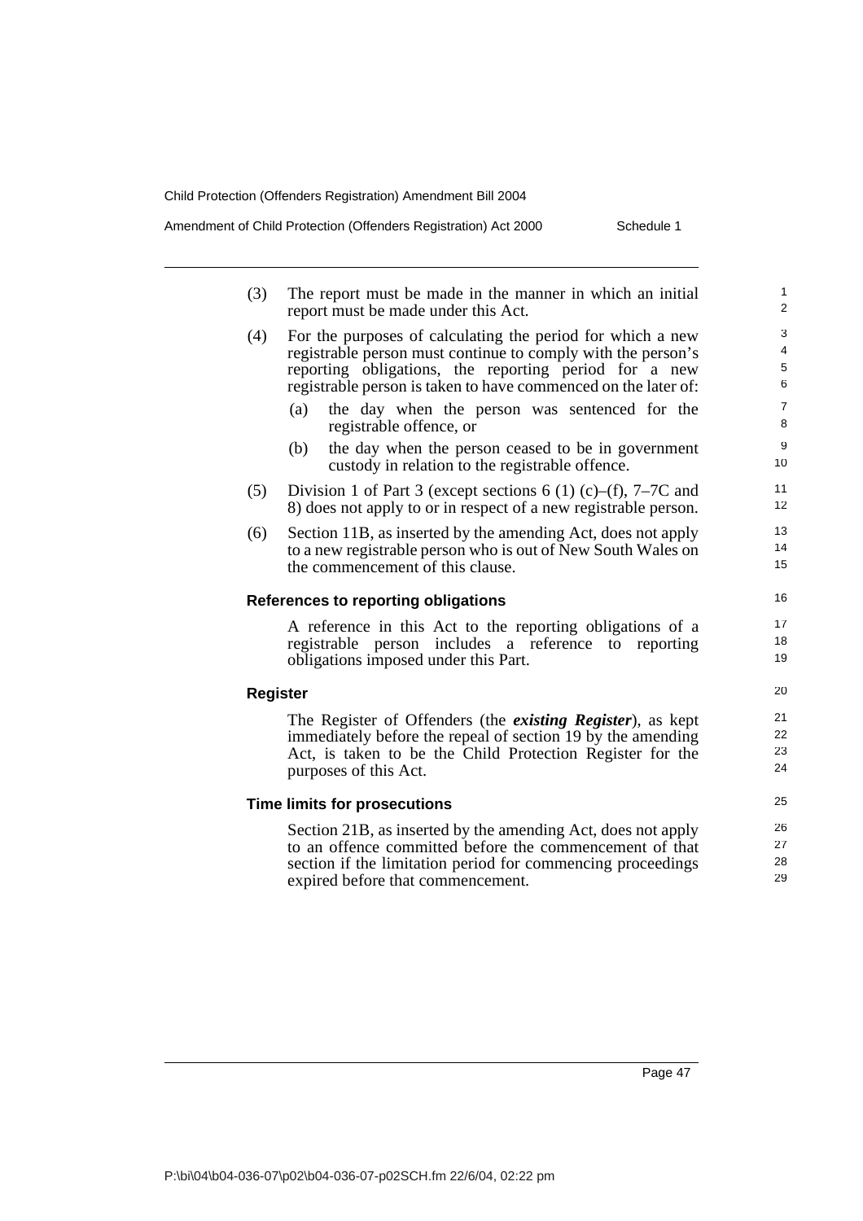(3) The report must be made in the manner in which an initial report must be made under this Act.

(4) For the purposes of calculating the period for which a new registrable person must continue to comply with the person's reporting obligations, the reporting period for a new registrable person is taken to have commenced on the later of:

(a) the day when the person was sentenced for the registrable offence, or

(b) the day when the person ceased to be in government custody in relation to the registrable offence.

(5) Division 1 of Part 3 (except sections 6 (1) (c)–(f), 7–7C and 8) does not apply to or in respect of a new registrable person.

(6) Section 11B, as inserted by the amending Act, does not apply to a new registrable person who is out of New South Wales on the commencement of this clause.

#### References to reporting obligations

A reference in this Act to the reporting obligations of a registrable person includes a reference to reporting obligations imposed under this Part.

#### Register

The Register of Offenders (the ***existing Register***), as kept immediately before the repeal of section 19 by the amending Act, is taken to be the Child Protection Register for the purposes of this Act.

#### Time limits for prosecutions

Section 21B, as inserted by the amending Act, does not apply to an offence committed before the commencement of that section if the limitation period for commencing proceedings expired before that commencement.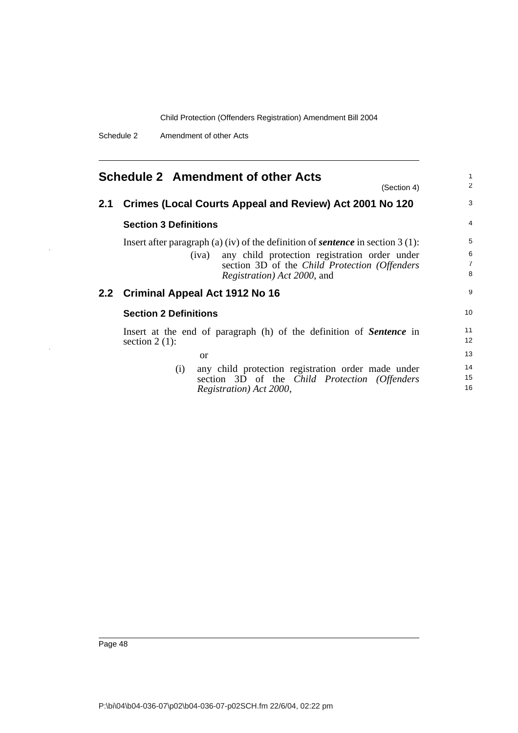## Schedule 2 Amendment of other Acts

(Section 4)

### 2.1 Crimes (Local Courts Appeal and Review) Act 2001 No 120

#### Section 3 Definitions

Insert after paragraph (a) (iv) of the definition of ***sentence*** in section 3 (1):

(iva) any child protection registration order under section 3D of the *Child Protection (Offenders Registration) Act 2000*, and

### 2.2 Criminal Appeal Act 1912 No 16

#### Section 2 Definitions

Insert at the end of paragraph (h) of the definition of ***Sentence*** in section 2 (1):

or

(i) any child protection registration order made under section 3D of the *Child Protection (Offenders Registration) Act 2000*,